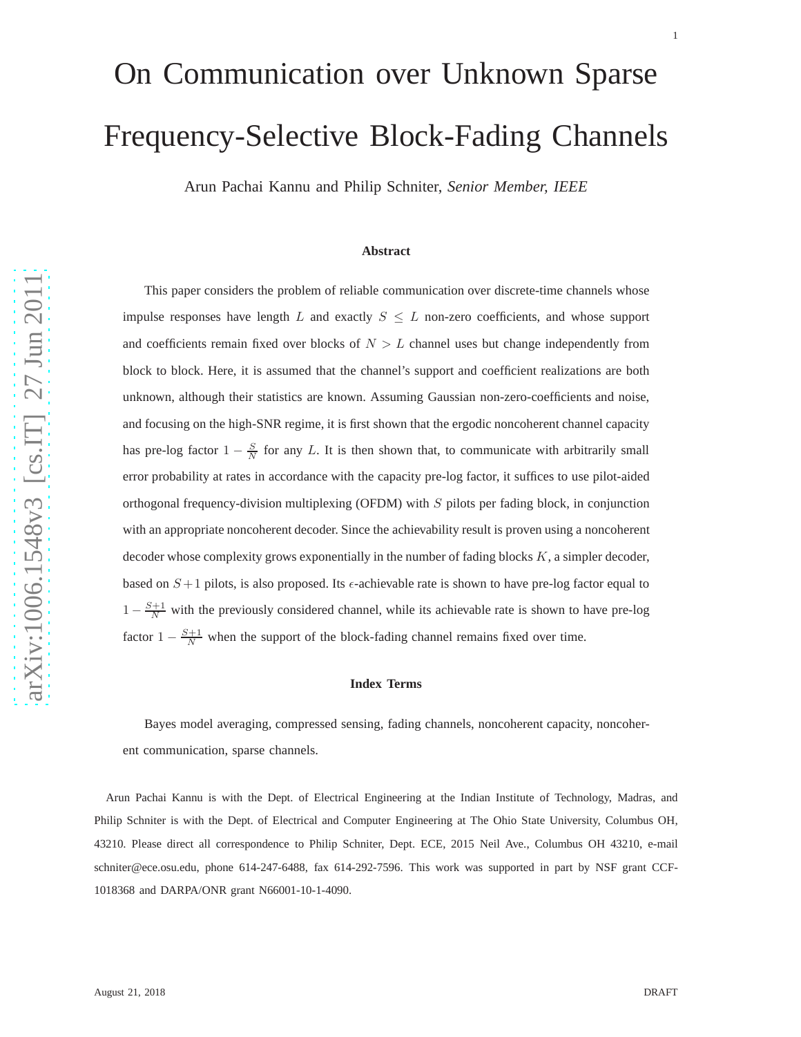# On Communication over Unknown Sparse Frequency-Selective Block-Fading Channels

Arun Pachai Kannu and Philip Schniter, *Senior Member, IEEE*

### Abstract

This paper considers the problem of reliable communication over discrete-time channels whose impulse responses have length $L$ and exactly $S \leq L$ non-zero coefficients, and whose support and coefficients remain fixed over blocks of $N > L$ channel uses but change independently from block to block. Here, it is assumed that the channel's support and coefficient realizations are both unknown, although their statistics are known. Assuming Gaussian non-zero-coefficients and noise, and focusing on the high-SNR regime, it is first shown that the ergodic noncoherent channel capacity has pre-log factor $1 - \frac{S}{N}$ for any $L$. It is then shown that, to communicate with arbitrarily small error probability at rates in accordance with the capacity pre-log factor, it suffices to use pilot-aided orthogonal frequency-division multiplexing (OFDM) with $S$ pilots per fading block, in conjunction with an appropriate noncoherent decoder. Since the achievability result is proven using a noncoherent decoder whose complexity grows exponentially in the number of fading blocks $K$, a simpler decoder, based on $S+1$ pilots, is also proposed. Its $\epsilon$-achievable rate is shown to have pre-log factor equal to $1 - \frac{S+1}{N}$ with the previously considered channel, while its achievable rate is shown to have pre-log factor $1 - \frac{S+1}{N}$ when the support of the block-fading channel remains fixed over time.

### Index Terms

Bayes model averaging, compressed sensing, fading channels, noncoherent capacity, noncoherent communication, sparse channels.

Arun Pachai Kannu is with the Dept. of Electrical Engineering at the Indian Institute of Technology, Madras, and Philip Schniter is with the Dept. of Electrical and Computer Engineering at The Ohio State University, Columbus OH, 43210. Please direct all correspondence to Philip Schniter, Dept. ECE, 2015 Neil Ave., Columbus OH 43210, e-mail schniter@ece.osu.edu, phone 614-247-6488, fax 614-292-7596. This work was supported in part by NSF grant CCF-1018368 and DARPA/ONR grant N66001-10-1-4090.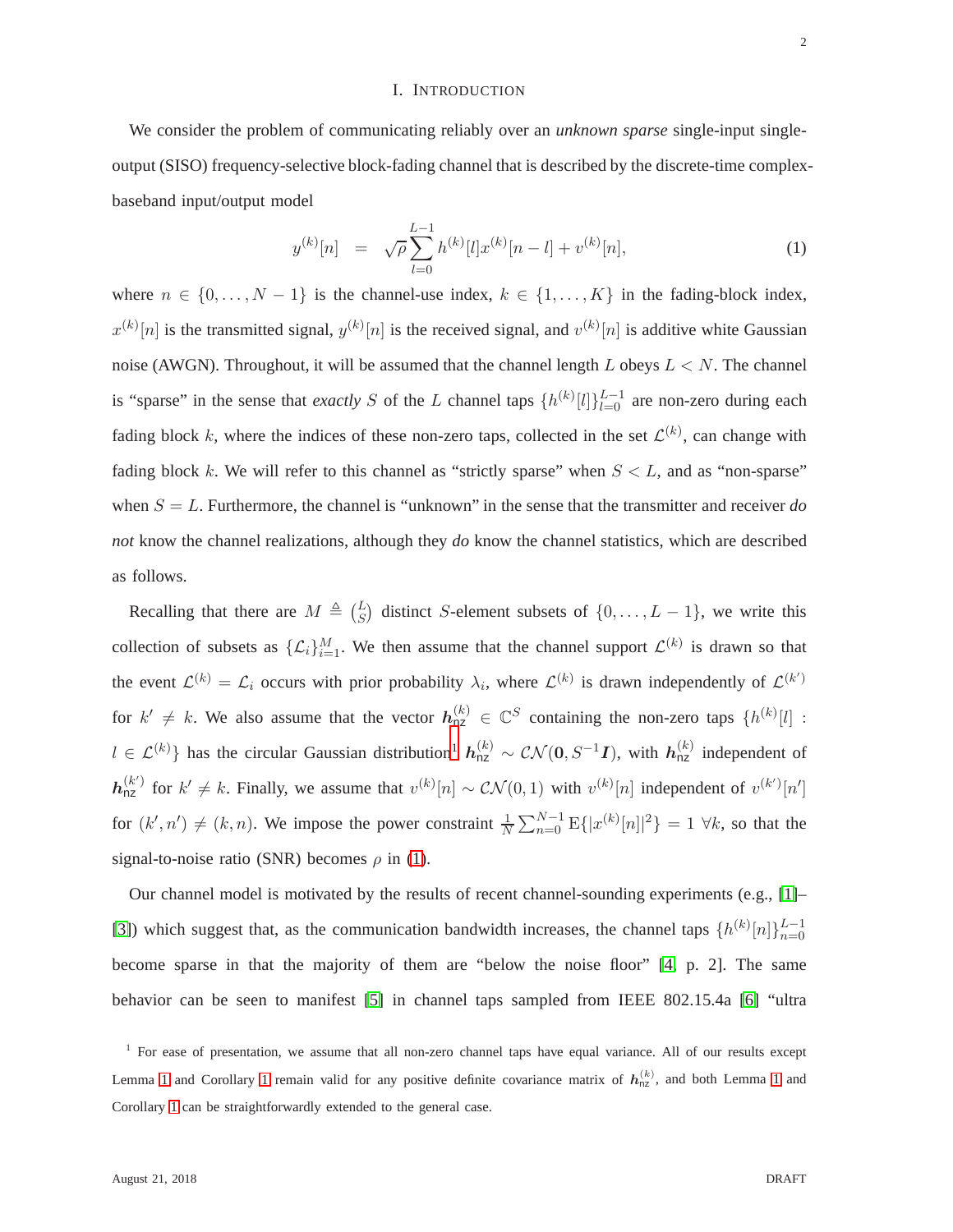# I. Introduction

We consider the problem of communicating reliably over an *unknown sparse* single-input single-output (SISO) frequency-selective block-fading channel that is described by the discrete-time complex-baseband input/output model

$$y^{(k)}[n] \;=\; \sqrt{\rho}\sum_{l=0}^{L-1} h^{(k)}[l]x^{(k)}[n-l] + v^{(k)}[n], \tag{1}$$

where $n \in \{0,\ldots,N-1\}$ is the channel-use index, $k \in \{1,\ldots,K\}$ in the fading-block index, $x^{(k)}[n]$ is the transmitted signal, $y^{(k)}[n]$ is the received signal, and $v^{(k)}[n]$ is additive white Gaussian noise (AWGN). Throughout, it will be assumed that the channel length $L$ obeys $L < N$. The channel is "sparse" in the sense that *exactly* $S$ of the $L$ channel taps $\{h^{(k)}[l]\}_{l=0}^{L-1}$ are non-zero during each fading block $k$, where the indices of these non-zero taps, collected in the set $\mathcal{L}^{(k)}$, can change with fading block $k$. We will refer to this channel as "strictly sparse" when $S < L$, and as "non-sparse" when $S = L$. Furthermore, the channel is "unknown" in the sense that the transmitter and receiver *do not* know the channel realizations, although they *do* know the channel statistics, which are described as follows.

Recalling that there are $M \triangleq \binom{L}{S}$ distinct $S$-element subsets of $\{0,\ldots,L-1\}$, we write this collection of subsets as $\{\mathcal{L}_i\}_{i=1}^{M}$. We then assume that the channel support $\mathcal{L}^{(k)}$ is drawn so that the event $\mathcal{L}^{(k)} = \mathcal{L}_i$ occurs with prior probability $\lambda_i$, where $\mathcal{L}^{(k)}$ is drawn independently of $\mathcal{L}^{(k')}$ for $k' \neq k$. We also assume that the vector $\boldsymbol{h}_{\mathsf{nz}}^{(k)} \in \mathbb{C}^S$ containing the non-zero taps $\{h^{(k)}[l] : l \in \mathcal{L}^{(k)}\}$ has the circular Gaussian distribution[1] $\boldsymbol{h}_{\mathsf{nz}}^{(k)} \sim \mathcal{CN}(\boldsymbol{0}, S^{-1}\boldsymbol{I})$, with $\boldsymbol{h}_{\mathsf{nz}}^{(k)}$ independent of $\boldsymbol{h}_{\mathsf{nz}}^{(k')}$ for $k' \neq k$. Finally, we assume that $v^{(k)}[n] \sim \mathcal{CN}(0,1)$ with $v^{(k)}[n]$ independent of $v^{(k')}[n']$ for $(k',n') \neq (k,n)$. We impose the power constraint $\frac{1}{N}\sum_{n=0}^{N-1} \mathrm{E}\{|x^{(k)}[n]|^2\} = 1 \;\forall k$, so that the signal-to-noise ratio (SNR) becomes $\rho$ in (1).

Our channel model is motivated by the results of recent channel-sounding experiments (e.g., [1]–[3]) which suggest that, as the communication bandwidth increases, the channel taps $\{h^{(k)}[n]\}_{n=0}^{L-1}$ become sparse in that the majority of them are "below the noise floor" [4, p. 2]. The same behavior can be seen to manifest [5] in channel taps sampled from IEEE 802.15.4a [6] "ultra

[1] For ease of presentation, we assume that all non-zero channel taps have equal variance. All of our results except Lemma 1 and Corollary 1 remain valid for any positive definite covariance matrix of $\boldsymbol{h}_{\mathsf{nz}}^{(k)}$, and both Lemma 1 and Corollary 1 can be straightforwardly extended to the general case.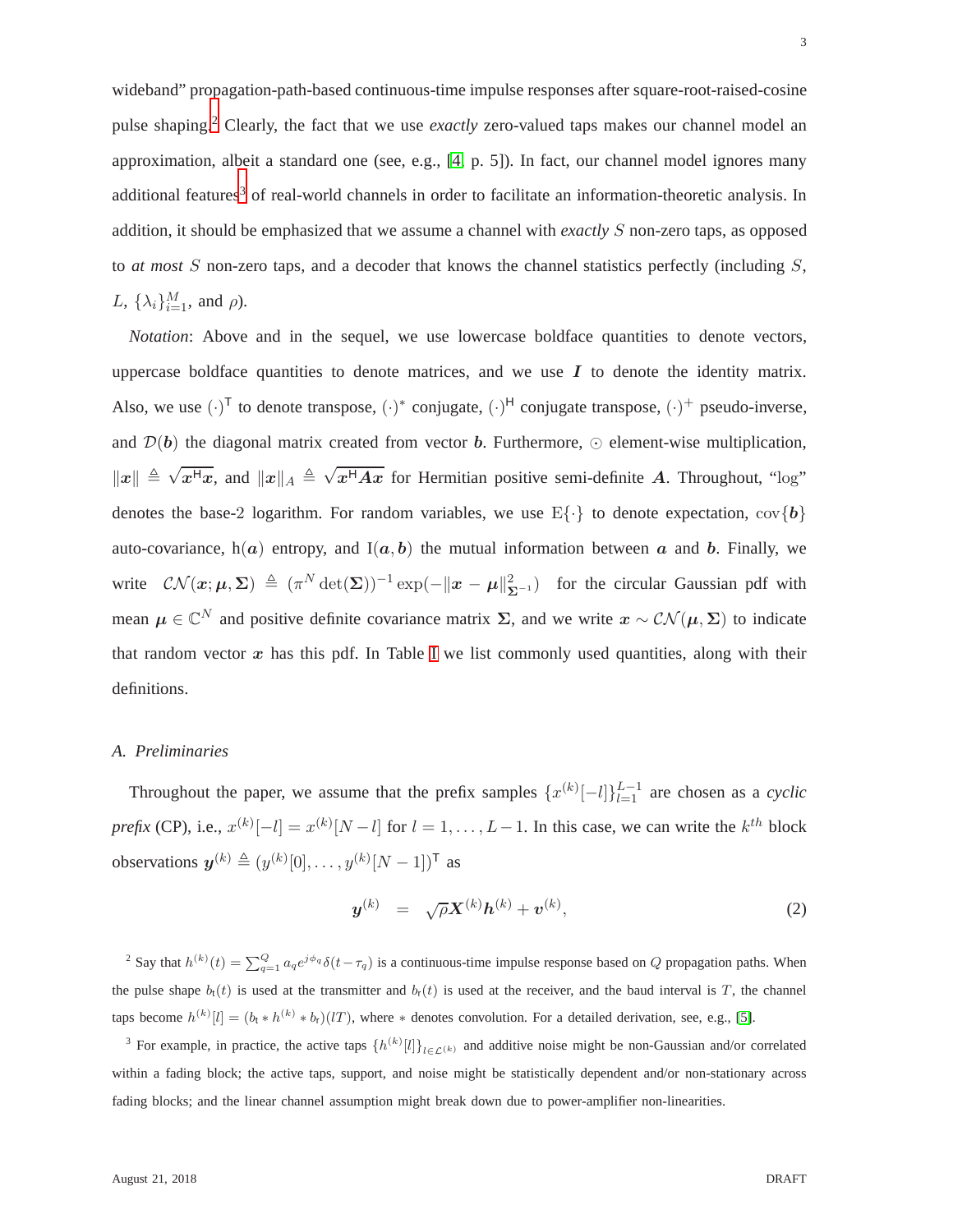wideband" propagation-path-based continuous-time impulse responses after square-root-raised-cosine pulse shaping.[2] Clearly, the fact that we use *exactly* zero-valued taps makes our channel model an approximation, albeit a standard one (see, e.g., [4, p. 5]). In fact, our channel model ignores many additional features[3] of real-world channels in order to facilitate an information-theoretic analysis. In addition, it should be emphasized that we assume a channel with *exactly* $S$ non-zero taps, as opposed to *at most* $S$ non-zero taps, and a decoder that knows the channel statistics perfectly (including $S$, $L$, $\{\lambda_i\}_{i=1}^{M}$, and $\rho$).

*Notation*: Above and in the sequel, we use lowercase boldface quantities to denote vectors, uppercase boldface quantities to denote matrices, and we use $\boldsymbol{I}$ to denote the identity matrix. Also, we use $(\cdot)^{\mathsf{T}}$ to denote transpose, $(\cdot)^*$ conjugate, $(\cdot)^{\mathsf{H}}$ conjugate transpose, $(\cdot)^+$ pseudo-inverse, and $\mathcal{D}(\boldsymbol{b})$ the diagonal matrix created from vector $\boldsymbol{b}$. Furthermore, $\odot$ element-wise multiplication, $\|\boldsymbol{x}\| \triangleq \sqrt{\boldsymbol{x}^{\mathsf{H}}\boldsymbol{x}}$, and $\|\boldsymbol{x}\|_A \triangleq \sqrt{\boldsymbol{x}^{\mathsf{H}}\boldsymbol{A}\boldsymbol{x}}$ for Hermitian positive semi-definite $\boldsymbol{A}$. Throughout, "log" denotes the base-2 logarithm. For random variables, we use $\mathrm{E}\{\cdot\}$ to denote expectation, $\mathrm{cov}\{\boldsymbol{b}\}$ auto-covariance, $\mathrm{h}(\boldsymbol{a})$ entropy, and $\mathrm{I}(\boldsymbol{a}, \boldsymbol{b})$ the mutual information between $\boldsymbol{a}$ and $\boldsymbol{b}$. Finally, we write $\mathcal{CN}(\boldsymbol{x}; \boldsymbol{\mu}, \boldsymbol{\Sigma}) \triangleq (\pi^N \det(\boldsymbol{\Sigma}))^{-1} \exp(-\|\boldsymbol{x} - \boldsymbol{\mu}\|^2_{\boldsymbol{\Sigma}^{-1}})$ for the circular Gaussian pdf with mean $\boldsymbol{\mu} \in \mathbb{C}^N$ and positive definite covariance matrix $\boldsymbol{\Sigma}$, and we write $\boldsymbol{x} \sim \mathcal{CN}(\boldsymbol{\mu}, \boldsymbol{\Sigma})$ to indicate that random vector $\boldsymbol{x}$ has this pdf. In Table I we list commonly used quantities, along with their definitions.

### A. Preliminaries

Throughout the paper, we assume that the prefix samples $\{x^{(k)}[-l]\}_{l=1}^{L-1}$ are chosen as a *cyclic prefix* (CP), i.e., $x^{(k)}[-l] = x^{(k)}[N-l]$ for $l = 1, \ldots, L-1$. In this case, we can write the $k^{th}$ block observations $\boldsymbol{y}^{(k)} \triangleq (y^{(k)}[0], \ldots, y^{(k)}[N-1])^{\mathsf{T}}$ as

$$\boldsymbol{y}^{(k)} = \sqrt{\rho}\boldsymbol{X}^{(k)}\boldsymbol{h}^{(k)} + \boldsymbol{v}^{(k)}, \tag{2}$$

[2] Say that $h^{(k)}(t) = \sum_{q=1}^{Q} a_q e^{j\phi_q}\delta(t - \tau_q)$ is a continuous-time impulse response based on $Q$ propagation paths. When the pulse shape $b_{\mathsf{t}}(t)$ is used at the transmitter and $b_{\mathsf{r}}(t)$ is used at the receiver, and the baud interval is $T$, the channel taps become $h^{(k)}[l] = (b_{\mathsf{t}} * h^{(k)} * b_{\mathsf{r}})(lT)$, where $*$ denotes convolution. For a detailed derivation, see, e.g., [5].

[3] For example, in practice, the active taps $\{h^{(k)}[l]\}_{l \in \mathcal{L}^{(k)}}$ and additive noise might be non-Gaussian and/or correlated within a fading block; the active taps, support, and noise might be statistically dependent and/or non-stationary across fading blocks; and the linear channel assumption might break down due to power-amplifier non-linearities.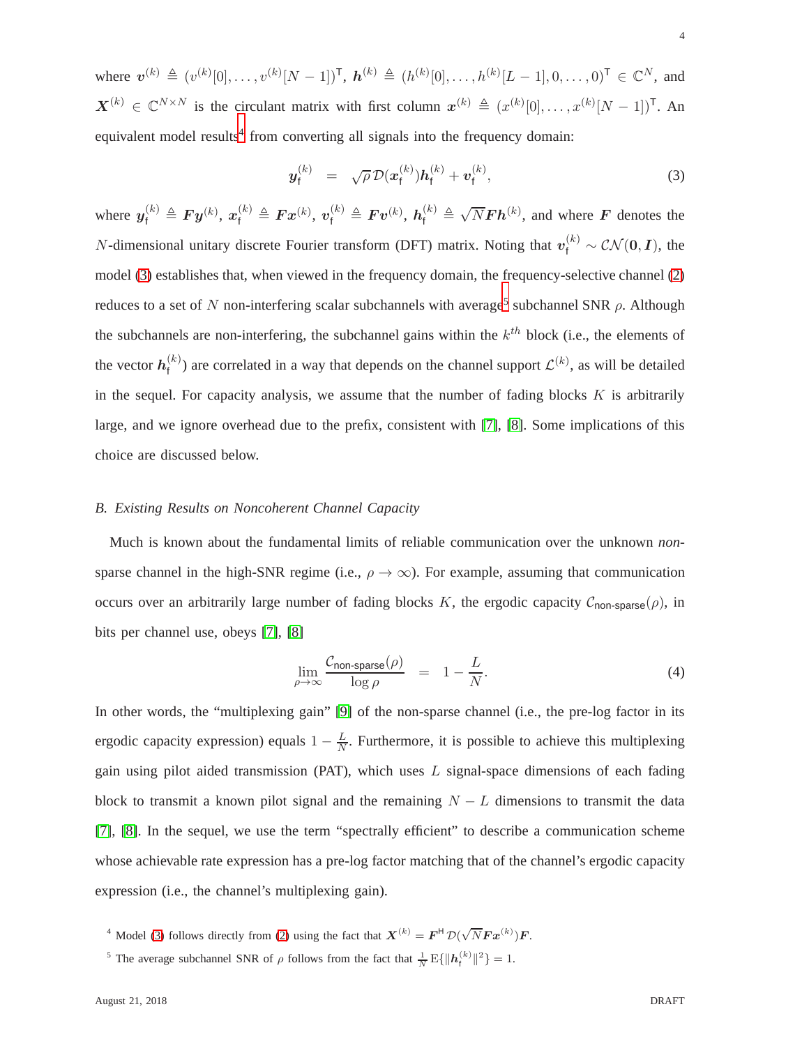where $\boldsymbol{v}^{(k)} \triangleq (v^{(k)}[0], \ldots, v^{(k)}[N-1])^{\mathsf{T}}$, $\boldsymbol{h}^{(k)} \triangleq (h^{(k)}[0], \ldots, h^{(k)}[L-1], 0, \ldots, 0)^{\mathsf{T}} \in \mathbb{C}^N$, and $\boldsymbol{X}^{(k)} \in \mathbb{C}^{N \times N}$ is the circulant matrix with first column $\boldsymbol{x}^{(k)} \triangleq (x^{(k)}[0], \ldots, x^{(k)}[N-1])^{\mathsf{T}}$. An equivalent model results[4] from converting all signals into the frequency domain:

$$\boldsymbol{y}_{\mathsf{f}}^{(k)} = \sqrt{\rho}\,\mathcal{D}(\boldsymbol{x}_{\mathsf{f}}^{(k)})\boldsymbol{h}_{\mathsf{f}}^{(k)} + \boldsymbol{v}_{\mathsf{f}}^{(k)}, \tag{3}$$

where $\boldsymbol{y}_{\mathsf{f}}^{(k)} \triangleq \boldsymbol{F}\boldsymbol{y}^{(k)}$, $\boldsymbol{x}_{\mathsf{f}}^{(k)} \triangleq \boldsymbol{F}\boldsymbol{x}^{(k)}$, $\boldsymbol{v}_{\mathsf{f}}^{(k)} \triangleq \boldsymbol{F}\boldsymbol{v}^{(k)}$, $\boldsymbol{h}_{\mathsf{f}}^{(k)} \triangleq \sqrt{N}\boldsymbol{F}\boldsymbol{h}^{(k)}$, and where $\boldsymbol{F}$ denotes the $N$-dimensional unitary discrete Fourier transform (DFT) matrix. Noting that $\boldsymbol{v}_{\mathsf{f}}^{(k)} \sim \mathcal{CN}(\boldsymbol{0}, \boldsymbol{I})$, the model (3) establishes that, when viewed in the frequency domain, the frequency-selective channel (2) reduces to a set of $N$ non-interfering scalar subchannels with average[5] subchannel SNR $\rho$. Although the subchannels are non-interfering, the subchannel gains within the $k^{th}$ block (i.e., the elements of the vector $\boldsymbol{h}_{\mathsf{f}}^{(k)}$) are correlated in a way that depends on the channel support $\mathcal{L}^{(k)}$, as will be detailed in the sequel. For capacity analysis, we assume that the number of fading blocks $K$ is arbitrarily large, and we ignore overhead due to the prefix, consistent with [7], [8]. Some implications of this choice are discussed below.

### *B. Existing Results on Noncoherent Channel Capacity*

Much is known about the fundamental limits of reliable communication over the unknown *non*-sparse channel in the high-SNR regime (i.e., $\rho \to \infty$). For example, assuming that communication occurs over an arbitrarily large number of fading blocks $K$, the ergodic capacity $\mathcal{C}_{\textsf{non-sparse}}(\rho)$, in bits per channel use, obeys [7], [8]

$$\lim_{\rho \to \infty} \frac{\mathcal{C}_{\textsf{non-sparse}}(\rho)}{\log \rho} = 1 - \frac{L}{N}. \tag{4}$$

In other words, the "multiplexing gain" [9] of the non-sparse channel (i.e., the pre-log factor in its ergodic capacity expression) equals $1 - \frac{L}{N}$. Furthermore, it is possible to achieve this multiplexing gain using pilot aided transmission (PAT), which uses $L$ signal-space dimensions of each fading block to transmit a known pilot signal and the remaining $N - L$ dimensions to transmit the data [7], [8]. In the sequel, we use the term "spectrally efficient" to describe a communication scheme whose achievable rate expression has a pre-log factor matching that of the channel's ergodic capacity expression (i.e., the channel's multiplexing gain).

[4] Model (3) follows directly from (2) using the fact that $\boldsymbol{X}^{(k)} = \boldsymbol{F}^{\mathsf{H}}\mathcal{D}(\sqrt{N}\boldsymbol{F}\boldsymbol{x}^{(k)})\boldsymbol{F}$.

[5] The average subchannel SNR of $\rho$ follows from the fact that $\frac{1}{N}\mathrm{E}\{\|\boldsymbol{h}_{\mathsf{f}}^{(k)}\|^2\} = 1$.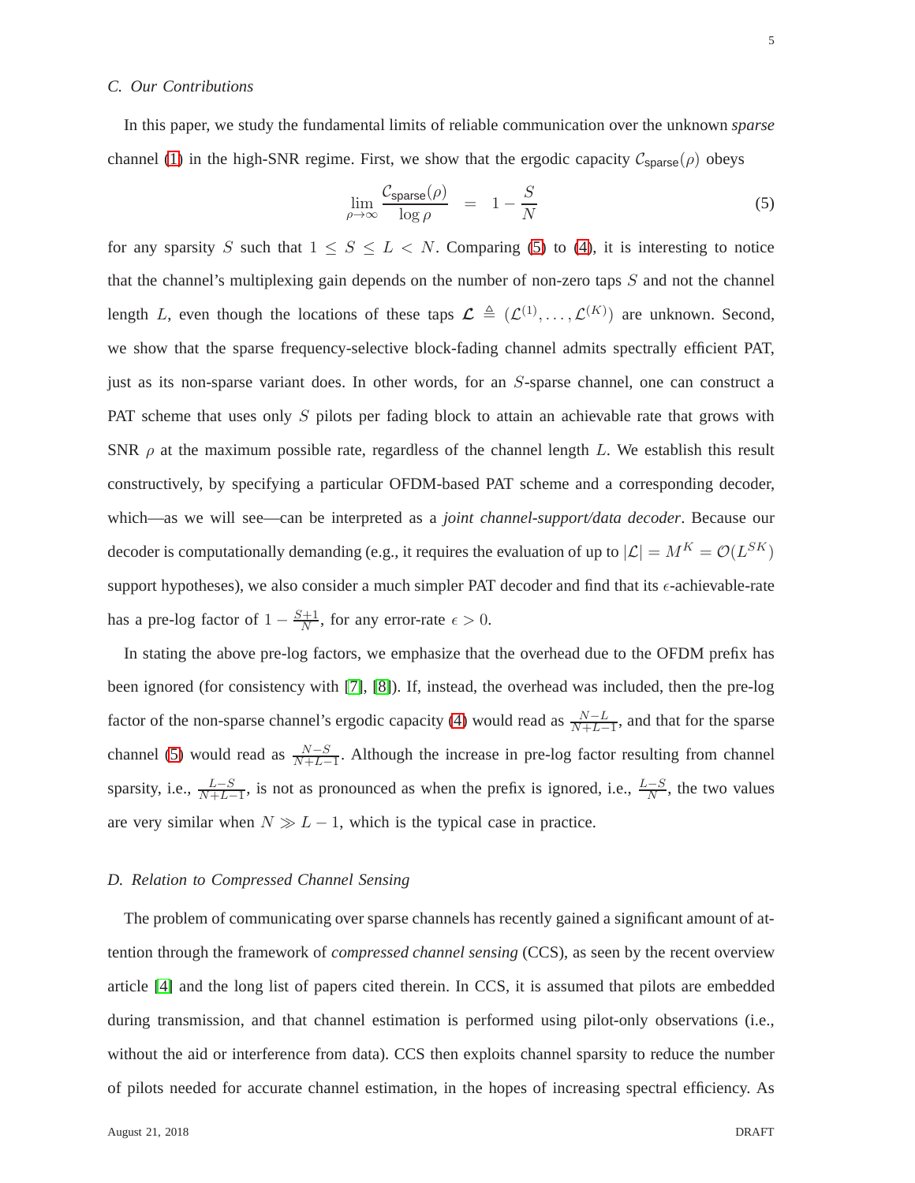### C. Our Contributions

In this paper, we study the fundamental limits of reliable communication over the unknown *sparse* channel (1) in the high-SNR regime. First, we show that the ergodic capacity $\mathcal{C}_{\mathsf{sparse}}(\rho)$ obeys

$$\lim_{\rho\to\infty} \frac{\mathcal{C}_{\mathsf{sparse}}(\rho)}{\log \rho} \;=\; 1 - \frac{S}{N} \tag{5}$$

for any sparsity $S$ such that $1 \leq S \leq L < N$. Comparing (5) to (4), it is interesting to notice that the channel's multiplexing gain depends on the number of non-zero taps $S$ and not the channel length $L$, even though the locations of these taps $\boldsymbol{\mathcal{L}} \triangleq (\mathcal{L}^{(1)}, \dots, \mathcal{L}^{(K)})$ are unknown. Second, we show that the sparse frequency-selective block-fading channel admits spectrally efficient PAT, just as its non-sparse variant does. In other words, for an $S$-sparse channel, one can construct a PAT scheme that uses only $S$ pilots per fading block to attain an achievable rate that grows with SNR $\rho$ at the maximum possible rate, regardless of the channel length $L$. We establish this result constructively, by specifying a particular OFDM-based PAT scheme and a corresponding decoder, which—as we will see—can be interpreted as a *joint channel-support/data decoder*. Because our decoder is computationally demanding (e.g., it requires the evaluation of up to $|\mathcal{L}| = M^K = \mathcal{O}(L^{SK})$ support hypotheses), we also consider a much simpler PAT decoder and find that its $\epsilon$-achievable-rate has a pre-log factor of $1 - \frac{S+1}{N}$, for any error-rate $\epsilon > 0$.

In stating the above pre-log factors, we emphasize that the overhead due to the OFDM prefix has been ignored (for consistency with [7], [8]). If, instead, the overhead was included, then the pre-log factor of the non-sparse channel's ergodic capacity (4) would read as $\frac{N-L}{N+L-1}$, and that for the sparse channel (5) would read as $\frac{N-S}{N+L-1}$. Although the increase in pre-log factor resulting from channel sparsity, i.e., $\frac{L-S}{N+L-1}$, is not as pronounced as when the prefix is ignored, i.e., $\frac{L-S}{N}$, the two values are very similar when $N \gg L-1$, which is the typical case in practice.

### D. Relation to Compressed Channel Sensing

The problem of communicating over sparse channels has recently gained a significant amount of attention through the framework of *compressed channel sensing* (CCS), as seen by the recent overview article [4] and the long list of papers cited therein. In CCS, it is assumed that pilots are embedded during transmission, and that channel estimation is performed using pilot-only observations (i.e., without the aid or interference from data). CCS then exploits channel sparsity to reduce the number of pilots needed for accurate channel estimation, in the hopes of increasing spectral efficiency. As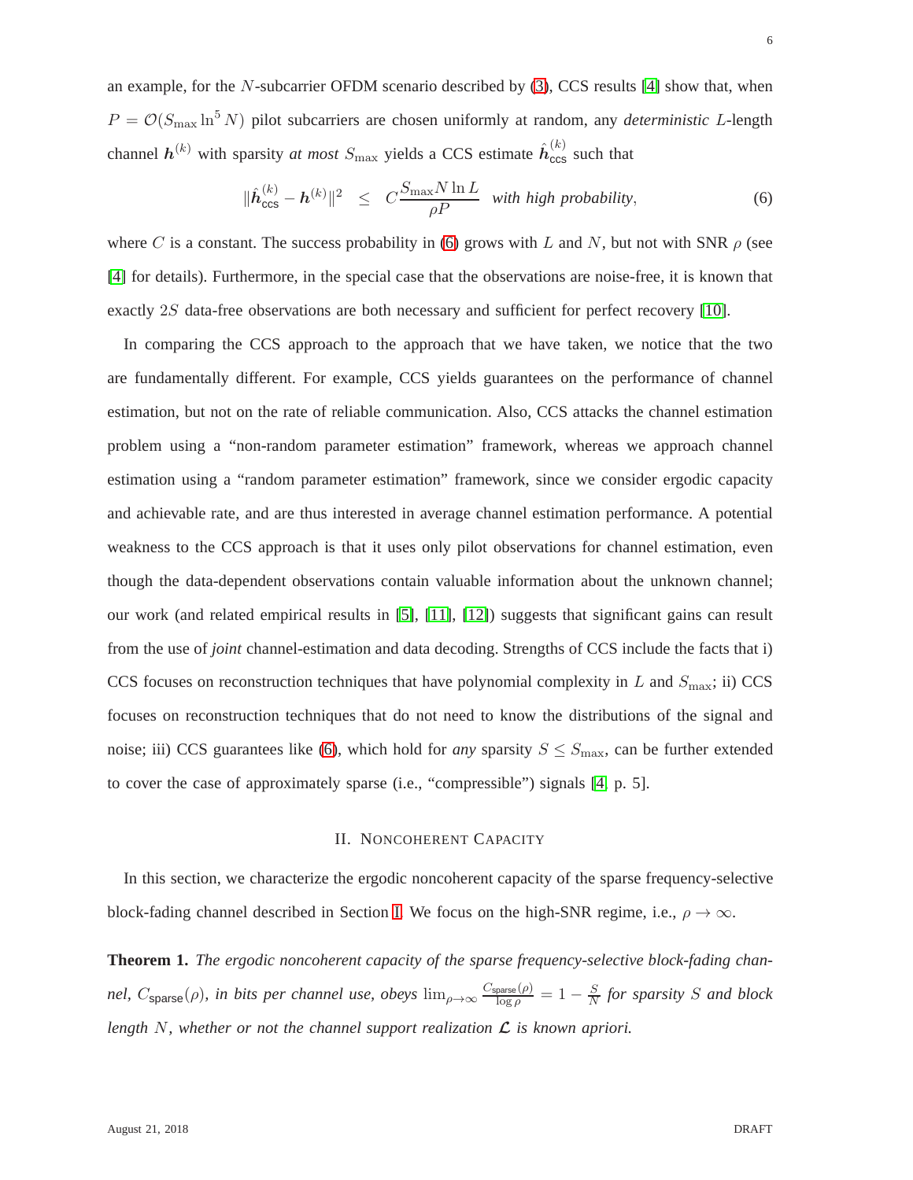an example, for the $N$-subcarrier OFDM scenario described by (3), CCS results [4] show that, when $P = \mathcal{O}(S_{\max} \ln^5 N)$ pilot subcarriers are chosen uniformly at random, any *deterministic* $L$-length channel $\boldsymbol{h}^{(k)}$ with sparsity *at most* $S_{\max}$ yields a CCS estimate $\hat{\boldsymbol{h}}_{\mathsf{ccs}}^{(k)}$ such that

$$\|\hat{\boldsymbol{h}}_{\mathsf{ccs}}^{(k)} - \boldsymbol{h}^{(k)}\|^2 \;\; \leq \;\; C\frac{S_{\max} N \ln L}{\rho P} \;\; \textit{with high probability}, \tag{6}$$

where $C$ is a constant. The success probability in (6) grows with $L$ and $N$, but not with SNR $\rho$ (see [4] for details). Furthermore, in the special case that the observations are noise-free, it is known that exactly $2S$ data-free observations are both necessary and sufficient for perfect recovery [10].

In comparing the CCS approach to the approach that we have taken, we notice that the two are fundamentally different. For example, CCS yields guarantees on the performance of channel estimation, but not on the rate of reliable communication. Also, CCS attacks the channel estimation problem using a "non-random parameter estimation" framework, whereas we approach channel estimation using a "random parameter estimation" framework, since we consider ergodic capacity and achievable rate, and are thus interested in average channel estimation performance. A potential weakness to the CCS approach is that it uses only pilot observations for channel estimation, even though the data-dependent observations contain valuable information about the unknown channel; our work (and related empirical results in [5], [11], [12]) suggests that significant gains can result from the use of *joint* channel-estimation and data decoding. Strengths of CCS include the facts that i) CCS focuses on reconstruction techniques that have polynomial complexity in $L$ and $S_{\max}$; ii) CCS focuses on reconstruction techniques that do not need to know the distributions of the signal and noise; iii) CCS guarantees like (6), which hold for *any* sparsity $S \leq S_{\max}$, can be further extended to cover the case of approximately sparse (i.e., "compressible") signals [4, p. 5].

## II. Noncoherent Capacity

In this section, we characterize the ergodic noncoherent capacity of the sparse frequency-selective block-fading channel described in Section I. We focus on the high-SNR regime, i.e., $\rho \to \infty$.

**Theorem 1.** *The ergodic noncoherent capacity of the sparse frequency-selective block-fading channel, $C_{\mathsf{sparse}}(\rho)$, in bits per channel use, obeys $\lim_{\rho\to\infty} \frac{C_{\mathsf{sparse}}(\rho)}{\log \rho} = 1 - \frac{S}{N}$ for sparsity $S$ and block length $N$, whether or not the channel support realization $\boldsymbol{\mathcal{L}}$ is known apriori.*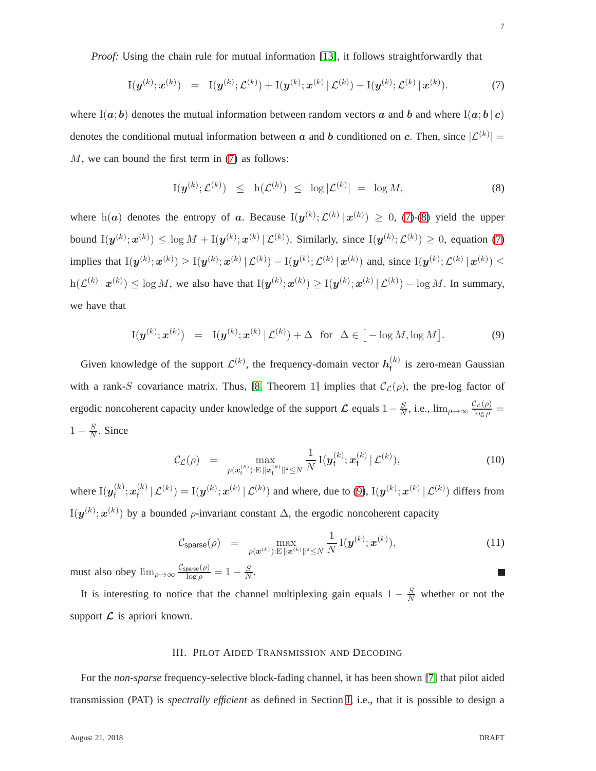*Proof:* Using the chain rule for mutual information [13], it follows straightforwardly that

$$\mathrm{I}(\boldsymbol{y}^{(k)};\boldsymbol{x}^{(k)}) \;=\; \mathrm{I}(\boldsymbol{y}^{(k)};\mathcal{L}^{(k)}) + \mathrm{I}(\boldsymbol{y}^{(k)};\boldsymbol{x}^{(k)}\,|\,\mathcal{L}^{(k)}) - \mathrm{I}(\boldsymbol{y}^{(k)};\mathcal{L}^{(k)}\,|\,\boldsymbol{x}^{(k)}). \tag{7}$$

where $\mathrm{I}(\boldsymbol{a};\boldsymbol{b})$ denotes the mutual information between random vectors $\boldsymbol{a}$ and $\boldsymbol{b}$ and where $\mathrm{I}(\boldsymbol{a};\boldsymbol{b}\,|\,\boldsymbol{c})$ denotes the conditional mutual information between $\boldsymbol{a}$ and $\boldsymbol{b}$ conditioned on $\boldsymbol{c}$. Then, since $|\mathcal{L}^{(k)}| = M$, we can bound the first term in (7) as follows:

$$\mathrm{I}(\boldsymbol{y}^{(k)};\mathcal{L}^{(k)}) \;\leq\; \mathrm{h}(\mathcal{L}^{(k)}) \;\leq\; \log|\mathcal{L}^{(k)}| \;=\; \log M, \tag{8}$$

where $\mathrm{h}(\boldsymbol{a})$ denotes the entropy of $\boldsymbol{a}$. Because $\mathrm{I}(\boldsymbol{y}^{(k)};\mathcal{L}^{(k)}\,|\,\boldsymbol{x}^{(k)}) \geq 0$, (7)-(8) yield the upper bound $\mathrm{I}(\boldsymbol{y}^{(k)};\boldsymbol{x}^{(k)}) \leq \log M + \mathrm{I}(\boldsymbol{y}^{(k)};\boldsymbol{x}^{(k)}\,|\,\mathcal{L}^{(k)})$. Similarly, since $\mathrm{I}(\boldsymbol{y}^{(k)};\mathcal{L}^{(k)}) \geq 0$, equation (7) implies that $\mathrm{I}(\boldsymbol{y}^{(k)};\boldsymbol{x}^{(k)}) \geq \mathrm{I}(\boldsymbol{y}^{(k)};\boldsymbol{x}^{(k)}\,|\,\mathcal{L}^{(k)}) - \mathrm{I}(\boldsymbol{y}^{(k)};\mathcal{L}^{(k)}\,|\,\boldsymbol{x}^{(k)})$ and, since $\mathrm{I}(\boldsymbol{y}^{(k)};\mathcal{L}^{(k)}\,|\,\boldsymbol{x}^{(k)}) \leq \mathrm{h}(\mathcal{L}^{(k)}\,|\,\boldsymbol{x}^{(k)}) \leq \log M$, we also have that $\mathrm{I}(\boldsymbol{y}^{(k)};\boldsymbol{x}^{(k)}) \geq \mathrm{I}(\boldsymbol{y}^{(k)};\boldsymbol{x}^{(k)}\,|\,\mathcal{L}^{(k)}) - \log M$. In summary, we have that

$$\mathrm{I}(\boldsymbol{y}^{(k)};\boldsymbol{x}^{(k)}) \;=\; \mathrm{I}(\boldsymbol{y}^{(k)};\boldsymbol{x}^{(k)}\,|\,\mathcal{L}^{(k)}) + \Delta \quad \text{for} \quad \Delta \in \big[-\log M, \log M\big]. \tag{9}$$

Given knowledge of the support $\mathcal{L}^{(k)}$, the frequency-domain vector $\boldsymbol{h}_{\mathsf{f}}^{(k)}$ is zero-mean Gaussian with a rank-$S$ covariance matrix. Thus, [8, Theorem 1] implies that $\mathcal{C}_{\mathcal{L}}(\rho)$, the pre-log factor of ergodic noncoherent capacity under knowledge of the support $\boldsymbol{\mathcal{L}}$ equals $1-\frac{S}{N}$, i.e., $\lim_{\rho\to\infty}\frac{\mathcal{C}_{\mathcal{L}}(\rho)}{\log\rho} = 1-\frac{S}{N}$. Since

$$\mathcal{C}_{\mathcal{L}}(\rho) \;=\; \max_{p(\boldsymbol{x}_{\mathsf{f}}^{(k)}):\mathrm{E}\|\boldsymbol{x}_{\mathsf{f}}^{(k)}\|^2\leq N} \frac{1}{N}\,\mathrm{I}(\boldsymbol{y}_{\mathsf{f}}^{(k)};\boldsymbol{x}_{\mathsf{f}}^{(k)}\,|\,\mathcal{L}^{(k)}), \tag{10}$$

where $\mathrm{I}(\boldsymbol{y}_{\mathsf{f}}^{(k)};\boldsymbol{x}_{\mathsf{f}}^{(k)}\,|\,\mathcal{L}^{(k)}) = \mathrm{I}(\boldsymbol{y}^{(k)};\boldsymbol{x}^{(k)}\,|\,\mathcal{L}^{(k)})$ and where, due to (9), $\mathrm{I}(\boldsymbol{y}^{(k)};\boldsymbol{x}^{(k)}\,|\,\mathcal{L}^{(k)})$ differs from $\mathrm{I}(\boldsymbol{y}^{(k)};\boldsymbol{x}^{(k)})$ by a bounded $\rho$-invariant constant $\Delta$, the ergodic noncoherent capacity

$$\mathcal{C}_{\mathsf{sparse}}(\rho) \;=\; \max_{p(\boldsymbol{x}^{(k)}):\mathrm{E}\|\boldsymbol{x}^{(k)}\|^2\leq N} \frac{1}{N}\,\mathrm{I}(\boldsymbol{y}^{(k)};\boldsymbol{x}^{(k)}), \tag{11}$$

must also obey $\lim_{\rho\to\infty}\frac{\mathcal{C}_{\mathsf{sparse}}(\rho)}{\log\rho} = 1-\frac{S}{N}$. ■

It is interesting to notice that the channel multiplexing gain equals $1-\frac{S}{N}$ whether or not the support $\boldsymbol{\mathcal{L}}$ is apriori known.

## III. Pilot Aided Transmission and Decoding

For the *non-sparse* frequency-selective block-fading channel, it has been shown [7] that pilot aided transmission (PAT) is *spectrally efficient* as defined in Section I, i.e., that it is possible to design a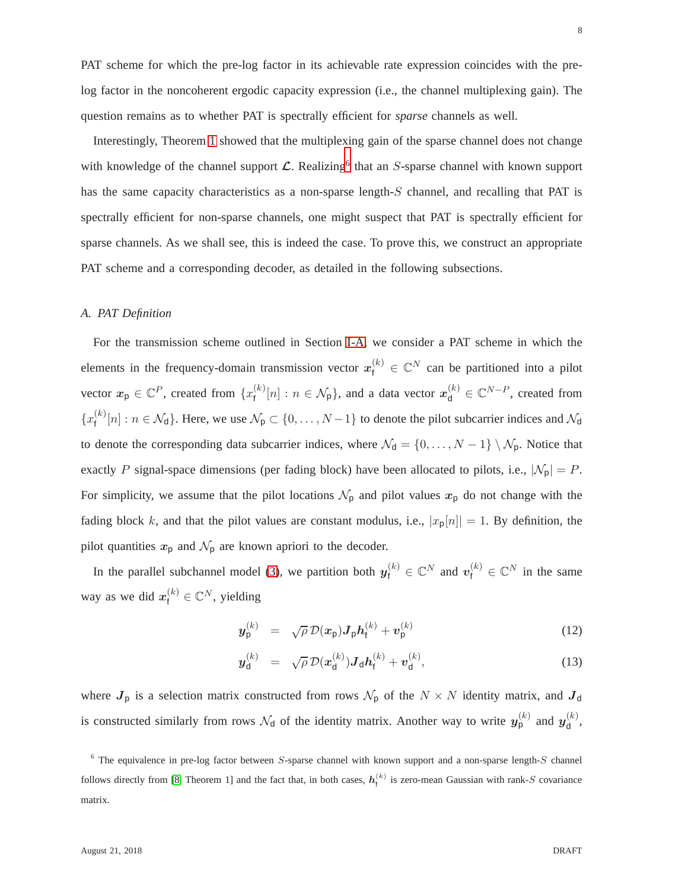PAT scheme for which the pre-log factor in its achievable rate expression coincides with the pre-log factor in the noncoherent ergodic capacity expression (i.e., the channel multiplexing gain). The question remains as to whether PAT is spectrally efficient for *sparse* channels as well.

Interestingly, Theorem 1 showed that the multiplexing gain of the sparse channel does not change with knowledge of the channel support $\boldsymbol{\mathcal{L}}$. Realizing[6] that an $S$-sparse channel with known support has the same capacity characteristics as a non-sparse length-$S$ channel, and recalling that PAT is spectrally efficient for non-sparse channels, one might suspect that PAT is spectrally efficient for sparse channels. As we shall see, this is indeed the case. To prove this, we construct an appropriate PAT scheme and a corresponding decoder, as detailed in the following subsections.

### *A. PAT Definition*

For the transmission scheme outlined in Section I-A, we consider a PAT scheme in which the elements in the frequency-domain transmission vector $\boldsymbol{x}_{\mathsf{f}}^{(k)} \in \mathbb{C}^N$ can be partitioned into a pilot vector $\boldsymbol{x}_{\mathsf{p}} \in \mathbb{C}^P$, created from $\{x_{\mathsf{f}}^{(k)}[n] : n \in \mathcal{N}_{\mathsf{p}}\}$, and a data vector $\boldsymbol{x}_{\mathsf{d}}^{(k)} \in \mathbb{C}^{N-P}$, created from $\{x_{\mathsf{f}}^{(k)}[n] : n \in \mathcal{N}_{\mathsf{d}}\}$. Here, we use $\mathcal{N}_{\mathsf{p}} \subset \{0, \ldots, N-1\}$ to denote the pilot subcarrier indices and $\mathcal{N}_{\mathsf{d}}$ to denote the corresponding data subcarrier indices, where $\mathcal{N}_{\mathsf{d}} = \{0, \ldots, N-1\} \setminus \mathcal{N}_{\mathsf{p}}$. Notice that exactly $P$ signal-space dimensions (per fading block) have been allocated to pilots, i.e., $|\mathcal{N}_{\mathsf{p}}| = P$. For simplicity, we assume that the pilot locations $\mathcal{N}_{\mathsf{p}}$ and pilot values $\boldsymbol{x}_{\mathsf{p}}$ do not change with the fading block $k$, and that the pilot values are constant modulus, i.e., $|x_{\mathsf{p}}[n]| = 1$. By definition, the pilot quantities $\boldsymbol{x}_{\mathsf{p}}$ and $\mathcal{N}_{\mathsf{p}}$ are known apriori to the decoder.

In the parallel subchannel model (3), we partition both $\boldsymbol{y}_{\mathsf{f}}^{(k)} \in \mathbb{C}^N$ and $\boldsymbol{v}_{\mathsf{f}}^{(k)} \in \mathbb{C}^N$ in the same way as we did $\boldsymbol{x}_{\mathsf{f}}^{(k)} \in \mathbb{C}^N$, yielding

$$\boldsymbol{y}_{\mathsf{p}}^{(k)} = \sqrt{\rho}\,\mathcal{D}(\boldsymbol{x}_{\mathsf{p}})\boldsymbol{J}_{\mathsf{p}}\boldsymbol{h}_{\mathsf{f}}^{(k)} + \boldsymbol{v}_{\mathsf{p}}^{(k)} \tag{12}$$

$$\boldsymbol{y}_{\mathsf{d}}^{(k)} = \sqrt{\rho}\,\mathcal{D}(\boldsymbol{x}_{\mathsf{d}}^{(k)})\boldsymbol{J}_{\mathsf{d}}\boldsymbol{h}_{\mathsf{f}}^{(k)} + \boldsymbol{v}_{\mathsf{d}}^{(k)}, \tag{13}$$

where $\boldsymbol{J}_{\mathsf{p}}$ is a selection matrix constructed from rows $\mathcal{N}_{\mathsf{p}}$ of the $N \times N$ identity matrix, and $\boldsymbol{J}_{\mathsf{d}}$ is constructed similarly from rows $\mathcal{N}_{\mathsf{d}}$ of the identity matrix. Another way to write $\boldsymbol{y}_{\mathsf{p}}^{(k)}$ and $\boldsymbol{y}_{\mathsf{d}}^{(k)}$,

[6] The equivalence in pre-log factor between $S$-sparse channel with known support and a non-sparse length-$S$ channel follows directly from [8, Theorem 1] and the fact that, in both cases, $\boldsymbol{h}_{\mathsf{f}}^{(k)}$ is zero-mean Gaussian with rank-$S$ covariance matrix.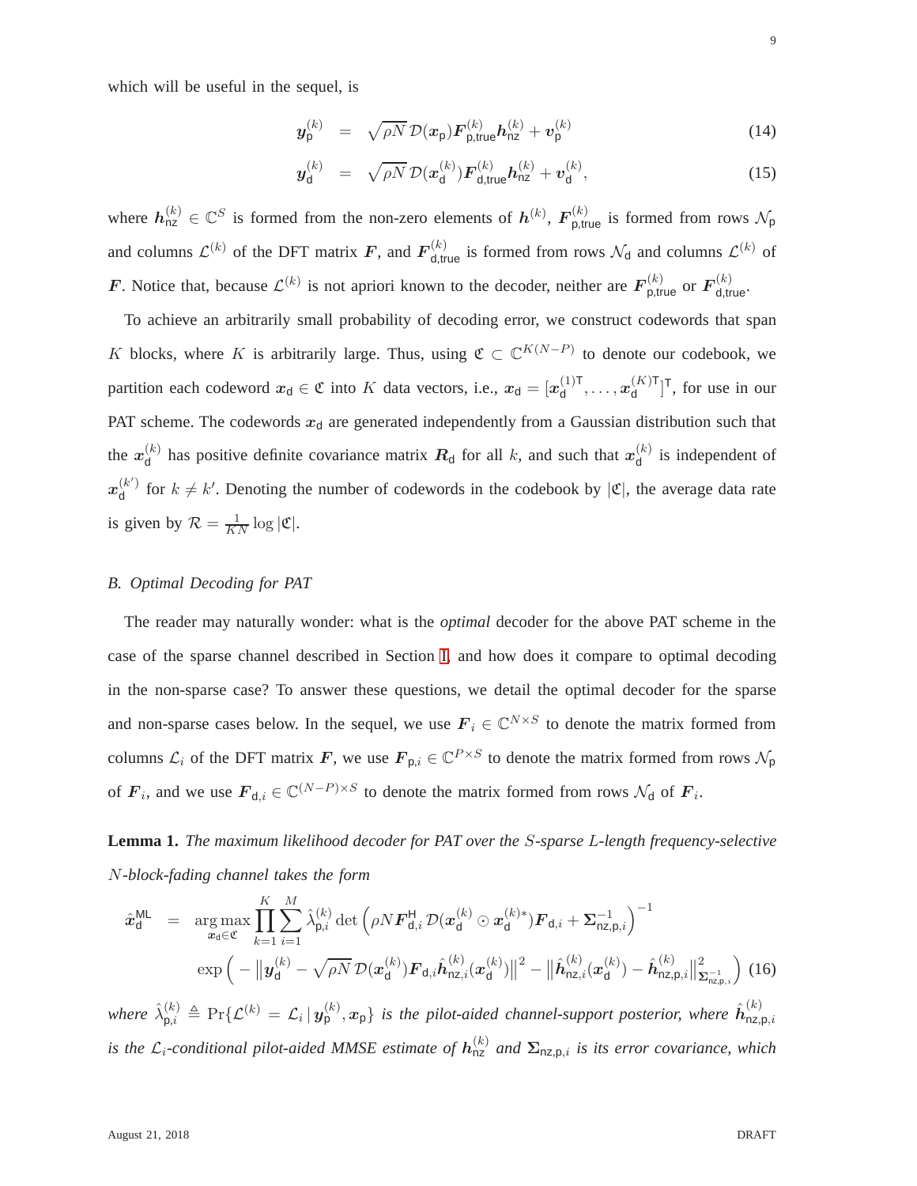which will be useful in the sequel, is

$$
\begin{aligned}
\boldsymbol{y}_{\mathsf{p}}^{(k)} &= \sqrt{\rho N}\, \mathcal{D}(\boldsymbol{x}_{\mathsf{p}}) \boldsymbol{F}_{\mathsf{p,true}}^{(k)} \boldsymbol{h}_{\mathsf{nz}}^{(k)} + \boldsymbol{v}_{\mathsf{p}}^{(k)} &(14)\\
\boldsymbol{y}_{\mathsf{d}}^{(k)} &= \sqrt{\rho N}\, \mathcal{D}(\boldsymbol{x}_{\mathsf{d}}^{(k)}) \boldsymbol{F}_{\mathsf{d,true}}^{(k)} \boldsymbol{h}_{\mathsf{nz}}^{(k)} + \boldsymbol{v}_{\mathsf{d}}^{(k)}, &(15)
\end{aligned}
$$

where $\boldsymbol{h}_{\mathsf{nz}}^{(k)} \in \mathbb{C}^S$ is formed from the non-zero elements of $\boldsymbol{h}^{(k)}$, $\boldsymbol{F}_{\mathsf{p,true}}^{(k)}$ is formed from rows $\mathcal{N}_{\mathsf{p}}$ and columns $\mathcal{L}^{(k)}$ of the DFT matrix $\boldsymbol{F}$, and $\boldsymbol{F}_{\mathsf{d,true}}^{(k)}$ is formed from rows $\mathcal{N}_{\mathsf{d}}$ and columns $\mathcal{L}^{(k)}$ of $\boldsymbol{F}$. Notice that, because $\mathcal{L}^{(k)}$ is not apriori known to the decoder, neither are $\boldsymbol{F}_{\mathsf{p,true}}^{(k)}$ or $\boldsymbol{F}_{\mathsf{d,true}}^{(k)}$.

To achieve an arbitrarily small probability of decoding error, we construct codewords that span $K$ blocks, where $K$ is arbitrarily large. Thus, using $\mathfrak{C} \subset \mathbb{C}^{K(N-P)}$ to denote our codebook, we partition each codeword $\boldsymbol{x}_{\mathsf{d}} \in \mathfrak{C}$ into $K$ data vectors, i.e., $\boldsymbol{x}_{\mathsf{d}} = [\boldsymbol{x}_{\mathsf{d}}^{(1)\mathsf{T}}, \ldots, \boldsymbol{x}_{\mathsf{d}}^{(K)\mathsf{T}}]^{\mathsf{T}}$, for use in our PAT scheme. The codewords $\boldsymbol{x}_{\mathsf{d}}$ are generated independently from a Gaussian distribution such that the $\boldsymbol{x}_{\mathsf{d}}^{(k)}$ has positive definite covariance matrix $\boldsymbol{R}_{\mathsf{d}}$ for all $k$, and such that $\boldsymbol{x}_{\mathsf{d}}^{(k)}$ is independent of $\boldsymbol{x}_{\mathsf{d}}^{(k')}$ for $k \neq k'$. Denoting the number of codewords in the codebook by $|\mathfrak{C}|$, the average data rate is given by $\mathcal{R} = \frac{1}{KN} \log |\mathfrak{C}|$.

### B. Optimal Decoding for PAT

The reader may naturally wonder: what is the *optimal* decoder for the above PAT scheme in the case of the sparse channel described in Section I, and how does it compare to optimal decoding in the non-sparse case? To answer these questions, we detail the optimal decoder for the sparse and non-sparse cases below. In the sequel, we use $\boldsymbol{F}_i \in \mathbb{C}^{N \times S}$ to denote the matrix formed from columns $\mathcal{L}_i$ of the DFT matrix $\boldsymbol{F}$, we use $\boldsymbol{F}_{\mathsf{p},i} \in \mathbb{C}^{P \times S}$ to denote the matrix formed from rows $\mathcal{N}_{\mathsf{p}}$ of $\boldsymbol{F}_i$, and we use $\boldsymbol{F}_{\mathsf{d},i} \in \mathbb{C}^{(N-P) \times S}$ to denote the matrix formed from rows $\mathcal{N}_{\mathsf{d}}$ of $\boldsymbol{F}_i$.

**Lemma 1.** *The maximum likelihood decoder for PAT over the $S$-sparse $L$-length frequency-selective $N$-block-fading channel takes the form*

$$
\begin{aligned}
\hat{\boldsymbol{x}}_{\mathsf{d}}^{\mathsf{ML}} = \underset{\boldsymbol{x}_{\mathsf{d}} \in \mathfrak{C}}{\arg\max} \prod_{k=1}^{K} \sum_{i=1}^{M} \hat{\lambda}_{\mathsf{p},i}^{(k)} \det\Big(\rho N \boldsymbol{F}_{\mathsf{d},i}^{\mathsf{H}} \mathcal{D}(\boldsymbol{x}_{\mathsf{d}}^{(k)} \odot \boldsymbol{x}_{\mathsf{d}}^{(k)*}) \boldsymbol{F}_{\mathsf{d},i} + \boldsymbol{\Sigma}_{\mathsf{nz,p},i}^{-1}\Big)^{-1} \\
\exp\Big( - \big\|\boldsymbol{y}_{\mathsf{d}}^{(k)} - \sqrt{\rho N}\, \mathcal{D}(\boldsymbol{x}_{\mathsf{d}}^{(k)}) \boldsymbol{F}_{\mathsf{d},i} \hat{\boldsymbol{h}}_{\mathsf{nz},i}^{(k)}(\boldsymbol{x}_{\mathsf{d}}^{(k)})\big\|^2 - \big\|\hat{\boldsymbol{h}}_{\mathsf{nz},i}^{(k)}(\boldsymbol{x}_{\mathsf{d}}^{(k)}) - \hat{\boldsymbol{h}}_{\mathsf{nz,p},i}^{(k)}\big\|^2_{\boldsymbol{\Sigma}_{\mathsf{nz,p},i}^{-1}} \Big) \quad (16)
\end{aligned}
$$

*where $\hat{\lambda}_{\mathsf{p},i}^{(k)} \triangleq \Pr\{\mathcal{L}^{(k)} = \mathcal{L}_i \,|\, \boldsymbol{y}_{\mathsf{p}}^{(k)}, \boldsymbol{x}_{\mathsf{p}}\}$ is the pilot-aided channel-support posterior, where $\hat{\boldsymbol{h}}_{\mathsf{nz,p},i}^{(k)}$ is the $\mathcal{L}_i$-conditional pilot-aided MMSE estimate of $\boldsymbol{h}_{\mathsf{nz}}^{(k)}$ and $\boldsymbol{\Sigma}_{\mathsf{nz,p},i}$ is its error covariance, which*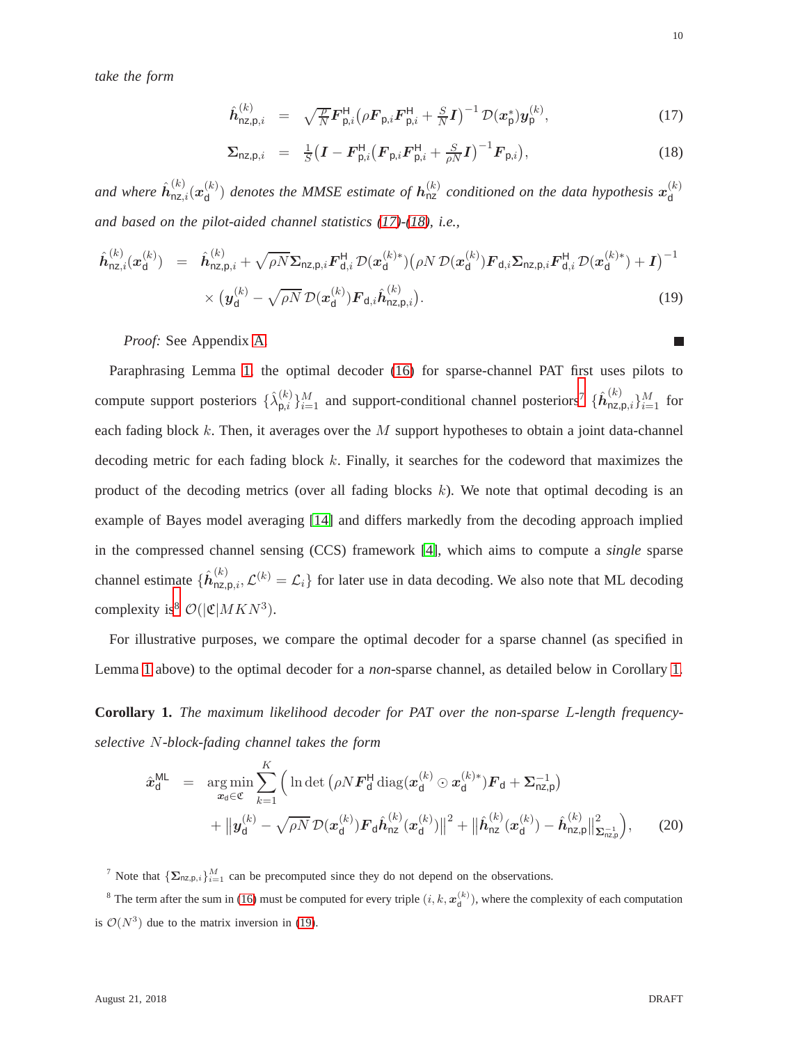*take the form*

$$\hat{\boldsymbol{h}}^{(k)}_{\mathsf{nz,p},i} \;=\; \sqrt{\tfrac{\rho}{N}}\boldsymbol{F}^{\mathsf{H}}_{\mathsf{p},i}\big(\rho\boldsymbol{F}_{\mathsf{p},i}\boldsymbol{F}^{\mathsf{H}}_{\mathsf{p},i}+\tfrac{S}{N}\boldsymbol{I}\big)^{-1}\mathcal{D}(\boldsymbol{x}^*_{\mathsf{p}})\boldsymbol{y}^{(k)}_{\mathsf{p}}, \tag{17}$$

$$\boldsymbol{\Sigma}_{\mathsf{nz,p},i} \;=\; \tfrac{1}{S}\big(\boldsymbol{I}-\boldsymbol{F}^{\mathsf{H}}_{\mathsf{p},i}\big(\boldsymbol{F}_{\mathsf{p},i}\boldsymbol{F}^{\mathsf{H}}_{\mathsf{p},i}+\tfrac{S}{\rho N}\boldsymbol{I}\big)^{-1}\boldsymbol{F}_{\mathsf{p},i}\big), \tag{18}$$

*and where* $\hat{\boldsymbol{h}}^{(k)}_{\mathsf{nz},i}(\boldsymbol{x}^{(k)}_{\mathsf{d}})$ *denotes the MMSE estimate of* $\boldsymbol{h}^{(k)}_{\mathsf{nz}}$ *conditioned on the data hypothesis* $\boldsymbol{x}^{(k)}_{\mathsf{d}}$ *and based on the pilot-aided channel statistics (17)-(18), i.e.,*

$$\begin{aligned}\hat{\boldsymbol{h}}^{(k)}_{\mathsf{nz},i}(\boldsymbol{x}^{(k)}_{\mathsf{d}}) \;=\;& \hat{\boldsymbol{h}}^{(k)}_{\mathsf{nz,p},i}+\sqrt{\rho N}\boldsymbol{\Sigma}_{\mathsf{nz,p},i}\boldsymbol{F}^{\mathsf{H}}_{\mathsf{d},i}\,\mathcal{D}(\boldsymbol{x}^{(k)*}_{\mathsf{d}})\big(\rho N\,\mathcal{D}(\boldsymbol{x}^{(k)}_{\mathsf{d}})\boldsymbol{F}_{\mathsf{d},i}\boldsymbol{\Sigma}_{\mathsf{nz,p},i}\boldsymbol{F}^{\mathsf{H}}_{\mathsf{d},i}\,\mathcal{D}(\boldsymbol{x}^{(k)*}_{\mathsf{d}})+\boldsymbol{I}\big)^{-1}\\ &\times\big(\boldsymbol{y}^{(k)}_{\mathsf{d}}-\sqrt{\rho N}\,\mathcal{D}(\boldsymbol{x}^{(k)}_{\mathsf{d}})\boldsymbol{F}_{\mathsf{d},i}\hat{\boldsymbol{h}}^{(k)}_{\mathsf{nz,p},i}\big).\end{aligned} \tag{19}$$

*Proof:* See Appendix A. ■

Paraphrasing Lemma 1, the optimal decoder (16) for sparse-channel PAT first uses pilots to compute support posteriors $\{\hat{\lambda}^{(k)}_{\mathsf{p},i}\}_{i=1}^M$ and support-conditional channel posteriors[7] $\{\hat{\boldsymbol{h}}^{(k)}_{\mathsf{nz,p},i}\}_{i=1}^M$ for each fading block $k$. Then, it averages over the $M$ support hypotheses to obtain a joint data-channel decoding metric for each fading block $k$. Finally, it searches for the codeword that maximizes the product of the decoding metrics (over all fading blocks $k$). We note that optimal decoding is an example of Bayes model averaging [14] and differs markedly from the decoding approach implied in the compressed channel sensing (CCS) framework [4], which aims to compute a *single* sparse channel estimate $\{\hat{\boldsymbol{h}}^{(k)}_{\mathsf{nz,p},i},\mathcal{L}^{(k)}=\mathcal{L}_i\}$ for later use in data decoding. We also note that ML decoding complexity is[8] $\mathcal{O}(|\mathfrak{C}|MKN^3)$.

For illustrative purposes, we compare the optimal decoder for a sparse channel (as specified in Lemma 1 above) to the optimal decoder for a *non*-sparse channel, as detailed below in Corollary 1.

**Corollary 1.** *The maximum likelihood decoder for PAT over the non-sparse $L$-length frequency-selective $N$-block-fading channel takes the form*

$$\begin{aligned}\hat{\boldsymbol{x}}^{\mathsf{ML}}_{\mathsf{d}} \;=\;& \underset{\boldsymbol{x}_{\mathsf{d}}\in\mathfrak{C}}{\arg\min}\sum_{k=1}^{K}\Big(\ln\det\big(\rho N\boldsymbol{F}^{\mathsf{H}}_{\mathsf{d}}\operatorname{diag}(\boldsymbol{x}^{(k)}_{\mathsf{d}}\odot\boldsymbol{x}^{(k)*}_{\mathsf{d}})\boldsymbol{F}_{\mathsf{d}}+\boldsymbol{\Sigma}^{-1}_{\mathsf{nz,p}}\big)\\ &+\big\|\boldsymbol{y}^{(k)}_{\mathsf{d}}-\sqrt{\rho N}\,\mathcal{D}(\boldsymbol{x}^{(k)}_{\mathsf{d}})\boldsymbol{F}_{\mathsf{d}}\hat{\boldsymbol{h}}^{(k)}_{\mathsf{nz}}(\boldsymbol{x}^{(k)}_{\mathsf{d}})\big\|^2+\big\|\hat{\boldsymbol{h}}^{(k)}_{\mathsf{nz}}(\boldsymbol{x}^{(k)}_{\mathsf{d}})-\hat{\boldsymbol{h}}^{(k)}_{\mathsf{nz,p}}\big\|^2_{\boldsymbol{\Sigma}^{-1}_{\mathsf{nz,p}}}\Big),\end{aligned} \tag{20}$$

[7] Note that $\{\boldsymbol{\Sigma}_{\mathsf{nz,p},i}\}_{i=1}^M$ can be precomputed since they do not depend on the observations.

[8] The term after the sum in (16) must be computed for every triple $(i,k,\boldsymbol{x}^{(k)}_{\mathsf{d}})$, where the complexity of each computation is $\mathcal{O}(N^3)$ due to the matrix inversion in (19).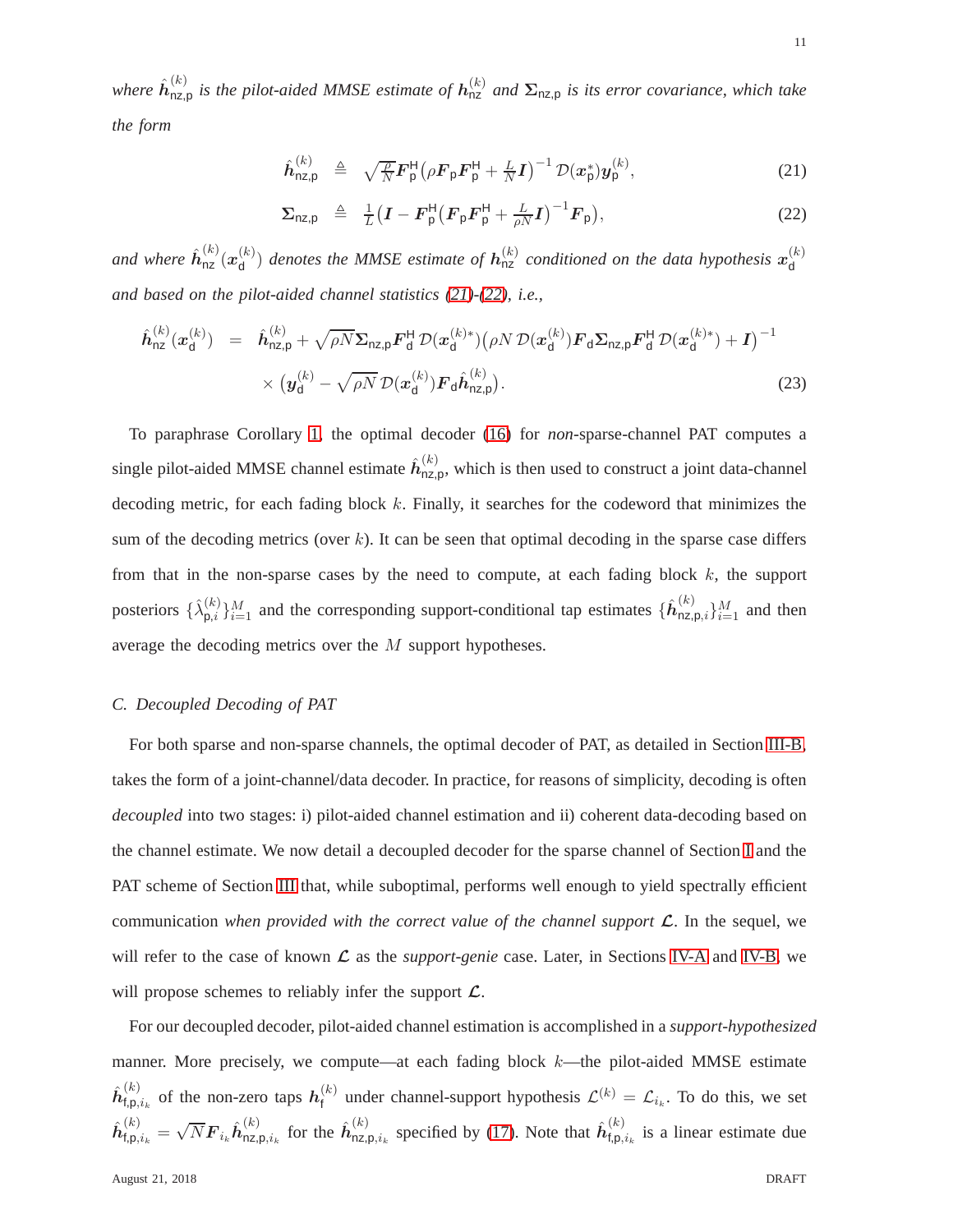*where $\hat{\boldsymbol{h}}_{\mathsf{nz,p}}^{(k)}$ is the pilot-aided MMSE estimate of $\boldsymbol{h}_{\mathsf{nz}}^{(k)}$ and $\boldsymbol{\Sigma}_{\mathsf{nz,p}}$ is its error covariance, which take the form*

$$\hat{\boldsymbol{h}}_{\mathsf{nz,p}}^{(k)} \triangleq \sqrt{\tfrac{\rho}{N}}\boldsymbol{F}_{\mathsf{p}}^{\mathsf{H}}\big(\rho\boldsymbol{F}_{\mathsf{p}}\boldsymbol{F}_{\mathsf{p}}^{\mathsf{H}} + \tfrac{L}{N}\boldsymbol{I}\big)^{-1}\mathcal{D}(\boldsymbol{x}_{\mathsf{p}}^{*})\boldsymbol{y}_{\mathsf{p}}^{(k)}, \tag{21}$$

$$\boldsymbol{\Sigma}_{\mathsf{nz,p}} \triangleq \tfrac{1}{L}\big(\boldsymbol{I} - \boldsymbol{F}_{\mathsf{p}}^{\mathsf{H}}\big(\boldsymbol{F}_{\mathsf{p}}\boldsymbol{F}_{\mathsf{p}}^{\mathsf{H}} + \tfrac{L}{\rho N}\boldsymbol{I}\big)^{-1}\boldsymbol{F}_{\mathsf{p}}\big), \tag{22}$$

*and where $\hat{\boldsymbol{h}}_{\mathsf{nz}}^{(k)}(\boldsymbol{x}_{\mathsf{d}}^{(k)})$ denotes the MMSE estimate of $\boldsymbol{h}_{\mathsf{nz}}^{(k)}$ conditioned on the data hypothesis $\boldsymbol{x}_{\mathsf{d}}^{(k)}$ and based on the pilot-aided channel statistics (21)-(22), i.e.,*

$$\begin{aligned}\hat{\boldsymbol{h}}_{\mathsf{nz}}^{(k)}(\boldsymbol{x}_{\mathsf{d}}^{(k)}) &= \hat{\boldsymbol{h}}_{\mathsf{nz,p}}^{(k)} + \sqrt{\rho N}\boldsymbol{\Sigma}_{\mathsf{nz,p}}\boldsymbol{F}_{\mathsf{d}}^{\mathsf{H}}\,\mathcal{D}(\boldsymbol{x}_{\mathsf{d}}^{(k)*})\big(\rho N\,\mathcal{D}(\boldsymbol{x}_{\mathsf{d}}^{(k)})\boldsymbol{F}_{\mathsf{d}}\boldsymbol{\Sigma}_{\mathsf{nz,p}}\boldsymbol{F}_{\mathsf{d}}^{\mathsf{H}}\,\mathcal{D}(\boldsymbol{x}_{\mathsf{d}}^{(k)*}) + \boldsymbol{I}\big)^{-1} \\ &\quad\times \big(\boldsymbol{y}_{\mathsf{d}}^{(k)} - \sqrt{\rho N}\,\mathcal{D}(\boldsymbol{x}_{\mathsf{d}}^{(k)})\boldsymbol{F}_{\mathsf{d}}\hat{\boldsymbol{h}}_{\mathsf{nz,p}}^{(k)}\big).\end{aligned} \tag{23}$$

To paraphrase Corollary 1, the optimal decoder (16) for *non*-sparse-channel PAT computes a single pilot-aided MMSE channel estimate $\hat{\boldsymbol{h}}_{\mathsf{nz,p}}^{(k)}$, which is then used to construct a joint data-channel decoding metric, for each fading block $k$. Finally, it searches for the codeword that minimizes the sum of the decoding metrics (over $k$). It can be seen that optimal decoding in the sparse case differs from that in the non-sparse cases by the need to compute, at each fading block $k$, the support posteriors $\{\hat{\lambda}_{\mathsf{p},i}^{(k)}\}_{i=1}^{M}$ and the corresponding support-conditional tap estimates $\{\hat{\boldsymbol{h}}_{\mathsf{nz,p},i}^{(k)}\}_{i=1}^{M}$ and then average the decoding metrics over the $M$ support hypotheses.

### C. Decoupled Decoding of PAT

For both sparse and non-sparse channels, the optimal decoder of PAT, as detailed in Section III-B, takes the form of a joint-channel/data decoder. In practice, for reasons of simplicity, decoding is often *decoupled* into two stages: i) pilot-aided channel estimation and ii) coherent data-decoding based on the channel estimate. We now detail a decoupled decoder for the sparse channel of Section I and the PAT scheme of Section III that, while suboptimal, performs well enough to yield spectrally efficient communication *when provided with the correct value of the channel support $\boldsymbol{\mathcal{L}}$*. In the sequel, we will refer to the case of known $\boldsymbol{\mathcal{L}}$ as the *support-genie* case. Later, in Sections IV-A and IV-B, we will propose schemes to reliably infer the support $\boldsymbol{\mathcal{L}}$.

For our decoupled decoder, pilot-aided channel estimation is accomplished in a *support-hypothesized* manner. More precisely, we compute—at each fading block $k$—the pilot-aided MMSE estimate $\hat{\boldsymbol{h}}_{\mathsf{f,p},i_k}^{(k)}$ of the non-zero taps $\boldsymbol{h}_{\mathsf{f}}^{(k)}$ under channel-support hypothesis $\mathcal{L}^{(k)} = \mathcal{L}_{i_k}$. To do this, we set $\hat{\boldsymbol{h}}_{\mathsf{f,p},i_k}^{(k)} = \sqrt{N}\boldsymbol{F}_{i_k}\hat{\boldsymbol{h}}_{\mathsf{nz,p},i_k}^{(k)}$ for the $\hat{\boldsymbol{h}}_{\mathsf{nz,p},i_k}^{(k)}$ specified by (17). Note that $\hat{\boldsymbol{h}}_{\mathsf{f,p},i_k}^{(k)}$ is a linear estimate due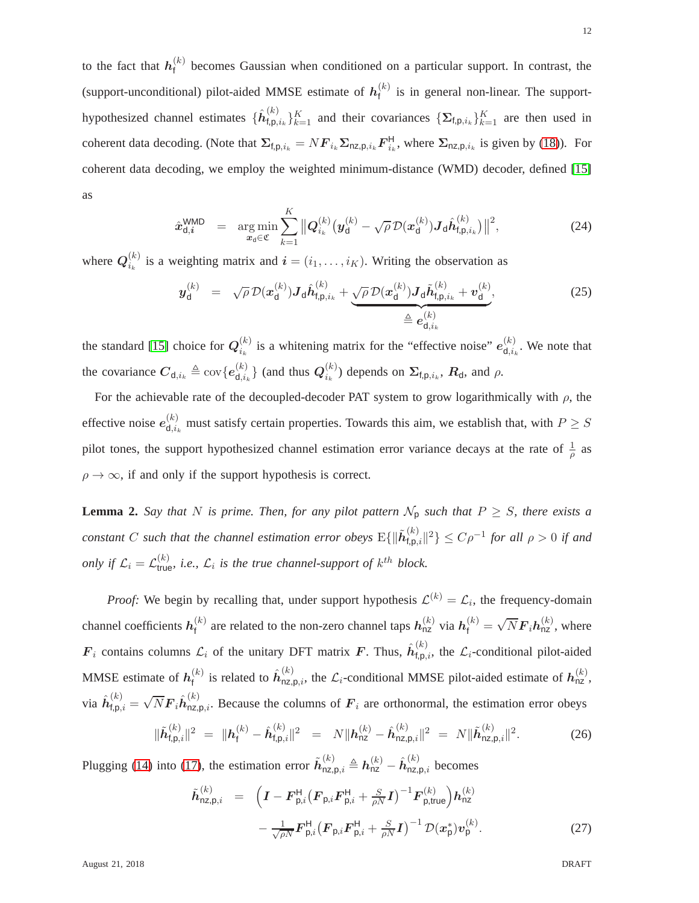to the fact that $\boldsymbol{h}_{\mathsf{f}}^{(k)}$ becomes Gaussian when conditioned on a particular support. In contrast, the (support-unconditional) pilot-aided MMSE estimate of $\boldsymbol{h}_{\mathsf{f}}^{(k)}$ is in general non-linear. The support-hypothesized channel estimates $\{\hat{\boldsymbol{h}}_{\mathsf{f,p},i_k}^{(k)}\}_{k=1}^K$ and their covariances $\{\boldsymbol{\Sigma}_{\mathsf{f,p},i_k}\}_{k=1}^K$ are then used in coherent data decoding. (Note that $\boldsymbol{\Sigma}_{\mathsf{f,p},i_k} = N\boldsymbol{F}_{i_k}\boldsymbol{\Sigma}_{\mathsf{nz,p},i_k}\boldsymbol{F}_{i_k}^{\mathsf{H}}$, where $\boldsymbol{\Sigma}_{\mathsf{nz,p},i_k}$ is given by (18)). For coherent data decoding, we employ the weighted minimum-distance (WMD) decoder, defined [15] as

$$\hat{\boldsymbol{x}}_{\mathsf{d},\boldsymbol{i}}^{\mathsf{WMD}} = \arg\min_{\boldsymbol{x}_{\mathsf{d}}\in\mathfrak{C}} \sum_{k=1}^{K} \big\|\boldsymbol{Q}_{i_k}^{(k)}\big(\boldsymbol{y}_{\mathsf{d}}^{(k)} - \sqrt{\rho}\,\mathcal{D}(\boldsymbol{x}_{\mathsf{d}}^{(k)})\boldsymbol{J}_{\mathsf{d}}\hat{\boldsymbol{h}}_{\mathsf{f,p},i_k}^{(k)}\big)\big\|^2, \tag{24}$$

where $\boldsymbol{Q}_{i_k}^{(k)}$ is a weighting matrix and $\boldsymbol{i} = (i_1,\ldots,i_K)$. Writing the observation as

$$\boldsymbol{y}_{\mathsf{d}}^{(k)} = \sqrt{\rho}\,\mathcal{D}(\boldsymbol{x}_{\mathsf{d}}^{(k)})\boldsymbol{J}_{\mathsf{d}}\hat{\boldsymbol{h}}_{\mathsf{f,p},i_k}^{(k)} + \underbrace{\sqrt{\rho}\,\mathcal{D}(\boldsymbol{x}_{\mathsf{d}}^{(k)})\boldsymbol{J}_{\mathsf{d}}\tilde{\boldsymbol{h}}_{\mathsf{f,p},i_k}^{(k)} + \boldsymbol{v}_{\mathsf{d}}^{(k)}}_{\triangleq\, \boldsymbol{e}_{\mathsf{d},i_k}^{(k)}}, \tag{25}$$

the standard [15] choice for $\boldsymbol{Q}_{i_k}^{(k)}$ is a whitening matrix for the "effective noise" $\boldsymbol{e}_{\mathsf{d},i_k}^{(k)}$. We note that the covariance $\boldsymbol{C}_{\mathsf{d},i_k} \triangleq \operatorname{cov}\{\boldsymbol{e}_{\mathsf{d},i_k}^{(k)}\}$ (and thus $\boldsymbol{Q}_{i_k}^{(k)}$) depends on $\boldsymbol{\Sigma}_{\mathsf{f,p},i_k}$, $\boldsymbol{R}_{\mathsf{d}}$, and $\rho$.

For the achievable rate of the decoupled-decoder PAT system to grow logarithmically with $\rho$, the effective noise $\boldsymbol{e}_{\mathsf{d},i_k}^{(k)}$ must satisfy certain properties. Towards this aim, we establish that, with $P \geq S$ pilot tones, the support hypothesized channel estimation error variance decays at the rate of $\frac{1}{\rho}$ as $\rho \to \infty$, if and only if the support hypothesis is correct.

**Lemma 2.** *Say that $N$ is prime. Then, for any pilot pattern $\mathcal{N}_{\mathsf{p}}$ such that $P \geq S$, there exists a constant $C$ such that the channel estimation error obeys $\mathrm{E}\{\|\tilde{\boldsymbol{h}}_{\mathsf{f,p},i}^{(k)}\|^2\} \leq C\rho^{-1}$ for all $\rho > 0$ if and only if $\mathcal{L}_i = \mathcal{L}_{\mathsf{true}}^{(k)}$, i.e., $\mathcal{L}_i$ is the true channel-support of $k^{th}$ block.*

*Proof:* We begin by recalling that, under support hypothesis $\mathcal{L}^{(k)} = \mathcal{L}_i$, the frequency-domain channel coefficients $\boldsymbol{h}_{\mathsf{f}}^{(k)}$ are related to the non-zero channel taps $\boldsymbol{h}_{\mathsf{nz}}^{(k)}$ via $\boldsymbol{h}_{\mathsf{f}}^{(k)} = \sqrt{N}\boldsymbol{F}_i\boldsymbol{h}_{\mathsf{nz}}^{(k)}$, where $\boldsymbol{F}_i$ contains columns $\mathcal{L}_i$ of the unitary DFT matrix $\boldsymbol{F}$. Thus, $\hat{\boldsymbol{h}}_{\mathsf{f,p},i}^{(k)}$, the $\mathcal{L}_i$-conditional pilot-aided MMSE estimate of $\boldsymbol{h}_{\mathsf{f}}^{(k)}$ is related to $\hat{\boldsymbol{h}}_{\mathsf{nz,p},i}^{(k)}$, the $\mathcal{L}_i$-conditional MMSE pilot-aided estimate of $\boldsymbol{h}_{\mathsf{nz}}^{(k)}$, via $\hat{\boldsymbol{h}}_{\mathsf{f,p},i}^{(k)} = \sqrt{N}\boldsymbol{F}_i\hat{\boldsymbol{h}}_{\mathsf{nz,p},i}^{(k)}$. Because the columns of $\boldsymbol{F}_i$ are orthonormal, the estimation error obeys

$$\|\tilde{\boldsymbol{h}}_{\mathsf{f,p},i}^{(k)}\|^2 = \|\boldsymbol{h}_{\mathsf{f}}^{(k)} - \hat{\boldsymbol{h}}_{\mathsf{f,p},i}^{(k)}\|^2 = N\|\boldsymbol{h}_{\mathsf{nz}}^{(k)} - \hat{\boldsymbol{h}}_{\mathsf{nz,p},i}^{(k)}\|^2 = N\|\tilde{\boldsymbol{h}}_{\mathsf{nz,p},i}^{(k)}\|^2. \tag{26}$$

Plugging (14) into (17), the estimation error $\tilde{\boldsymbol{h}}_{\mathsf{nz,p},i}^{(k)} \triangleq \boldsymbol{h}_{\mathsf{nz}}^{(k)} - \hat{\boldsymbol{h}}_{\mathsf{nz,p},i}^{(k)}$ becomes

$$\begin{aligned}\tilde{\boldsymbol{h}}_{\mathsf{nz,p},i}^{(k)} &= \Big(\boldsymbol{I} - \boldsymbol{F}_{\mathsf{p},i}^{\mathsf{H}}\big(\boldsymbol{F}_{\mathsf{p},i}\boldsymbol{F}_{\mathsf{p},i}^{\mathsf{H}} + \tfrac{S}{\rho N}\boldsymbol{I}\big)^{-1}\boldsymbol{F}_{\mathsf{p,true}}^{(k)}\Big)\boldsymbol{h}_{\mathsf{nz}}^{(k)} \\ &\quad - \tfrac{1}{\sqrt{\rho N}}\boldsymbol{F}_{\mathsf{p},i}^{\mathsf{H}}\big(\boldsymbol{F}_{\mathsf{p},i}\boldsymbol{F}_{\mathsf{p},i}^{\mathsf{H}} + \tfrac{S}{\rho N}\boldsymbol{I}\big)^{-1}\mathcal{D}(\boldsymbol{x}_{\mathsf{p}}^*)\boldsymbol{v}_{\mathsf{p}}^{(k)}.\end{aligned} \tag{27}$$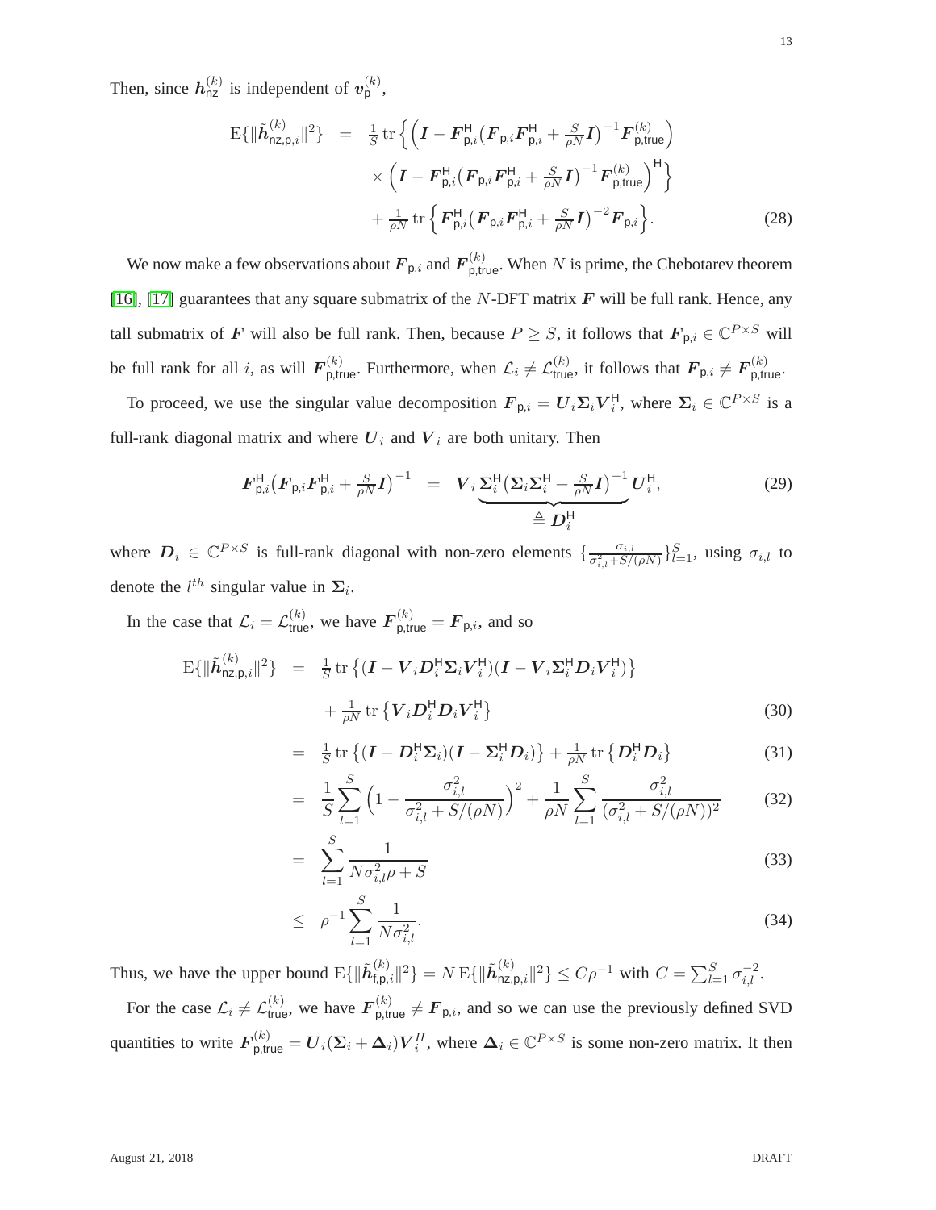Then, since $\boldsymbol{h}_{\mathsf{nz}}^{(k)}$ is independent of $\boldsymbol{v}_{\mathsf{p}}^{(k)}$,

$$
\begin{aligned}
\mathrm{E}\{\|\tilde{\boldsymbol{h}}_{\mathsf{nz,p},i}^{(k)}\|^2\} &= \tfrac{1}{S}\operatorname{tr}\Big\{\Big(\boldsymbol{I}-\boldsymbol{F}_{\mathsf{p},i}^{\mathsf{H}}\big(\boldsymbol{F}_{\mathsf{p},i}\boldsymbol{F}_{\mathsf{p},i}^{\mathsf{H}}+\tfrac{S}{\rho N}\boldsymbol{I}\big)^{-1}\boldsymbol{F}_{\mathsf{p,true}}^{(k)}\Big) \\
&\quad\times\Big(\boldsymbol{I}-\boldsymbol{F}_{\mathsf{p},i}^{\mathsf{H}}\big(\boldsymbol{F}_{\mathsf{p},i}\boldsymbol{F}_{\mathsf{p},i}^{\mathsf{H}}+\tfrac{S}{\rho N}\boldsymbol{I}\big)^{-1}\boldsymbol{F}_{\mathsf{p,true}}^{(k)}\Big)^{\mathsf{H}}\Big\} \\
&\quad+\tfrac{1}{\rho N}\operatorname{tr}\Big\{\boldsymbol{F}_{\mathsf{p},i}^{\mathsf{H}}\big(\boldsymbol{F}_{\mathsf{p},i}\boldsymbol{F}_{\mathsf{p},i}^{\mathsf{H}}+\tfrac{S}{\rho N}\boldsymbol{I}\big)^{-2}\boldsymbol{F}_{\mathsf{p},i}\Big\}.
\end{aligned} \tag{28}
$$

We now make a few observations about $\boldsymbol{F}_{\mathsf{p},i}$ and $\boldsymbol{F}_{\mathsf{p,true}}^{(k)}$. When $N$ is prime, the Chebotarev theorem [16], [17] guarantees that any square submatrix of the $N$-DFT matrix $\boldsymbol{F}$ will be full rank. Hence, any tall submatrix of $\boldsymbol{F}$ will also be full rank. Then, because $P \geq S$, it follows that $\boldsymbol{F}_{\mathsf{p},i} \in \mathbb{C}^{P\times S}$ will be full rank for all $i$, as will $\boldsymbol{F}_{\mathsf{p,true}}^{(k)}$. Furthermore, when $\mathcal{L}_i \neq \mathcal{L}_{\mathsf{true}}^{(k)}$, it follows that $\boldsymbol{F}_{\mathsf{p},i} \neq \boldsymbol{F}_{\mathsf{p,true}}^{(k)}$.

To proceed, we use the singular value decomposition $\boldsymbol{F}_{\mathsf{p},i} = \boldsymbol{U}_i\boldsymbol{\Sigma}_i\boldsymbol{V}_i^{\mathsf{H}}$, where $\boldsymbol{\Sigma}_i \in \mathbb{C}^{P\times S}$ is a full-rank diagonal matrix and where $\boldsymbol{U}_i$ and $\boldsymbol{V}_i$ are both unitary. Then

$$
\boldsymbol{F}_{\mathsf{p},i}^{\mathsf{H}}\big(\boldsymbol{F}_{\mathsf{p},i}\boldsymbol{F}_{\mathsf{p},i}^{\mathsf{H}}+\tfrac{S}{\rho N}\boldsymbol{I}\big)^{-1} = \boldsymbol{V}_i\underbrace{\boldsymbol{\Sigma}_i^{\mathsf{H}}\big(\boldsymbol{\Sigma}_i\boldsymbol{\Sigma}_i^{\mathsf{H}}+\tfrac{S}{\rho N}\boldsymbol{I}\big)^{-1}}_{\triangleq\,\boldsymbol{D}_i^{\mathsf{H}}}\boldsymbol{U}_i^{\mathsf{H}}, \tag{29}
$$

where $\boldsymbol{D}_i \in \mathbb{C}^{P\times S}$ is full-rank diagonal with non-zero elements $\{\frac{\sigma_{i,l}}{\sigma_{i,l}^2+S/(\rho N)}\}_{l=1}^{S}$, using $\sigma_{i,l}$ to denote the $l^{th}$ singular value in $\boldsymbol{\Sigma}_i$.

In the case that $\mathcal{L}_i = \mathcal{L}_{\mathsf{true}}^{(k)}$, we have $\boldsymbol{F}_{\mathsf{p,true}}^{(k)} = \boldsymbol{F}_{\mathsf{p},i}$, and so

$$
\begin{aligned}
\mathrm{E}\{\|\tilde{\boldsymbol{h}}_{\mathsf{nz,p},i}^{(k)}\|^2\} &= \tfrac{1}{S}\operatorname{tr}\big\{(\boldsymbol{I}-\boldsymbol{V}_i\boldsymbol{D}_i^{\mathsf{H}}\boldsymbol{\Sigma}_i\boldsymbol{V}_i^{\mathsf{H}})(\boldsymbol{I}-\boldsymbol{V}_i\boldsymbol{\Sigma}_i^{\mathsf{H}}\boldsymbol{D}_i\boldsymbol{V}_i^{\mathsf{H}})\big\} \\
&\quad+\tfrac{1}{\rho N}\operatorname{tr}\big\{\boldsymbol{V}_i\boldsymbol{D}_i^{\mathsf{H}}\boldsymbol{D}_i\boldsymbol{V}_i^{\mathsf{H}}\big\}
\end{aligned} \tag{30}
$$

$$
= \tfrac{1}{S}\operatorname{tr}\big\{(\boldsymbol{I}-\boldsymbol{D}_i^{\mathsf{H}}\boldsymbol{\Sigma}_i)(\boldsymbol{I}-\boldsymbol{\Sigma}_i^{\mathsf{H}}\boldsymbol{D}_i)\big\}+\tfrac{1}{\rho N}\operatorname{tr}\big\{\boldsymbol{D}_i^{\mathsf{H}}\boldsymbol{D}_i\big\} \tag{31}
$$

$$
= \frac{1}{S}\sum_{l=1}^{S}\Big(1-\frac{\sigma_{i,l}^2}{\sigma_{i,l}^2+S/(\rho N)}\Big)^2+\frac{1}{\rho N}\sum_{l=1}^{S}\frac{\sigma_{i,l}^2}{(\sigma_{i,l}^2+S/(\rho N))^2} \tag{32}
$$

$$
= \sum_{l=1}^{S}\frac{1}{N\sigma_{i,l}^2\rho+S} \tag{33}
$$

$$
\leq \rho^{-1}\sum_{l=1}^{S}\frac{1}{N\sigma_{i,l}^2}. \tag{34}
$$

Thus, we have the upper bound $\mathrm{E}\{\|\tilde{\boldsymbol{h}}_{\mathsf{f,p},i}^{(k)}\|^2\} = N\,\mathrm{E}\{\|\tilde{\boldsymbol{h}}_{\mathsf{nz,p},i}^{(k)}\|^2\} \leq C\rho^{-1}$ with $C=\sum_{l=1}^{S}\sigma_{i,l}^{-2}$.

For the case $\mathcal{L}_i \neq \mathcal{L}_{\mathsf{true}}^{(k)}$, we have $\boldsymbol{F}_{\mathsf{p,true}}^{(k)} \neq \boldsymbol{F}_{\mathsf{p},i}$, and so we can use the previously defined SVD quantities to write $\boldsymbol{F}_{\mathsf{p,true}}^{(k)} = \boldsymbol{U}_i(\boldsymbol{\Sigma}_i+\boldsymbol{\Delta}_i)\boldsymbol{V}_i^{H}$, where $\boldsymbol{\Delta}_i \in \mathbb{C}^{P\times S}$ is some non-zero matrix. It then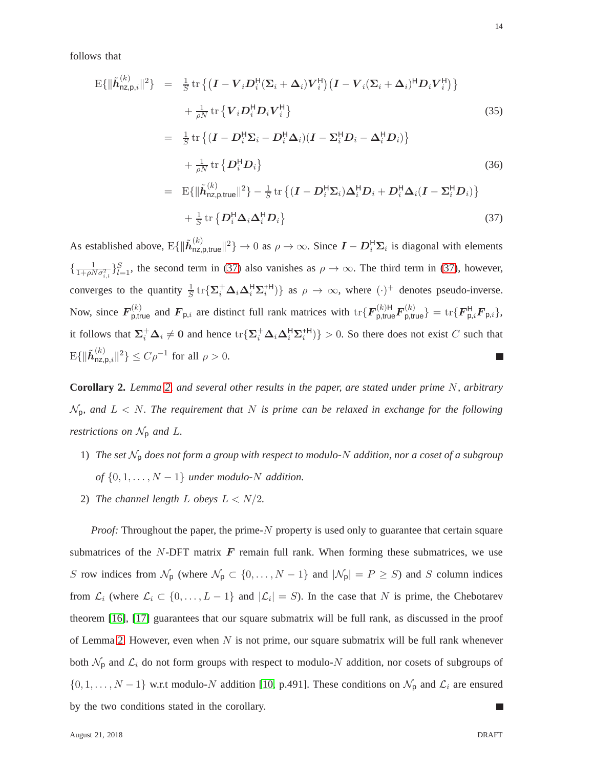follows that

$$
\begin{aligned}
\mathrm{E}\{\|\tilde{\boldsymbol{h}}_{\mathsf{nz,p},i}^{(k)}\|^2\} &= \tfrac{1}{S}\operatorname{tr}\left\{\left(\boldsymbol{I}-\boldsymbol{V}_i\boldsymbol{D}_i^{\mathsf{H}}(\boldsymbol{\Sigma}_i+\boldsymbol{\Delta}_i)\boldsymbol{V}_i^{\mathsf{H}}\right)\left(\boldsymbol{I}-\boldsymbol{V}_i(\boldsymbol{\Sigma}_i+\boldsymbol{\Delta}_i)^{\mathsf{H}}\boldsymbol{D}_i\boldsymbol{V}_i^{\mathsf{H}}\right)\right\} \\
&\quad + \tfrac{1}{\rho N}\operatorname{tr}\left\{\boldsymbol{V}_i\boldsymbol{D}_i^{\mathsf{H}}\boldsymbol{D}_i\boldsymbol{V}_i^{\mathsf{H}}\right\} \qquad (35) \\
&= \tfrac{1}{S}\operatorname{tr}\left\{(\boldsymbol{I}-\boldsymbol{D}_i^{\mathsf{H}}\boldsymbol{\Sigma}_i-\boldsymbol{D}_i^{\mathsf{H}}\boldsymbol{\Delta}_i)(\boldsymbol{I}-\boldsymbol{\Sigma}_i^{\mathsf{H}}\boldsymbol{D}_i-\boldsymbol{\Delta}_i^{\mathsf{H}}\boldsymbol{D}_i)\right\} \\
&\quad + \tfrac{1}{\rho N}\operatorname{tr}\left\{\boldsymbol{D}_i^{\mathsf{H}}\boldsymbol{D}_i\right\} \qquad (36) \\
&= \mathrm{E}\{\|\tilde{\boldsymbol{h}}_{\mathsf{nz,p,true}}^{(k)}\|^2\} - \tfrac{1}{S}\operatorname{tr}\left\{(\boldsymbol{I}-\boldsymbol{D}_i^{\mathsf{H}}\boldsymbol{\Sigma}_i)\boldsymbol{\Delta}_i^{\mathsf{H}}\boldsymbol{D}_i+\boldsymbol{D}_i^{\mathsf{H}}\boldsymbol{\Delta}_i(\boldsymbol{I}-\boldsymbol{\Sigma}_i^{\mathsf{H}}\boldsymbol{D}_i)\right\} \\
&\quad + \tfrac{1}{S}\operatorname{tr}\left\{\boldsymbol{D}_i^{\mathsf{H}}\boldsymbol{\Delta}_i\boldsymbol{\Delta}_i^{\mathsf{H}}\boldsymbol{D}_i\right\} \qquad (37)
\end{aligned}
$$

As established above, $\mathrm{E}\{\|\tilde{\boldsymbol{h}}_{\mathsf{nz,p,true}}^{(k)}\|^2\} \to 0$ as $\rho\to\infty$. Since $\boldsymbol{I}-\boldsymbol{D}_i^{\mathsf{H}}\boldsymbol{\Sigma}_i$ is diagonal with elements $\{\frac{1}{1+\rho N\sigma_{i,l}^2}\}_{l=1}^S$, the second term in (37) also vanishes as $\rho\to\infty$. The third term in (37), however, converges to the quantity $\frac{1}{S}\operatorname{tr}\{\boldsymbol{\Sigma}_i^{+}\boldsymbol{\Delta}_i\boldsymbol{\Delta}_i^{\mathsf{H}}\boldsymbol{\Sigma}_i^{+\mathsf{H}})\}$ as $\rho\to\infty$, where $(\cdot)^{+}$ denotes pseudo-inverse. Now, since $\boldsymbol{F}_{\mathsf{p,true}}^{(k)}$ and $\boldsymbol{F}_{\mathsf{p},i}$ are distinct full rank matrices with $\operatorname{tr}\{\boldsymbol{F}_{\mathsf{p,true}}^{(k)\mathsf{H}}\boldsymbol{F}_{\mathsf{p,true}}^{(k)}\} = \operatorname{tr}\{\boldsymbol{F}_{\mathsf{p},i}^{\mathsf{H}}\boldsymbol{F}_{\mathsf{p},i}\}$, it follows that $\boldsymbol{\Sigma}_i^{+}\boldsymbol{\Delta}_i \neq \boldsymbol{0}$ and hence $\operatorname{tr}\{\boldsymbol{\Sigma}_i^{+}\boldsymbol{\Delta}_i\boldsymbol{\Delta}_i^{\mathsf{H}}\boldsymbol{\Sigma}_i^{+\mathsf{H}})\} > 0$. So there does not exist $C$ such that $\mathrm{E}\{\|\tilde{\boldsymbol{h}}_{\mathsf{nz,p},i}^{(k)}\|^2\} \le C\rho^{-1}$ for all $\rho>0$. ■

**Corollary 2.** *Lemma 2, and several other results in the paper, are stated under prime $N$, arbitrary $\mathcal{N}_{\mathsf{p}}$, and $L<N$. The requirement that $N$ is prime can be relaxed in exchange for the following restrictions on $\mathcal{N}_{\mathsf{p}}$ and $L$.*

1) *The set $\mathcal{N}_{\mathsf{p}}$ does not form a group with respect to modulo-$N$ addition, nor a coset of a subgroup of $\{0,1,\dots,N-1\}$ under modulo-$N$ addition.*
2) *The channel length $L$ obeys $L<N/2$.*

*Proof:* Throughout the paper, the prime-$N$ property is used only to guarantee that certain square submatrices of the $N$-DFT matrix $\boldsymbol{F}$ remain full rank. When forming these submatrices, we use $S$ row indices from $\mathcal{N}_{\mathsf{p}}$ (where $\mathcal{N}_{\mathsf{p}}\subset\{0,\dots,N-1\}$ and $|\mathcal{N}_{\mathsf{p}}|=P\ge S$) and $S$ column indices from $\mathcal{L}_i$ (where $\mathcal{L}_i\subset\{0,\dots,L-1\}$ and $|\mathcal{L}_i|=S$). In the case that $N$ is prime, the Chebotarev theorem [16], [17] guarantees that our square submatrix will be full rank, as discussed in the proof of Lemma 2. However, even when $N$ is not prime, our square submatrix will be full rank whenever both $\mathcal{N}_{\mathsf{p}}$ and $\mathcal{L}_i$ do not form groups with respect to modulo-$N$ addition, nor cosets of subgroups of $\{0,1,\dots,N-1\}$ w.r.t modulo-$N$ addition [10, p.491]. These conditions on $\mathcal{N}_{\mathsf{p}}$ and $\mathcal{L}_i$ are ensured by the two conditions stated in the corollary. ■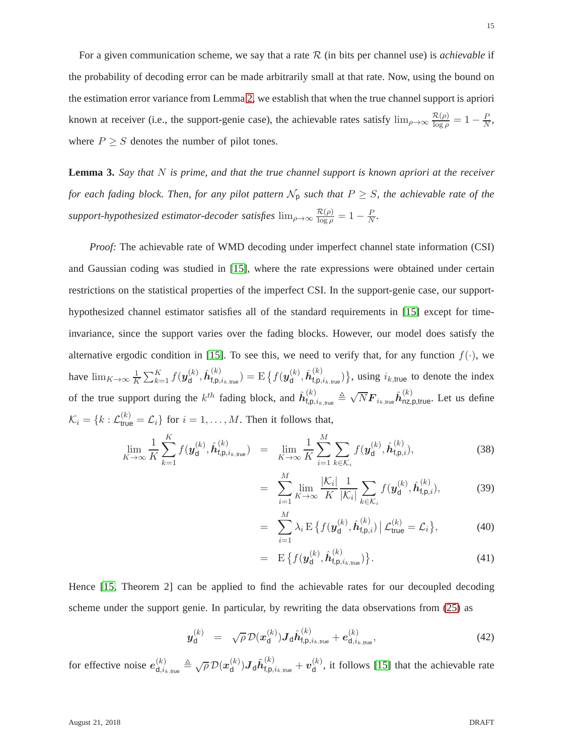For a given communication scheme, we say that a rate $\mathcal{R}$ (in bits per channel use) is *achievable* if the probability of decoding error can be made arbitrarily small at that rate. Now, using the bound on the estimation error variance from Lemma 2, we establish that when the true channel support is apriori known at receiver (i.e., the support-genie case), the achievable rates satisfy $\lim_{\rho\to\infty} \frac{\mathcal{R}(\rho)}{\log \rho} = 1 - \frac{P}{N}$, where $P \geq S$ denotes the number of pilot tones.

**Lemma 3.** *Say that $N$ is prime, and that the true channel support is known apriori at the receiver for each fading block. Then, for any pilot pattern $\mathcal{N}_{\mathsf{p}}$ such that $P \geq S$, the achievable rate of the support-hypothesized estimator-decoder satisfies $\lim_{\rho\to\infty} \frac{\mathcal{R}(\rho)}{\log \rho} = 1 - \frac{P}{N}$.*

*Proof:* The achievable rate of WMD decoding under imperfect channel state information (CSI) and Gaussian coding was studied in [15], where the rate expressions were obtained under certain restrictions on the statistical properties of the imperfect CSI. In the support-genie case, our support-hypothesized channel estimator satisfies all of the standard requirements in [15] except for time-invariance, since the support varies over the fading blocks. However, our model does satisfy the alternative ergodic condition in [15]. To see this, we need to verify that, for any function $f(\cdot)$, we have $\lim_{K\to\infty} \frac{1}{K}\sum_{k=1}^{K} f(\boldsymbol{y}_{\mathsf{d}}^{(k)}, \hat{\boldsymbol{h}}_{\mathsf{f,p},i_{k,\mathsf{true}}}^{(k)}) = \mathrm{E}\left\{f(\boldsymbol{y}_{\mathsf{d}}^{(k)}, \hat{\boldsymbol{h}}_{\mathsf{f,p},i_{k,\mathsf{true}}}^{(k)})\right\}$, using $i_{k,\mathsf{true}}$ to denote the index of the true support during the $k^{th}$ fading block, and $\hat{\boldsymbol{h}}_{\mathsf{f,p},i_{k,\mathsf{true}}}^{(k)} \triangleq \sqrt{N}\boldsymbol{F}_{i_{k,\mathsf{true}}}\hat{\boldsymbol{h}}_{\mathsf{nz,p,true}}^{(k)}$. Let us define $\mathcal{K}_i = \{k : \mathcal{L}_{\mathsf{true}}^{(k)} = \mathcal{L}_i\}$ for $i = 1, \ldots, M$. Then it follows that,

$$
\begin{aligned}
\lim_{K\to\infty} \frac{1}{K}\sum_{k=1}^{K} f(\boldsymbol{y}_{\mathsf{d}}^{(k)}, \hat{\boldsymbol{h}}_{\mathsf{f,p},i_{k,\mathsf{true}}}^{(k)}) &= \lim_{K\to\infty} \frac{1}{K}\sum_{i=1}^{M}\sum_{k\in\mathcal{K}_i} f(\boldsymbol{y}_{\mathsf{d}}^{(k)}, \hat{\boldsymbol{h}}_{\mathsf{f,p},i}^{(k)}), & (38)\\
&= \sum_{i=1}^{M} \lim_{K\to\infty} \frac{|\mathcal{K}_i|}{K}\frac{1}{|\mathcal{K}_i|}\sum_{k\in\mathcal{K}_i} f(\boldsymbol{y}_{\mathsf{d}}^{(k)}, \hat{\boldsymbol{h}}_{\mathsf{f,p},i}^{(k)}), & (39)\\
&= \sum_{i=1}^{M} \lambda_i \,\mathrm{E}\left\{f(\boldsymbol{y}_{\mathsf{d}}^{(k)}, \hat{\boldsymbol{h}}_{\mathsf{f,p},i}^{(k)}) \,\middle|\, \mathcal{L}_{\mathsf{true}}^{(k)} = \mathcal{L}_i\right\}, & (40)\\
&= \mathrm{E}\left\{f(\boldsymbol{y}_{\mathsf{d}}^{(k)}, \hat{\boldsymbol{h}}_{\mathsf{f,p},i_{k,\mathsf{true}}}^{(k)})\right\}. & (41)
\end{aligned}
$$

Hence [15, Theorem 2] can be applied to find the achievable rates for our decoupled decoding scheme under the support genie. In particular, by rewriting the data observations from (25) as

$$
\boldsymbol{y}_{\mathsf{d}}^{(k)} = \sqrt{\rho}\,\mathcal{D}(\boldsymbol{x}_{\mathsf{d}}^{(k)})\boldsymbol{J}_{\mathsf{d}}\hat{\boldsymbol{h}}_{\mathsf{f,p},i_{k,\mathsf{true}}}^{(k)} + \boldsymbol{e}_{\mathsf{d},i_{k,\mathsf{true}}}^{(k)}, \tag{42}
$$

for effective noise $\boldsymbol{e}_{\mathsf{d},i_{k,\mathsf{true}}}^{(k)} \triangleq \sqrt{\rho}\,\mathcal{D}(\boldsymbol{x}_{\mathsf{d}}^{(k)})\boldsymbol{J}_{\mathsf{d}}\tilde{\boldsymbol{h}}_{\mathsf{f,p},i_{k,\mathsf{true}}}^{(k)} + \boldsymbol{v}_{\mathsf{d}}^{(k)}$, it follows [15] that the achievable rate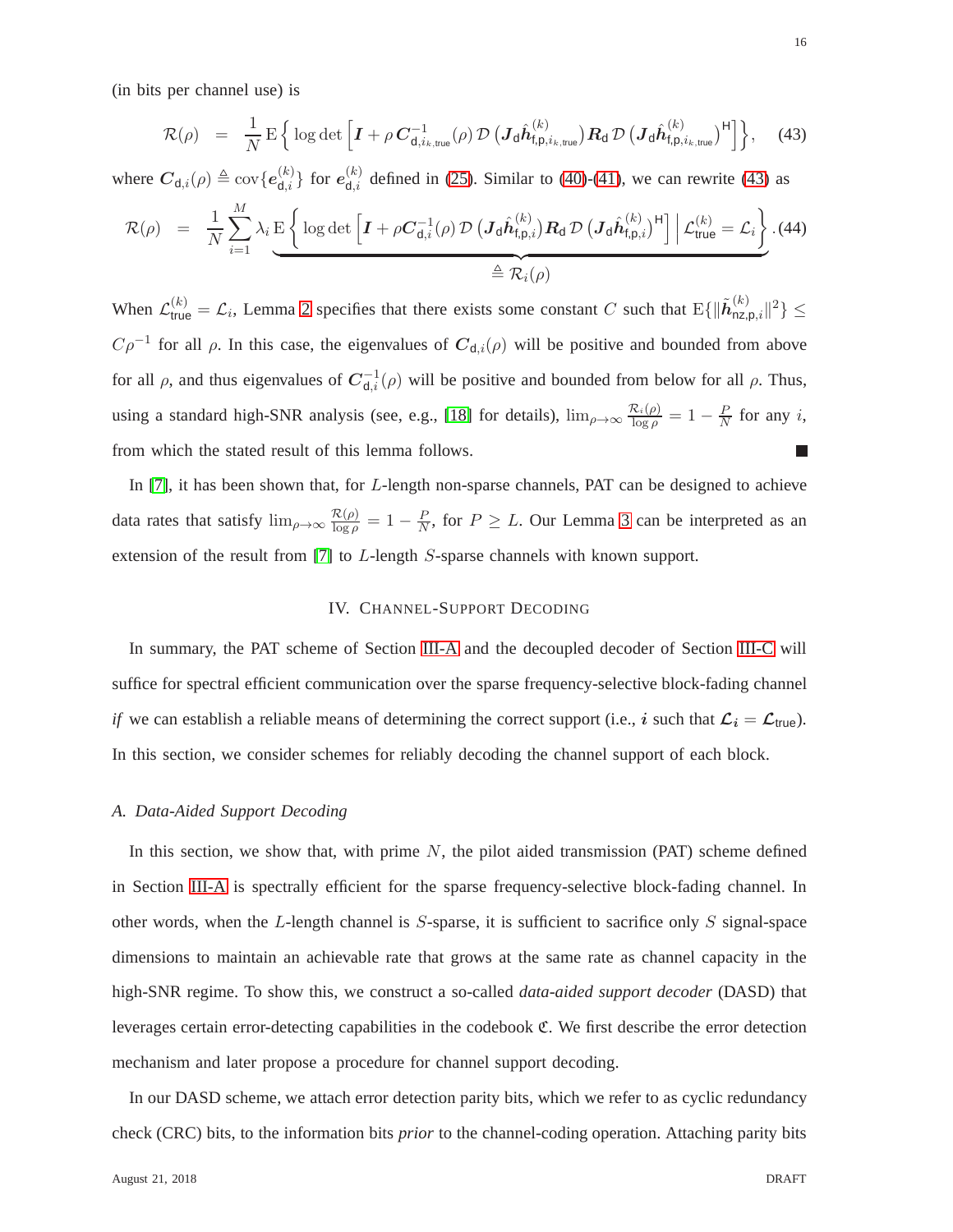(in bits per channel use) is

$$\mathcal{R}(\rho) \;=\; \frac{1}{N}\,\mathrm{E}\Big\{\log\det\Big[\boldsymbol{I}+\rho\,\boldsymbol{C}_{\mathsf{d},i_{k,\mathsf{true}}}^{-1}(\rho)\,\mathcal{D}\big(\boldsymbol{J}_{\mathsf{d}}\hat{\boldsymbol{h}}_{\mathsf{f,p},i_{k,\mathsf{true}}}^{(k)}\big)\boldsymbol{R}_{\mathsf{d}}\,\mathcal{D}\big(\boldsymbol{J}_{\mathsf{d}}\hat{\boldsymbol{h}}_{\mathsf{f,p},i_{k,\mathsf{true}}}^{(k)}\big)^{\mathsf{H}}\Big]\Big\}, \tag{43}$$

where $\boldsymbol{C}_{\mathsf{d},i}(\rho) \triangleq \operatorname{cov}\{\boldsymbol{e}_{\mathsf{d},i}^{(k)}\}$ for $\boldsymbol{e}_{\mathsf{d},i}^{(k)}$ defined in (25). Similar to (40)-(41), we can rewrite (43) as

$$\mathcal{R}(\rho) \;=\; \frac{1}{N}\sum_{i=1}^{M}\lambda_i\,\underbrace{\mathrm{E}\Big\{\log\det\Big[\boldsymbol{I}+\rho\boldsymbol{C}_{\mathsf{d},i}^{-1}(\rho)\,\mathcal{D}\big(\boldsymbol{J}_{\mathsf{d}}\hat{\boldsymbol{h}}_{\mathsf{f,p},i}^{(k)}\big)\boldsymbol{R}_{\mathsf{d}}\,\mathcal{D}\big(\boldsymbol{J}_{\mathsf{d}}\hat{\boldsymbol{h}}_{\mathsf{f,p},i}^{(k)}\big)^{\mathsf{H}}\Big]\;\Big|\;\mathcal{L}_{\mathsf{true}}^{(k)}=\mathcal{L}_i\Big\}}_{\triangleq\,\mathcal{R}_i(\rho)}. \tag{44}$$

When $\mathcal{L}_{\mathsf{true}}^{(k)}=\mathcal{L}_i$, Lemma 2 specifies that there exists some constant $C$ such that $\mathrm{E}\{\|\tilde{\boldsymbol{h}}_{\mathsf{nz,p},i}^{(k)}\|^2\}\leq C\rho^{-1}$ for all $\rho$. In this case, the eigenvalues of $\boldsymbol{C}_{\mathsf{d},i}(\rho)$ will be positive and bounded from above for all $\rho$, and thus eigenvalues of $\boldsymbol{C}_{\mathsf{d},i}^{-1}(\rho)$ will be positive and bounded from below for all $\rho$. Thus, using a standard high-SNR analysis (see, e.g., [18] for details), $\lim_{\rho\to\infty}\frac{\mathcal{R}_i(\rho)}{\log\rho}=1-\frac{P}{N}$ for any $i$, from which the stated result of this lemma follows. ■

In [7], it has been shown that, for $L$-length non-sparse channels, PAT can be designed to achieve data rates that satisfy $\lim_{\rho\to\infty}\frac{\mathcal{R}(\rho)}{\log\rho}=1-\frac{P}{N}$, for $P\geq L$. Our Lemma 3 can be interpreted as an extension of the result from [7] to $L$-length $S$-sparse channels with known support.

## IV. Channel-Support Decoding

In summary, the PAT scheme of Section III-A and the decoupled decoder of Section III-C will suffice for spectral efficient communication over the sparse frequency-selective block-fading channel *if* we can establish a reliable means of determining the correct support (i.e., $\boldsymbol{i}$ such that $\boldsymbol{\mathcal{L}_i}=\boldsymbol{\mathcal{L}}_{\mathsf{true}}$). In this section, we consider schemes for reliably decoding the channel support of each block.

### A. Data-Aided Support Decoding

In this section, we show that, with prime $N$, the pilot aided transmission (PAT) scheme defined in Section III-A is spectrally efficient for the sparse frequency-selective block-fading channel. In other words, when the $L$-length channel is $S$-sparse, it is sufficient to sacrifice only $S$ signal-space dimensions to maintain an achievable rate that grows at the same rate as channel capacity in the high-SNR regime. To show this, we construct a so-called *data-aided support decoder* (DASD) that leverages certain error-detecting capabilities in the codebook $\mathfrak{C}$. We first describe the error detection mechanism and later propose a procedure for channel support decoding.

In our DASD scheme, we attach error detection parity bits, which we refer to as cyclic redundancy check (CRC) bits, to the information bits *prior* to the channel-coding operation. Attaching parity bits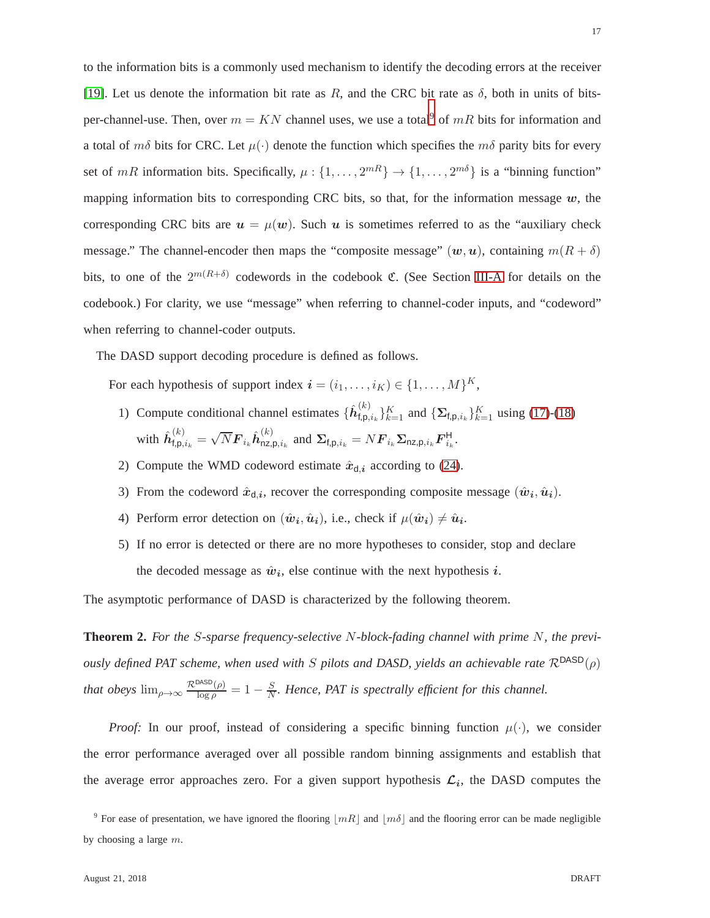to the information bits is a commonly used mechanism to identify the decoding errors at the receiver [19]. Let us denote the information bit rate as $R$, and the CRC bit rate as $\delta$, both in units of bits-per-channel-use. Then, over $m = KN$ channel uses, we use a total[9] of $mR$ bits for information and a total of $m\delta$ bits for CRC. Let $\mu(\cdot)$ denote the function which specifies the $m\delta$ parity bits for every set of $mR$ information bits. Specifically, $\mu : \{1, \ldots, 2^{mR}\} \rightarrow \{1, \ldots, 2^{m\delta}\}$ is a "binning function" mapping information bits to corresponding CRC bits, so that, for the information message $\boldsymbol{w}$, the corresponding CRC bits are $\boldsymbol{u} = \mu(\boldsymbol{w})$. Such $\boldsymbol{u}$ is sometimes referred to as the "auxiliary check message." The channel-encoder then maps the "composite message" $(\boldsymbol{w}, \boldsymbol{u})$, containing $m(R + \delta)$ bits, to one of the $2^{m(R+\delta)}$ codewords in the codebook $\mathfrak{C}$. (See Section III-A for details on the codebook.) For clarity, we use "message" when referring to channel-coder inputs, and "codeword" when referring to channel-coder outputs.

The DASD support decoding procedure is defined as follows.

For each hypothesis of support index $\boldsymbol{i} = (i_1, \ldots, i_K) \in \{1, \ldots, M\}^K$,

1) Compute conditional channel estimates $\{\hat{\boldsymbol{h}}^{(k)}_{\mathsf{f,p},i_k}\}_{k=1}^K$ and $\{\boldsymbol{\Sigma}_{\mathsf{f,p},i_k}\}_{k=1}^K$ using (17)-(18) with $\hat{\boldsymbol{h}}^{(k)}_{\mathsf{f,p},i_k} = \sqrt{N}\boldsymbol{F}_{i_k}\hat{\boldsymbol{h}}^{(k)}_{\mathsf{nz,p},i_k}$ and $\boldsymbol{\Sigma}_{\mathsf{f,p},i_k} = N\boldsymbol{F}_{i_k}\boldsymbol{\Sigma}_{\mathsf{nz,p},i_k}\boldsymbol{F}^{\mathsf{H}}_{i_k}$.
2) Compute the WMD codeword estimate $\hat{\boldsymbol{x}}_{\mathsf{d},\boldsymbol{i}}$ according to (24).
3) From the codeword $\hat{\boldsymbol{x}}_{\mathsf{d},\boldsymbol{i}}$, recover the corresponding composite message $(\hat{\boldsymbol{w}}_{\boldsymbol{i}}, \hat{\boldsymbol{u}}_{\boldsymbol{i}})$.
4) Perform error detection on $(\hat{\boldsymbol{w}}_{\boldsymbol{i}}, \hat{\boldsymbol{u}}_{\boldsymbol{i}})$, i.e., check if $\mu(\hat{\boldsymbol{w}}_{\boldsymbol{i}}) \neq \hat{\boldsymbol{u}}_{\boldsymbol{i}}$.
5) If no error is detected or there are no more hypotheses to consider, stop and declare the decoded message as $\hat{\boldsymbol{w}}_{\boldsymbol{i}}$, else continue with the next hypothesis $\boldsymbol{i}$.

The asymptotic performance of DASD is characterized by the following theorem.

**Theorem 2.** *For the $S$-sparse frequency-selective $N$-block-fading channel with prime $N$, the previously defined PAT scheme, when used with $S$ pilots and DASD, yields an achievable rate $\mathcal{R}^{\mathsf{DASD}}(\rho)$ that obeys $\lim_{\rho\rightarrow\infty} \frac{\mathcal{R}^{\mathsf{DASD}}(\rho)}{\log \rho} = 1 - \frac{S}{N}$. Hence, PAT is spectrally efficient for this channel.*

*Proof:* In our proof, instead of considering a specific binning function $\mu(\cdot)$, we consider the error performance averaged over all possible random binning assignments and establish that the average error approaches zero. For a given support hypothesis $\boldsymbol{\mathcal{L}}_{\boldsymbol{i}}$, the DASD computes the

[9] For ease of presentation, we have ignored the flooring $\lfloor mR \rfloor$ and $\lfloor m\delta \rfloor$ and the flooring error can be made negligible by choosing a large $m$.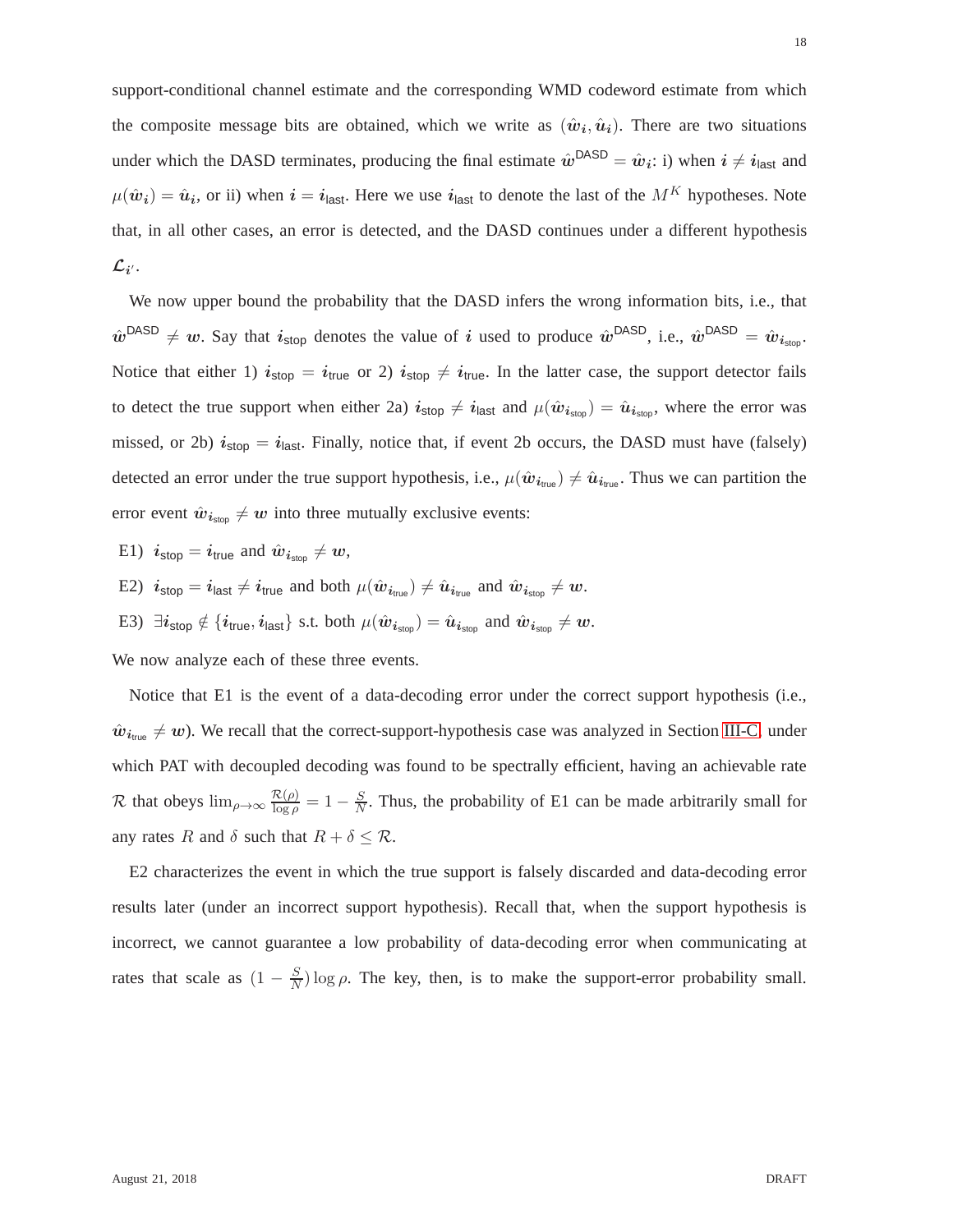support-conditional channel estimate and the corresponding WMD codeword estimate from which the composite message bits are obtained, which we write as $(\hat{\boldsymbol{w}}_{\boldsymbol{i}}, \hat{\boldsymbol{u}}_{\boldsymbol{i}})$. There are two situations under which the DASD terminates, producing the final estimate $\hat{\boldsymbol{w}}^{\mathsf{DASD}} = \hat{\boldsymbol{w}}_{\boldsymbol{i}}$: i) when $\boldsymbol{i} \neq \boldsymbol{i}_{\mathsf{last}}$ and $\mu(\hat{\boldsymbol{w}}_{\boldsymbol{i}}) = \hat{\boldsymbol{u}}_{\boldsymbol{i}}$, or ii) when $\boldsymbol{i} = \boldsymbol{i}_{\mathsf{last}}$. Here we use $\boldsymbol{i}_{\mathsf{last}}$ to denote the last of the $M^K$ hypotheses. Note that, in all other cases, an error is detected, and the DASD continues under a different hypothesis $\boldsymbol{\mathcal{L}}_{\boldsymbol{i}'}$.

We now upper bound the probability that the DASD infers the wrong information bits, i.e., that $\hat{\boldsymbol{w}}^{\mathsf{DASD}} \neq \boldsymbol{w}$. Say that $\boldsymbol{i}_{\mathsf{stop}}$ denotes the value of $\boldsymbol{i}$ used to produce $\hat{\boldsymbol{w}}^{\mathsf{DASD}}$, i.e., $\hat{\boldsymbol{w}}^{\mathsf{DASD}} = \hat{\boldsymbol{w}}_{\boldsymbol{i}_{\mathsf{stop}}}$. Notice that either 1) $\boldsymbol{i}_{\mathsf{stop}} = \boldsymbol{i}_{\mathsf{true}}$ or 2) $\boldsymbol{i}_{\mathsf{stop}} \neq \boldsymbol{i}_{\mathsf{true}}$. In the latter case, the support detector fails to detect the true support when either 2a) $\boldsymbol{i}_{\mathsf{stop}} \neq \boldsymbol{i}_{\mathsf{last}}$ and $\mu(\hat{\boldsymbol{w}}_{\boldsymbol{i}_{\mathsf{stop}}}) = \hat{\boldsymbol{u}}_{\boldsymbol{i}_{\mathsf{stop}}}$, where the error was missed, or 2b) $\boldsymbol{i}_{\mathsf{stop}} = \boldsymbol{i}_{\mathsf{last}}$. Finally, notice that, if event 2b occurs, the DASD must have (falsely) detected an error under the true support hypothesis, i.e., $\mu(\hat{\boldsymbol{w}}_{\boldsymbol{i}_{\mathsf{true}}}) \neq \hat{\boldsymbol{u}}_{\boldsymbol{i}_{\mathsf{true}}}$. Thus we can partition the error event $\hat{\boldsymbol{w}}_{\boldsymbol{i}_{\mathsf{stop}}} \neq \boldsymbol{w}$ into three mutually exclusive events:

E1) $\boldsymbol{i}_{\mathsf{stop}} = \boldsymbol{i}_{\mathsf{true}}$ and $\hat{\boldsymbol{w}}_{\boldsymbol{i}_{\mathsf{stop}}} \neq \boldsymbol{w}$,

E2) $\boldsymbol{i}_{\mathsf{stop}} = \boldsymbol{i}_{\mathsf{last}} \neq \boldsymbol{i}_{\mathsf{true}}$ and both $\mu(\hat{\boldsymbol{w}}_{\boldsymbol{i}_{\mathsf{true}}}) \neq \hat{\boldsymbol{u}}_{\boldsymbol{i}_{\mathsf{true}}}$ and $\hat{\boldsymbol{w}}_{\boldsymbol{i}_{\mathsf{stop}}} \neq \boldsymbol{w}$.

E3) $\exists \boldsymbol{i}_{\mathsf{stop}} \notin \{\boldsymbol{i}_{\mathsf{true}}, \boldsymbol{i}_{\mathsf{last}}\}$ s.t. both $\mu(\hat{\boldsymbol{w}}_{\boldsymbol{i}_{\mathsf{stop}}}) = \hat{\boldsymbol{u}}_{\boldsymbol{i}_{\mathsf{stop}}}$ and $\hat{\boldsymbol{w}}_{\boldsymbol{i}_{\mathsf{stop}}} \neq \boldsymbol{w}$.

We now analyze each of these three events.

Notice that E1 is the event of a data-decoding error under the correct support hypothesis (i.e., $\hat{\boldsymbol{w}}_{\boldsymbol{i}_{\mathsf{true}}} \neq \boldsymbol{w}$). We recall that the correct-support-hypothesis case was analyzed in Section III-C, under which PAT with decoupled decoding was found to be spectrally efficient, having an achievable rate $\mathcal{R}$ that obeys $\lim_{\rho\to\infty} \frac{\mathcal{R}(\rho)}{\log \rho} = 1 - \frac{S}{N}$. Thus, the probability of E1 can be made arbitrarily small for any rates $R$ and $\delta$ such that $R + \delta \leq \mathcal{R}$.

E2 characterizes the event in which the true support is falsely discarded and data-decoding error results later (under an incorrect support hypothesis). Recall that, when the support hypothesis is incorrect, we cannot guarantee a low probability of data-decoding error when communicating at rates that scale as $(1 - \frac{S}{N}) \log \rho$. The key, then, is to make the support-error probability small.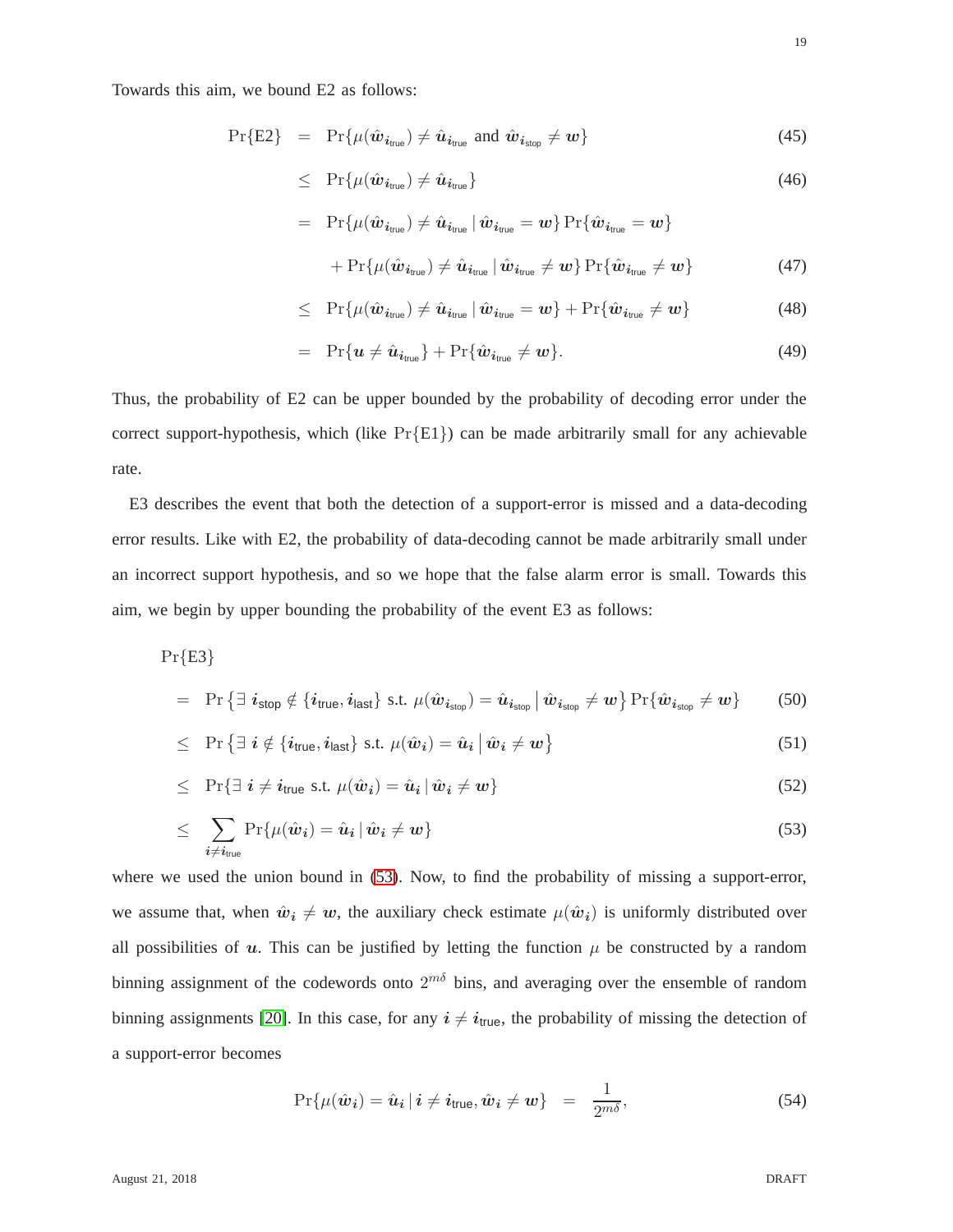Towards this aim, we bound E2 as follows:

$$
\begin{aligned}
\Pr\{\text{E2}\} &= \Pr\{\mu(\hat{\boldsymbol{w}}_{\boldsymbol{i}_{\text{true}}}) \neq \hat{\boldsymbol{u}}_{\boldsymbol{i}_{\text{true}}} \text{ and } \hat{\boldsymbol{w}}_{\boldsymbol{i}_{\text{stop}}} \neq \boldsymbol{w}\} && (45)\\
&\leq \Pr\{\mu(\hat{\boldsymbol{w}}_{\boldsymbol{i}_{\text{true}}}) \neq \hat{\boldsymbol{u}}_{\boldsymbol{i}_{\text{true}}}\} && (46)\\
&= \Pr\{\mu(\hat{\boldsymbol{w}}_{\boldsymbol{i}_{\text{true}}}) \neq \hat{\boldsymbol{u}}_{\boldsymbol{i}_{\text{true}}} \,|\, \hat{\boldsymbol{w}}_{\boldsymbol{i}_{\text{true}}} = \boldsymbol{w}\} \Pr\{\hat{\boldsymbol{w}}_{\boldsymbol{i}_{\text{true}}} = \boldsymbol{w}\} \\
&\quad + \Pr\{\mu(\hat{\boldsymbol{w}}_{\boldsymbol{i}_{\text{true}}}) \neq \hat{\boldsymbol{u}}_{\boldsymbol{i}_{\text{true}}} \,|\, \hat{\boldsymbol{w}}_{\boldsymbol{i}_{\text{true}}} \neq \boldsymbol{w}\} \Pr\{\hat{\boldsymbol{w}}_{\boldsymbol{i}_{\text{true}}} \neq \boldsymbol{w}\} && (47)\\
&\leq \Pr\{\mu(\hat{\boldsymbol{w}}_{\boldsymbol{i}_{\text{true}}}) \neq \hat{\boldsymbol{u}}_{\boldsymbol{i}_{\text{true}}} \,|\, \hat{\boldsymbol{w}}_{\boldsymbol{i}_{\text{true}}} = \boldsymbol{w}\} + \Pr\{\hat{\boldsymbol{w}}_{\boldsymbol{i}_{\text{true}}} \neq \boldsymbol{w}\} && (48)\\
&= \Pr\{\boldsymbol{u} \neq \hat{\boldsymbol{u}}_{\boldsymbol{i}_{\text{true}}}\} + \Pr\{\hat{\boldsymbol{w}}_{\boldsymbol{i}_{\text{true}}} \neq \boldsymbol{w}\}. && (49)
\end{aligned}
$$

Thus, the probability of E2 can be upper bounded by the probability of decoding error under the correct support-hypothesis, which (like $\Pr\{\text{E1}\}$) can be made arbitrarily small for any achievable rate.

E3 describes the event that both the detection of a support-error is missed and a data-decoding error results. Like with E2, the probability of data-decoding cannot be made arbitrarily small under an incorrect support hypothesis, and so we hope that the false alarm error is small. Towards this aim, we begin by upper bounding the probability of the event E3 as follows:

$$
\begin{aligned}
&\Pr\{\text{E3}\} \\
&= \Pr\left\{\exists\, \boldsymbol{i}_{\text{stop}} \notin \{\boldsymbol{i}_{\text{true}}, \boldsymbol{i}_{\text{last}}\} \text{ s.t. } \mu(\hat{\boldsymbol{w}}_{\boldsymbol{i}_{\text{stop}}}) = \hat{\boldsymbol{u}}_{\boldsymbol{i}_{\text{stop}}} \,\middle|\, \hat{\boldsymbol{w}}_{\boldsymbol{i}_{\text{stop}}} \neq \boldsymbol{w}\right\} \Pr\{\hat{\boldsymbol{w}}_{\boldsymbol{i}_{\text{stop}}} \neq \boldsymbol{w}\} && (50)\\
&\leq \Pr\left\{\exists\, \boldsymbol{i} \notin \{\boldsymbol{i}_{\text{true}}, \boldsymbol{i}_{\text{last}}\} \text{ s.t. } \mu(\hat{\boldsymbol{w}}_{\boldsymbol{i}}) = \hat{\boldsymbol{u}}_{\boldsymbol{i}} \,\middle|\, \hat{\boldsymbol{w}}_{\boldsymbol{i}} \neq \boldsymbol{w}\right\} && (51)\\
&\leq \Pr\{\exists\, \boldsymbol{i} \neq \boldsymbol{i}_{\text{true}} \text{ s.t. } \mu(\hat{\boldsymbol{w}}_{\boldsymbol{i}}) = \hat{\boldsymbol{u}}_{\boldsymbol{i}} \,|\, \hat{\boldsymbol{w}}_{\boldsymbol{i}} \neq \boldsymbol{w}\} && (52)\\
&\leq \sum_{\boldsymbol{i} \neq \boldsymbol{i}_{\text{true}}} \Pr\{\mu(\hat{\boldsymbol{w}}_{\boldsymbol{i}}) = \hat{\boldsymbol{u}}_{\boldsymbol{i}} \,|\, \hat{\boldsymbol{w}}_{\boldsymbol{i}} \neq \boldsymbol{w}\} && (53)
\end{aligned}
$$

where we used the union bound in (53). Now, to find the probability of missing a support-error, we assume that, when $\hat{\boldsymbol{w}}_{\boldsymbol{i}} \neq \boldsymbol{w}$, the auxiliary check estimate $\mu(\hat{\boldsymbol{w}}_{\boldsymbol{i}})$ is uniformly distributed over all possibilities of $\boldsymbol{u}$. This can be justified by letting the function $\mu$ be constructed by a random binning assignment of the codewords onto $2^{m\delta}$ bins, and averaging over the ensemble of random binning assignments [20]. In this case, for any $\boldsymbol{i} \neq \boldsymbol{i}_{\text{true}}$, the probability of missing the detection of a support-error becomes

$$
\Pr\{\mu(\hat{\boldsymbol{w}}_{\boldsymbol{i}}) = \hat{\boldsymbol{u}}_{\boldsymbol{i}} \,|\, \boldsymbol{i} \neq \boldsymbol{i}_{\text{true}}, \hat{\boldsymbol{w}}_{\boldsymbol{i}} \neq \boldsymbol{w}\} = \frac{1}{2^{m\delta}}, \qquad (54)
$$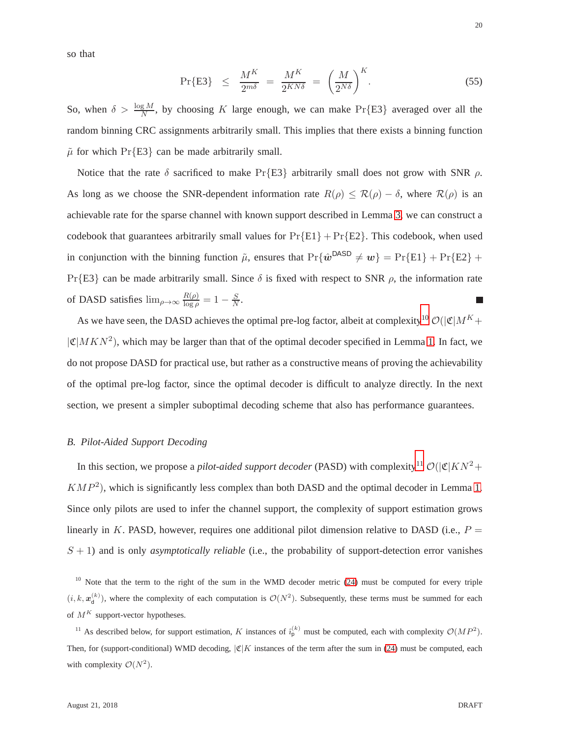so that

$$\Pr\{\text{E3}\} \leq \frac{M^K}{2^{m\delta}} = \frac{M^K}{2^{KN\delta}} = \left(\frac{M}{2^{N\delta}}\right)^K. \tag{55}$$

So, when $\delta > \frac{\log M}{N}$, by choosing $K$ large enough, we can make $\Pr\{\text{E3}\}$ averaged over all the random binning CRC assignments arbitrarily small. This implies that there exists a binning function $\tilde{\mu}$ for which $\Pr\{\text{E3}\}$ can be made arbitrarily small.

Notice that the rate $\delta$ sacrificed to make $\Pr\{\text{E3}\}$ arbitrarily small does not grow with SNR $\rho$. As long as we choose the SNR-dependent information rate $R(\rho) \leq \mathcal{R}(\rho) - \delta$, where $\mathcal{R}(\rho)$ is an achievable rate for the sparse channel with known support described in Lemma 3, we can construct a codebook that guarantees arbitrarily small values for $\Pr\{\text{E1}\} + \Pr\{\text{E2}\}$. This codebook, when used in conjunction with the binning function $\tilde{\mu}$, ensures that $\Pr\{\hat{\boldsymbol{w}}^{\mathsf{DASD}} \neq \boldsymbol{w}\} = \Pr\{\text{E1}\} + \Pr\{\text{E2}\} + \Pr\{\text{E3}\}$ can be made arbitrarily small. Since $\delta$ is fixed with respect to SNR $\rho$, the information rate of DASD satisfies $\lim_{\rho\to\infty} \frac{R(\rho)}{\log \rho} = 1 - \frac{S}{N}$. ■

As we have seen, the DASD achieves the optimal pre-log factor, albeit at complexity[10] $\mathcal{O}(|\mathfrak{C}|M^K + |\mathfrak{C}|MKN^2)$, which may be larger than that of the optimal decoder specified in Lemma 1. In fact, we do not propose DASD for practical use, but rather as a constructive means of proving the achievability of the optimal pre-log factor, since the optimal decoder is difficult to analyze directly. In the next section, we present a simpler suboptimal decoding scheme that also has performance guarantees.

### B. Pilot-Aided Support Decoding

In this section, we propose a *pilot-aided support decoder* (PASD) with complexity[11] $\mathcal{O}(|\mathfrak{C}|KN^2 + KMP^2)$, which is significantly less complex than both DASD and the optimal decoder in Lemma 1. Since only pilots are used to infer the channel support, the complexity of support estimation grows linearly in $K$. PASD, however, requires one additional pilot dimension relative to DASD (i.e., $P = S + 1$) and is only *asymptotically reliable* (i.e., the probability of support-detection error vanishes

[10] Note that the term to the right of the sum in the WMD decoder metric (24) must be computed for every triple $(i, k, \boldsymbol{x}_{\mathsf{d}}^{(k)})$, where the complexity of each computation is $\mathcal{O}(N^2)$. Subsequently, these terms must be summed for each of $M^K$ support-vector hypotheses.

[11] As described below, for support estimation, $K$ instances of $\hat{i}_{\mathsf{p}}^{(k)}$ must be computed, each with complexity $\mathcal{O}(MP^2)$. Then, for (support-conditional) WMD decoding, $|\mathfrak{C}|K$ instances of the term after the sum in (24) must be computed, each with complexity $\mathcal{O}(N^2)$.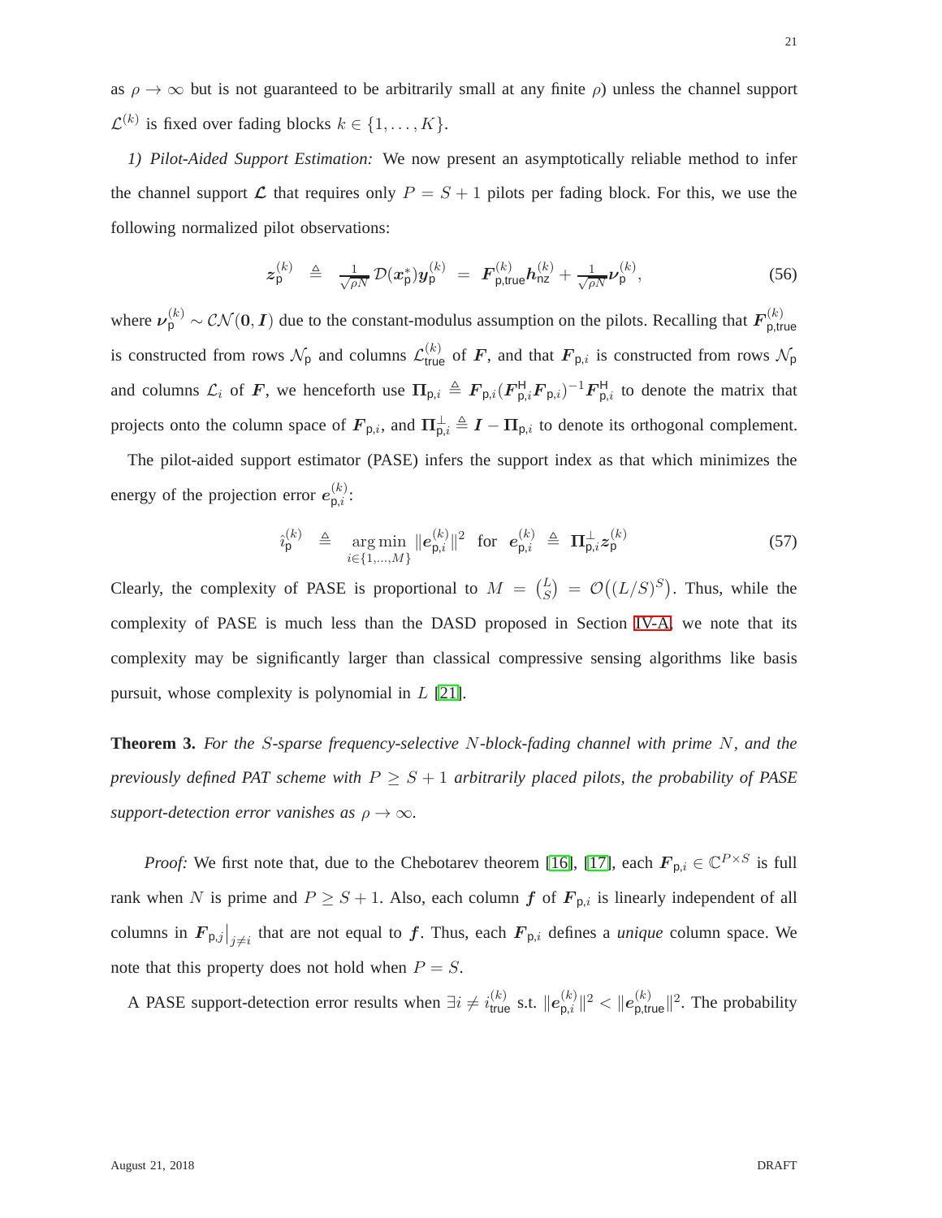as $\rho \to \infty$ but is not guaranteed to be arbitrarily small at any finite $\rho$) unless the channel support $\mathcal{L}^{(k)}$ is fixed over fading blocks $k \in \{1, \ldots, K\}$.

*1) Pilot-Aided Support Estimation:* We now present an asymptotically reliable method to infer the channel support $\boldsymbol{\mathcal{L}}$ that requires only $P = S + 1$ pilots per fading block. For this, we use the following normalized pilot observations:

$$\boldsymbol{z}_{\mathsf{p}}^{(k)} \triangleq \tfrac{1}{\sqrt{\rho N}} \mathcal{D}(\boldsymbol{x}_{\mathsf{p}}^{*}) \boldsymbol{y}_{\mathsf{p}}^{(k)} = \boldsymbol{F}_{\mathsf{p,true}}^{(k)} \boldsymbol{h}_{\mathsf{nz}}^{(k)} + \tfrac{1}{\sqrt{\rho N}} \boldsymbol{\nu}_{\mathsf{p}}^{(k)}, \tag{56}$$

where $\boldsymbol{\nu}_{\mathsf{p}}^{(k)} \sim \mathcal{CN}(\boldsymbol{0}, \boldsymbol{I})$ due to the constant-modulus assumption on the pilots. Recalling that $\boldsymbol{F}_{\mathsf{p,true}}^{(k)}$ is constructed from rows $\mathcal{N}_{\mathsf{p}}$ and columns $\mathcal{L}_{\mathsf{true}}^{(k)}$ of $\boldsymbol{F}$, and that $\boldsymbol{F}_{\mathsf{p},i}$ is constructed from rows $\mathcal{N}_{\mathsf{p}}$ and columns $\mathcal{L}_i$ of $\boldsymbol{F}$, we henceforth use $\boldsymbol{\Pi}_{\mathsf{p},i} \triangleq \boldsymbol{F}_{\mathsf{p},i} (\boldsymbol{F}_{\mathsf{p},i}^{\mathsf{H}} \boldsymbol{F}_{\mathsf{p},i})^{-1} \boldsymbol{F}_{\mathsf{p},i}^{\mathsf{H}}$ to denote the matrix that projects onto the column space of $\boldsymbol{F}_{\mathsf{p},i}$, and $\boldsymbol{\Pi}_{\mathsf{p},i}^{\perp} \triangleq \boldsymbol{I} - \boldsymbol{\Pi}_{\mathsf{p},i}$ to denote its orthogonal complement.

The pilot-aided support estimator (PASE) infers the support index as that which minimizes the energy of the projection error $\boldsymbol{e}_{\mathsf{p},i}^{(k)}$:

$$\hat{i}_{\mathsf{p}}^{(k)} \triangleq \operatorname*{arg\,min}_{i \in \{1,\ldots,M\}} \|\boldsymbol{e}_{\mathsf{p},i}^{(k)}\|^2 \quad \text{for} \quad \boldsymbol{e}_{\mathsf{p},i}^{(k)} \triangleq \boldsymbol{\Pi}_{\mathsf{p},i}^{\perp} \boldsymbol{z}_{\mathsf{p}}^{(k)} \tag{57}$$

Clearly, the complexity of PASE is proportional to $M = \binom{L}{S} = \mathcal{O}\big((L/S)^S\big)$. Thus, while the complexity of PASE is much less than the DASD proposed in Section IV-A, we note that its complexity may be significantly larger than classical compressive sensing algorithms like basis pursuit, whose complexity is polynomial in $L$ [21].

**Theorem 3.** *For the $S$-sparse frequency-selective $N$-block-fading channel with prime $N$, and the previously defined PAT scheme with $P \geq S+1$ arbitrarily placed pilots, the probability of PASE support-detection error vanishes as $\rho \to \infty$.*

*Proof:* We first note that, due to the Chebotarev theorem [16], [17], each $\boldsymbol{F}_{\mathsf{p},i} \in \mathbb{C}^{P \times S}$ is full rank when $N$ is prime and $P \geq S+1$. Also, each column $\boldsymbol{f}$ of $\boldsymbol{F}_{\mathsf{p},i}$ is linearly independent of all columns in $\boldsymbol{F}_{\mathsf{p},j}\big|_{j \neq i}$ that are not equal to $\boldsymbol{f}$. Thus, each $\boldsymbol{F}_{\mathsf{p},i}$ defines a *unique* column space. We note that this property does not hold when $P = S$.

A PASE support-detection error results when $\exists i \neq i_{\mathsf{true}}^{(k)}$ s.t. $\|\boldsymbol{e}_{\mathsf{p},i}^{(k)}\|^2 < \|\boldsymbol{e}_{\mathsf{p,true}}^{(k)}\|^2$. The probability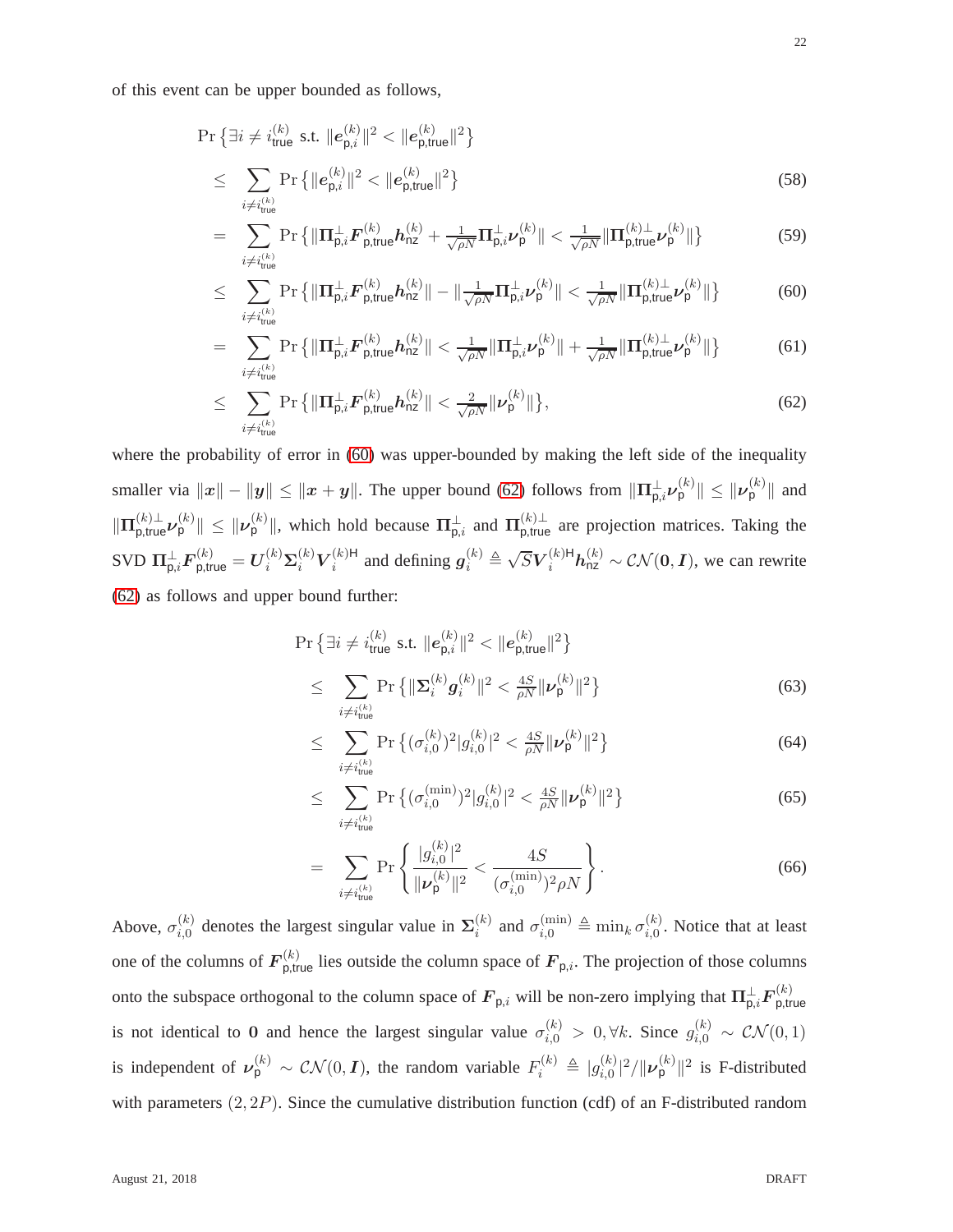of this event can be upper bounded as follows,

$$
\begin{aligned}
&\Pr\left\{\exists i \neq i_{\mathsf{true}}^{(k)} \text{ s.t. } \|\boldsymbol{e}_{\mathsf{p},i}^{(k)}\|^2 < \|\boldsymbol{e}_{\mathsf{p,true}}^{(k)}\|^2\right\} \\
&\leq \sum_{i\neq i_{\mathsf{true}}^{(k)}} \Pr\left\{\|\boldsymbol{e}_{\mathsf{p},i}^{(k)}\|^2 < \|\boldsymbol{e}_{\mathsf{p,true}}^{(k)}\|^2\right\} && (58)\\
&= \sum_{i\neq i_{\mathsf{true}}^{(k)}} \Pr\left\{\|\boldsymbol{\Pi}_{\mathsf{p},i}^{\perp}\boldsymbol{F}_{\mathsf{p,true}}^{(k)}\boldsymbol{h}_{\mathsf{nz}}^{(k)} + \tfrac{1}{\sqrt{\rho N}}\boldsymbol{\Pi}_{\mathsf{p},i}^{\perp}\boldsymbol{\nu}_{\mathsf{p}}^{(k)}\| < \tfrac{1}{\sqrt{\rho N}}\|\boldsymbol{\Pi}_{\mathsf{p,true}}^{(k)\perp}\boldsymbol{\nu}_{\mathsf{p}}^{(k)}\|\right\} && (59)\\
&\leq \sum_{i\neq i_{\mathsf{true}}^{(k)}} \Pr\left\{\|\boldsymbol{\Pi}_{\mathsf{p},i}^{\perp}\boldsymbol{F}_{\mathsf{p,true}}^{(k)}\boldsymbol{h}_{\mathsf{nz}}^{(k)}\| - \|\tfrac{1}{\sqrt{\rho N}}\boldsymbol{\Pi}_{\mathsf{p},i}^{\perp}\boldsymbol{\nu}_{\mathsf{p}}^{(k)}\| < \tfrac{1}{\sqrt{\rho N}}\|\boldsymbol{\Pi}_{\mathsf{p,true}}^{(k)\perp}\boldsymbol{\nu}_{\mathsf{p}}^{(k)}\|\right\} && (60)\\
&= \sum_{i\neq i_{\mathsf{true}}^{(k)}} \Pr\left\{\|\boldsymbol{\Pi}_{\mathsf{p},i}^{\perp}\boldsymbol{F}_{\mathsf{p,true}}^{(k)}\boldsymbol{h}_{\mathsf{nz}}^{(k)}\| < \tfrac{1}{\sqrt{\rho N}}\|\boldsymbol{\Pi}_{\mathsf{p},i}^{\perp}\boldsymbol{\nu}_{\mathsf{p}}^{(k)}\| + \tfrac{1}{\sqrt{\rho N}}\|\boldsymbol{\Pi}_{\mathsf{p,true}}^{(k)\perp}\boldsymbol{\nu}_{\mathsf{p}}^{(k)}\|\right\} && (61)\\
&\leq \sum_{i\neq i_{\mathsf{true}}^{(k)}} \Pr\left\{\|\boldsymbol{\Pi}_{\mathsf{p},i}^{\perp}\boldsymbol{F}_{\mathsf{p,true}}^{(k)}\boldsymbol{h}_{\mathsf{nz}}^{(k)}\| < \tfrac{2}{\sqrt{\rho N}}\|\boldsymbol{\nu}_{\mathsf{p}}^{(k)}\|\right\}, && (62)
\end{aligned}
$$

where the probability of error in (60) was upper-bounded by making the left side of the inequality smaller via $\|\boldsymbol{x}\| - \|\boldsymbol{y}\| \leq \|\boldsymbol{x}+\boldsymbol{y}\|$. The upper bound (62) follows from $\|\boldsymbol{\Pi}_{\mathsf{p},i}^{\perp}\boldsymbol{\nu}_{\mathsf{p}}^{(k)}\| \leq \|\boldsymbol{\nu}_{\mathsf{p}}^{(k)}\|$ and $\|\boldsymbol{\Pi}_{\mathsf{p,true}}^{(k)\perp}\boldsymbol{\nu}_{\mathsf{p}}^{(k)}\| \leq \|\boldsymbol{\nu}_{\mathsf{p}}^{(k)}\|$, which hold because $\boldsymbol{\Pi}_{\mathsf{p},i}^{\perp}$ and $\boldsymbol{\Pi}_{\mathsf{p,true}}^{(k)\perp}$ are projection matrices. Taking the SVD $\boldsymbol{\Pi}_{\mathsf{p},i}^{\perp}\boldsymbol{F}_{\mathsf{p,true}}^{(k)} = \boldsymbol{U}_i^{(k)}\boldsymbol{\Sigma}_i^{(k)}\boldsymbol{V}_i^{(k)\mathsf{H}}$ and defining $\boldsymbol{g}_i^{(k)} \triangleq \sqrt{S}\boldsymbol{V}_i^{(k)\mathsf{H}}\boldsymbol{h}_{\mathsf{nz}}^{(k)} \sim \mathcal{CN}(\boldsymbol{0},\boldsymbol{I})$, we can rewrite (62) as follows and upper bound further:

$$
\begin{aligned}
&\Pr\left\{\exists i \neq i_{\mathsf{true}}^{(k)} \text{ s.t. } \|\boldsymbol{e}_{\mathsf{p},i}^{(k)}\|^2 < \|\boldsymbol{e}_{\mathsf{p,true}}^{(k)}\|^2\right\} \\
&\leq \sum_{i\neq i_{\mathsf{true}}^{(k)}} \Pr\left\{\|\boldsymbol{\Sigma}_i^{(k)}\boldsymbol{g}_i^{(k)}\|^2 < \tfrac{4S}{\rho N}\|\boldsymbol{\nu}_{\mathsf{p}}^{(k)}\|^2\right\} && (63)\\
&\leq \sum_{i\neq i_{\mathsf{true}}^{(k)}} \Pr\left\{(\sigma_{i,0}^{(k)})^2|g_{i,0}^{(k)}|^2 < \tfrac{4S}{\rho N}\|\boldsymbol{\nu}_{\mathsf{p}}^{(k)}\|^2\right\} && (64)\\
&\leq \sum_{i\neq i_{\mathsf{true}}^{(k)}} \Pr\left\{(\sigma_{i,0}^{(\min)})^2|g_{i,0}^{(k)}|^2 < \tfrac{4S}{\rho N}\|\boldsymbol{\nu}_{\mathsf{p}}^{(k)}\|^2\right\} && (65)\\
&= \sum_{i\neq i_{\mathsf{true}}^{(k)}} \Pr\left\{\frac{|g_{i,0}^{(k)}|^2}{\|\boldsymbol{\nu}_{\mathsf{p}}^{(k)}\|^2} < \frac{4S}{(\sigma_{i,0}^{(\min)})^2\rho N}\right\}. && (66)
\end{aligned}
$$

Above, $\sigma_{i,0}^{(k)}$ denotes the largest singular value in $\boldsymbol{\Sigma}_i^{(k)}$ and $\sigma_{i,0}^{(\min)} \triangleq \min_k \sigma_{i,0}^{(k)}$. Notice that at least one of the columns of $\boldsymbol{F}_{\mathsf{p,true}}^{(k)}$ lies outside the column space of $\boldsymbol{F}_{\mathsf{p},i}$. The projection of those columns onto the subspace orthogonal to the column space of $\boldsymbol{F}_{\mathsf{p},i}$ will be non-zero implying that $\boldsymbol{\Pi}_{\mathsf{p},i}^{\perp}\boldsymbol{F}_{\mathsf{p,true}}^{(k)}$ is not identical to $\boldsymbol{0}$ and hence the largest singular value $\sigma_{i,0}^{(k)} > 0, \forall k$. Since $g_{i,0}^{(k)} \sim \mathcal{CN}(0,1)$ is independent of $\boldsymbol{\nu}_{\mathsf{p}}^{(k)} \sim \mathcal{CN}(0,\boldsymbol{I})$, the random variable $F_i^{(k)} \triangleq |g_{i,0}^{(k)}|^2/\|\boldsymbol{\nu}_{\mathsf{p}}^{(k)}\|^2$ is F-distributed with parameters $(2, 2P)$. Since the cumulative distribution function (cdf) of an F-distributed random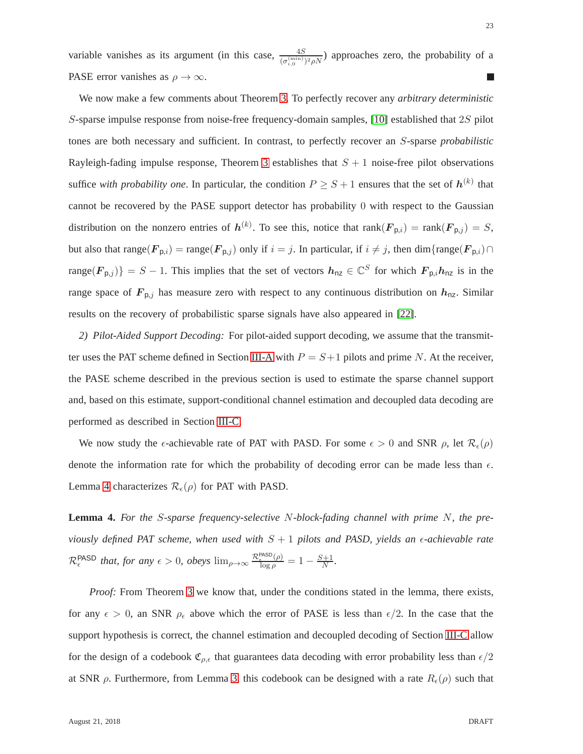variable vanishes as its argument (in this case, $\frac{4S}{(\sigma_{i,0}^{(\min)})^2 \rho N}$) approaches zero, the probability of a PASE error vanishes as $\rho \to \infty$. ■

We now make a few comments about Theorem 3. To perfectly recover any *arbitrary deterministic* $S$-sparse impulse response from noise-free frequency-domain samples, [10] established that $2S$ pilot tones are both necessary and sufficient. In contrast, to perfectly recover an $S$-sparse *probabilistic* Rayleigh-fading impulse response, Theorem 3 establishes that $S+1$ noise-free pilot observations suffice *with probability one*. In particular, the condition $P \geq S+1$ ensures that the set of $\boldsymbol{h}^{(k)}$ that cannot be recovered by the PASE support detector has probability $0$ with respect to the Gaussian distribution on the nonzero entries of $\boldsymbol{h}^{(k)}$. To see this, notice that $\text{rank}(\boldsymbol{F}_{\mathsf{p},i}) = \text{rank}(\boldsymbol{F}_{\mathsf{p},j}) = S$, but also that $\text{range}(\boldsymbol{F}_{\mathsf{p},i}) = \text{range}(\boldsymbol{F}_{\mathsf{p},j})$ only if $i = j$. In particular, if $i \neq j$, then $\dim\{\text{range}(\boldsymbol{F}_{\mathsf{p},i}) \cap \text{range}(\boldsymbol{F}_{\mathsf{p},j})\} = S-1$. This implies that the set of vectors $\boldsymbol{h}_{\mathsf{nz}} \in \mathbb{C}^S$ for which $\boldsymbol{F}_{\mathsf{p},i}\boldsymbol{h}_{\mathsf{nz}}$ is in the range space of $\boldsymbol{F}_{\mathsf{p},j}$ has measure zero with respect to any continuous distribution on $\boldsymbol{h}_{\mathsf{nz}}$. Similar results on the recovery of probabilistic sparse signals have also appeared in [22].

*2) Pilot-Aided Support Decoding:* For pilot-aided support decoding, we assume that the transmitter uses the PAT scheme defined in Section III-A with $P = S+1$ pilots and prime $N$. At the receiver, the PASE scheme described in the previous section is used to estimate the sparse channel support and, based on this estimate, support-conditional channel estimation and decoupled data decoding are performed as described in Section III-C.

We now study the $\epsilon$-achievable rate of PAT with PASD. For some $\epsilon > 0$ and SNR $\rho$, let $\mathcal{R}_\epsilon(\rho)$ denote the information rate for which the probability of decoding error can be made less than $\epsilon$. Lemma 4 characterizes $\mathcal{R}_\epsilon(\rho)$ for PAT with PASD.

**Lemma 4.** *For the $S$-sparse frequency-selective $N$-block-fading channel with prime $N$, the previously defined PAT scheme, when used with $S+1$ pilots and PASD, yields an $\epsilon$-achievable rate $\mathcal{R}_\epsilon^{\mathsf{PASD}}$ that, for any $\epsilon > 0$, obeys $\lim_{\rho \to \infty} \frac{\mathcal{R}_\epsilon^{\mathsf{PASD}}(\rho)}{\log \rho} = 1 - \frac{S+1}{N}$.*

*Proof:* From Theorem 3 we know that, under the conditions stated in the lemma, there exists, for any $\epsilon > 0$, an SNR $\rho_\epsilon$ above which the error of PASE is less than $\epsilon/2$. In the case that the support hypothesis is correct, the channel estimation and decoupled decoding of Section III-C allow for the design of a codebook $\mathfrak{C}_{\rho,\epsilon}$ that guarantees data decoding with error probability less than $\epsilon/2$ at SNR $\rho$. Furthermore, from Lemma 3, this codebook can be designed with a rate $R_\epsilon(\rho)$ such that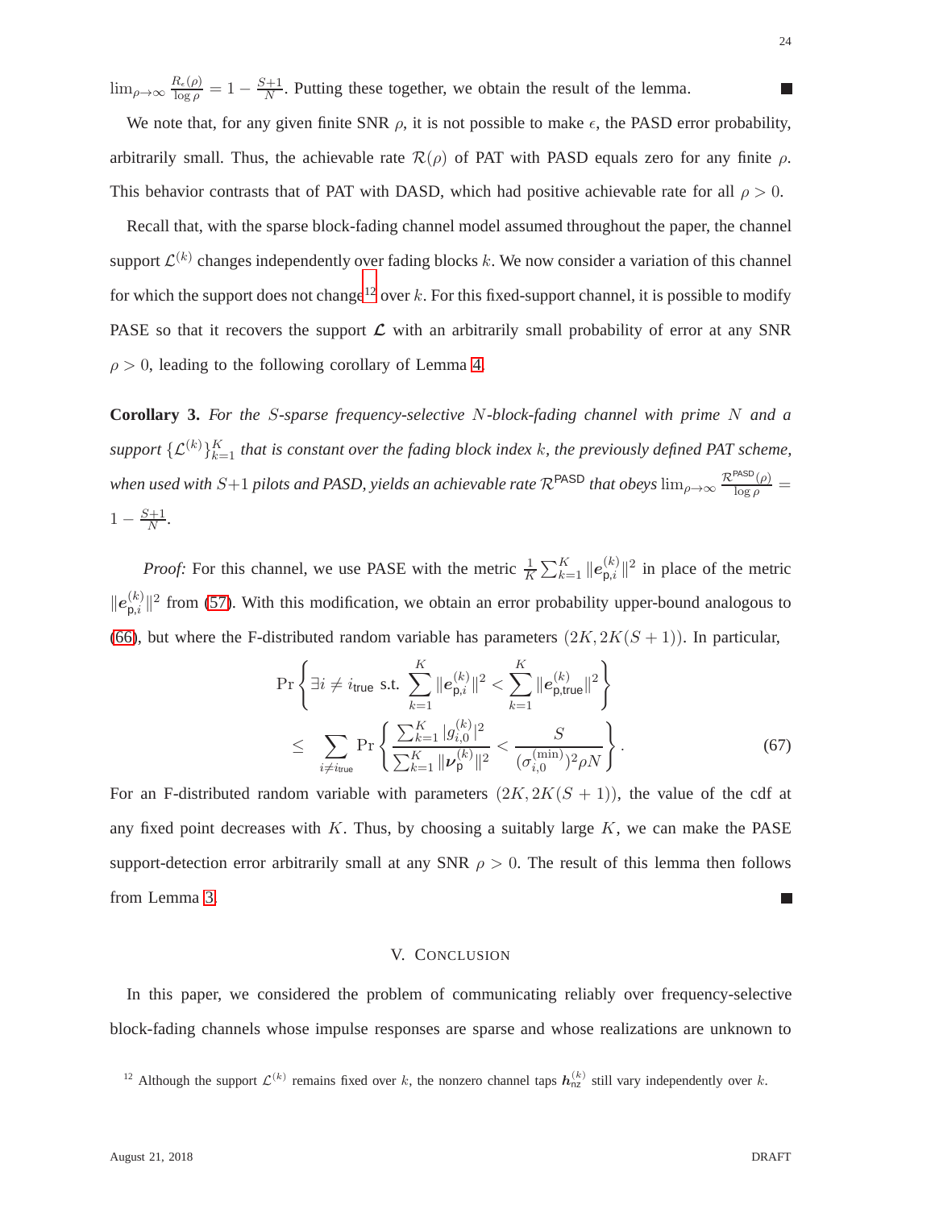$\lim_{\rho\to\infty} \frac{R_\epsilon(\rho)}{\log \rho} = 1 - \frac{S+1}{N}$. Putting these together, we obtain the result of the lemma. ■

We note that, for any given finite SNR $\rho$, it is not possible to make $\epsilon$, the PASD error probability, arbitrarily small. Thus, the achievable rate $\mathcal{R}(\rho)$ of PAT with PASD equals zero for any finite $\rho$. This behavior contrasts that of PAT with DASD, which had positive achievable rate for all $\rho > 0$.

Recall that, with the sparse block-fading channel model assumed throughout the paper, the channel support $\mathcal{L}^{(k)}$ changes independently over fading blocks $k$. We now consider a variation of this channel for which the support does not change[12] over $k$. For this fixed-support channel, it is possible to modify PASE so that it recovers the support $\boldsymbol{\mathcal{L}}$ with an arbitrarily small probability of error at any SNR $\rho > 0$, leading to the following corollary of Lemma 4.

**Corollary 3.** *For the $S$-sparse frequency-selective $N$-block-fading channel with prime $N$ and a support $\{\mathcal{L}^{(k)}\}_{k=1}^K$ that is constant over the fading block index $k$, the previously defined PAT scheme, when used with $S+1$ pilots and PASD, yields an achievable rate $\mathcal{R}^{\mathsf{PASD}}$ that obeys $\lim_{\rho\to\infty} \frac{\mathcal{R}^{\mathsf{PASD}}(\rho)}{\log \rho} = 1 - \frac{S+1}{N}$.*

*Proof:* For this channel, we use PASE with the metric $\frac{1}{K}\sum_{k=1}^K \|\boldsymbol{e}_{\mathsf{p},i}^{(k)}\|^2$ in place of the metric $\|\boldsymbol{e}_{\mathsf{p},i}^{(k)}\|^2$ from (57). With this modification, we obtain an error probability upper-bound analogous to (66), but where the F-distributed random variable has parameters $(2K, 2K(S+1))$. In particular,

$$
\begin{aligned}
&\Pr\left\{\exists i \neq i_{\mathsf{true}} \text{ s.t. } \sum_{k=1}^K \|\boldsymbol{e}_{\mathsf{p},i}^{(k)}\|^2 < \sum_{k=1}^K \|\boldsymbol{e}_{\mathsf{p,true}}^{(k)}\|^2\right\} \\
&\quad \leq \sum_{i\neq i_{\mathsf{true}}} \Pr\left\{\frac{\sum_{k=1}^K |g_{i,0}^{(k)}|^2}{\sum_{k=1}^K \|\boldsymbol{\nu}_{\mathsf{p}}^{(k)}\|^2} < \frac{S}{(\sigma_{i,0}^{(\min)})^2 \rho N}\right\}. \qquad (67)
\end{aligned}
$$

For an F-distributed random variable with parameters $(2K, 2K(S+1))$, the value of the cdf at any fixed point decreases with $K$. Thus, by choosing a suitably large $K$, we can make the PASE support-detection error arbitrarily small at any SNR $\rho > 0$. The result of this lemma then follows from Lemma 3. ■

## V. Conclusion

In this paper, we considered the problem of communicating reliably over frequency-selective block-fading channels whose impulse responses are sparse and whose realizations are unknown to

[12] Although the support $\mathcal{L}^{(k)}$ remains fixed over $k$, the nonzero channel taps $\boldsymbol{h}_{\mathsf{nz}}^{(k)}$ still vary independently over $k$.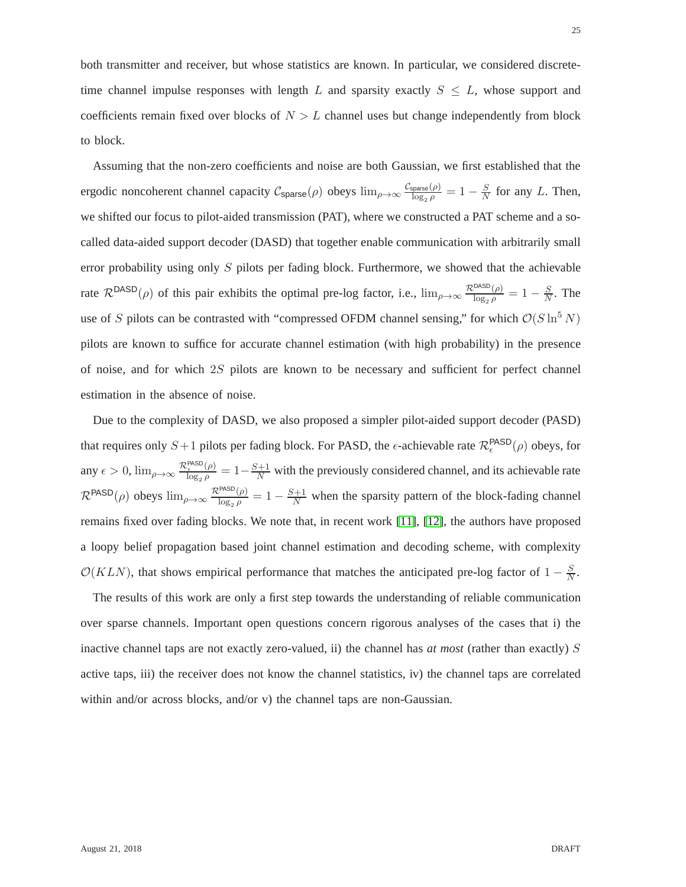both transmitter and receiver, but whose statistics are known. In particular, we considered discrete-time channel impulse responses with length $L$ and sparsity exactly $S \leq L$, whose support and coefficients remain fixed over blocks of $N > L$ channel uses but change independently from block to block.

Assuming that the non-zero coefficients and noise are both Gaussian, we first established that the ergodic noncoherent channel capacity $\mathcal{C}_{\mathsf{sparse}}(\rho)$ obeys $\lim_{\rho \to \infty} \frac{\mathcal{C}_{\mathsf{sparse}}(\rho)}{\log_2 \rho} = 1 - \frac{S}{N}$ for any $L$. Then, we shifted our focus to pilot-aided transmission (PAT), where we constructed a PAT scheme and a so-called data-aided support decoder (DASD) that together enable communication with arbitrarily small error probability using only $S$ pilots per fading block. Furthermore, we showed that the achievable rate $\mathcal{R}^{\mathsf{DASD}}(\rho)$ of this pair exhibits the optimal pre-log factor, i.e., $\lim_{\rho \to \infty} \frac{\mathcal{R}^{\mathsf{DASD}}(\rho)}{\log_2 \rho} = 1 - \frac{S}{N}$. The use of $S$ pilots can be contrasted with "compressed OFDM channel sensing," for which $\mathcal{O}(S \ln^5 N)$ pilots are known to suffice for accurate channel estimation (with high probability) in the presence of noise, and for which $2S$ pilots are known to be necessary and sufficient for perfect channel estimation in the absence of noise.

Due to the complexity of DASD, we also proposed a simpler pilot-aided support decoder (PASD) that requires only $S+1$ pilots per fading block. For PASD, the $\epsilon$-achievable rate $\mathcal{R}_{\epsilon}^{\mathsf{PASD}}(\rho)$ obeys, for any $\epsilon > 0$, $\lim_{\rho \to \infty} \frac{\mathcal{R}_{\epsilon}^{\mathsf{PASD}}(\rho)}{\log_2 \rho} = 1 - \frac{S+1}{N}$ with the previously considered channel, and its achievable rate $\mathcal{R}^{\mathsf{PASD}}(\rho)$ obeys $\lim_{\rho \to \infty} \frac{\mathcal{R}^{\mathsf{PASD}}(\rho)}{\log_2 \rho} = 1 - \frac{S+1}{N}$ when the sparsity pattern of the block-fading channel remains fixed over fading blocks. We note that, in recent work [11], [12], the authors have proposed a loopy belief propagation based joint channel estimation and decoding scheme, with complexity $\mathcal{O}(KLN)$, that shows empirical performance that matches the anticipated pre-log factor of $1 - \frac{S}{N}$.

The results of this work are only a first step towards the understanding of reliable communication over sparse channels. Important open questions concern rigorous analyses of the cases that i) the inactive channel taps are not exactly zero-valued, ii) the channel has *at most* (rather than exactly) $S$ active taps, iii) the receiver does not know the channel statistics, iv) the channel taps are correlated within and/or across blocks, and/or v) the channel taps are non-Gaussian.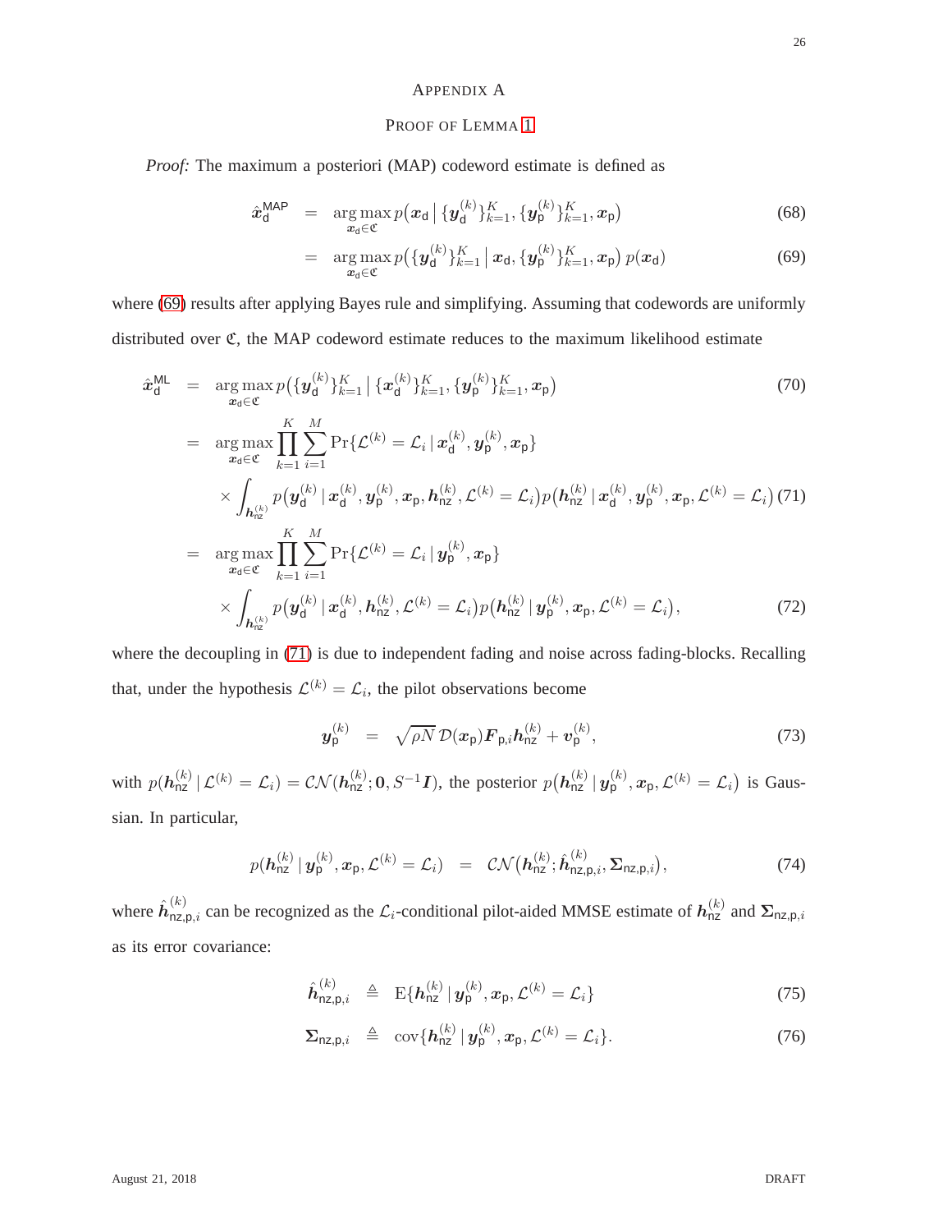## Appendix A

### Proof of Lemma 1

*Proof:* The maximum a posteriori (MAP) codeword estimate is defined as

$$\hat{\boldsymbol{x}}_{\mathsf{d}}^{\mathsf{MAP}} = \arg\max_{\boldsymbol{x}_{\mathsf{d}} \in \mathfrak{C}} p\big(\boldsymbol{x}_{\mathsf{d}} \,\big|\, \{\boldsymbol{y}_{\mathsf{d}}^{(k)}\}_{k=1}^{K}, \{\boldsymbol{y}_{\mathsf{p}}^{(k)}\}_{k=1}^{K}, \boldsymbol{x}_{\mathsf{p}}\big) \tag{68}$$

$$= \arg\max_{\boldsymbol{x}_{\mathsf{d}} \in \mathfrak{C}} p\big(\{\boldsymbol{y}_{\mathsf{d}}^{(k)}\}_{k=1}^{K} \,\big|\, \boldsymbol{x}_{\mathsf{d}}, \{\boldsymbol{y}_{\mathsf{p}}^{(k)}\}_{k=1}^{K}, \boldsymbol{x}_{\mathsf{p}}\big)\, p(\boldsymbol{x}_{\mathsf{d}}) \tag{69}$$

where (69) results after applying Bayes rule and simplifying. Assuming that codewords are uniformly distributed over $\mathfrak{C}$, the MAP codeword estimate reduces to the maximum likelihood estimate

$$\begin{aligned}
\hat{\boldsymbol{x}}_{\mathsf{d}}^{\mathsf{ML}} &= \arg\max_{\boldsymbol{x}_{\mathsf{d}} \in \mathfrak{C}} p\big(\{\boldsymbol{y}_{\mathsf{d}}^{(k)}\}_{k=1}^{K} \,\big|\, \{\boldsymbol{x}_{\mathsf{d}}^{(k)}\}_{k=1}^{K}, \{\boldsymbol{y}_{\mathsf{p}}^{(k)}\}_{k=1}^{K}, \boldsymbol{x}_{\mathsf{p}}\big) &(70)\\
&= \arg\max_{\boldsymbol{x}_{\mathsf{d}} \in \mathfrak{C}} \prod_{k=1}^{K} \sum_{i=1}^{M} \Pr\{\mathcal{L}^{(k)} = \mathcal{L}_i \,|\, \boldsymbol{x}_{\mathsf{d}}^{(k)}, \boldsymbol{y}_{\mathsf{p}}^{(k)}, \boldsymbol{x}_{\mathsf{p}}\} \\
&\quad \times \int_{\boldsymbol{h}_{\mathsf{nz}}^{(k)}} p\big(\boldsymbol{y}_{\mathsf{d}}^{(k)} \,|\, \boldsymbol{x}_{\mathsf{d}}^{(k)}, \boldsymbol{y}_{\mathsf{p}}^{(k)}, \boldsymbol{x}_{\mathsf{p}}, \boldsymbol{h}_{\mathsf{nz}}^{(k)}, \mathcal{L}^{(k)} = \mathcal{L}_i\big) p\big(\boldsymbol{h}_{\mathsf{nz}}^{(k)} \,|\, \boldsymbol{x}_{\mathsf{d}}^{(k)}, \boldsymbol{y}_{\mathsf{p}}^{(k)}, \boldsymbol{x}_{\mathsf{p}}, \mathcal{L}^{(k)} = \mathcal{L}_i\big) &(71)\\
&= \arg\max_{\boldsymbol{x}_{\mathsf{d}} \in \mathfrak{C}} \prod_{k=1}^{K} \sum_{i=1}^{M} \Pr\{\mathcal{L}^{(k)} = \mathcal{L}_i \,|\, \boldsymbol{y}_{\mathsf{p}}^{(k)}, \boldsymbol{x}_{\mathsf{p}}\} \\
&\quad \times \int_{\boldsymbol{h}_{\mathsf{nz}}^{(k)}} p\big(\boldsymbol{y}_{\mathsf{d}}^{(k)} \,|\, \boldsymbol{x}_{\mathsf{d}}^{(k)}, \boldsymbol{h}_{\mathsf{nz}}^{(k)}, \mathcal{L}^{(k)} = \mathcal{L}_i\big) p\big(\boldsymbol{h}_{\mathsf{nz}}^{(k)} \,|\, \boldsymbol{y}_{\mathsf{p}}^{(k)}, \boldsymbol{x}_{\mathsf{p}}, \mathcal{L}^{(k)} = \mathcal{L}_i\big), &(72)
\end{aligned}$$

where the decoupling in (71) is due to independent fading and noise across fading-blocks. Recalling that, under the hypothesis $\mathcal{L}^{(k)} = \mathcal{L}_i$, the pilot observations become

$$\boldsymbol{y}_{\mathsf{p}}^{(k)} = \sqrt{\rho N}\, \mathcal{D}(\boldsymbol{x}_{\mathsf{p}}) \boldsymbol{F}_{\mathsf{p},i} \boldsymbol{h}_{\mathsf{nz}}^{(k)} + \boldsymbol{v}_{\mathsf{p}}^{(k)}, \tag{73}$$

with $p(\boldsymbol{h}_{\mathsf{nz}}^{(k)} \,|\, \mathcal{L}^{(k)} = \mathcal{L}_i) = \mathcal{CN}(\boldsymbol{h}_{\mathsf{nz}}^{(k)}; \boldsymbol{0}, S^{-1}\boldsymbol{I})$, the posterior $p\big(\boldsymbol{h}_{\mathsf{nz}}^{(k)} \,|\, \boldsymbol{y}_{\mathsf{p}}^{(k)}, \boldsymbol{x}_{\mathsf{p}}, \mathcal{L}^{(k)} = \mathcal{L}_i\big)$ is Gaussian. In particular,

$$p(\boldsymbol{h}_{\mathsf{nz}}^{(k)} \,|\, \boldsymbol{y}_{\mathsf{p}}^{(k)}, \boldsymbol{x}_{\mathsf{p}}, \mathcal{L}^{(k)} = \mathcal{L}_i) = \mathcal{CN}\big(\boldsymbol{h}_{\mathsf{nz}}^{(k)}; \hat{\boldsymbol{h}}_{\mathsf{nz,p},i}^{(k)}, \boldsymbol{\Sigma}_{\mathsf{nz,p},i}\big), \tag{74}$$

where $\hat{\boldsymbol{h}}_{\mathsf{nz,p},i}^{(k)}$ can be recognized as the $\mathcal{L}_i$-conditional pilot-aided MMSE estimate of $\boldsymbol{h}_{\mathsf{nz}}^{(k)}$ and $\boldsymbol{\Sigma}_{\mathsf{nz,p},i}$ as its error covariance:

$$\hat{\boldsymbol{h}}_{\mathsf{nz,p},i}^{(k)} \triangleq \mathrm{E}\{\boldsymbol{h}_{\mathsf{nz}}^{(k)} \,|\, \boldsymbol{y}_{\mathsf{p}}^{(k)}, \boldsymbol{x}_{\mathsf{p}}, \mathcal{L}^{(k)} = \mathcal{L}_i\} \tag{75}$$

$$\boldsymbol{\Sigma}_{\mathsf{nz,p},i} \triangleq \mathrm{cov}\{\boldsymbol{h}_{\mathsf{nz}}^{(k)} \,|\, \boldsymbol{y}_{\mathsf{p}}^{(k)}, \boldsymbol{x}_{\mathsf{p}}, \mathcal{L}^{(k)} = \mathcal{L}_i\}. \tag{76}$$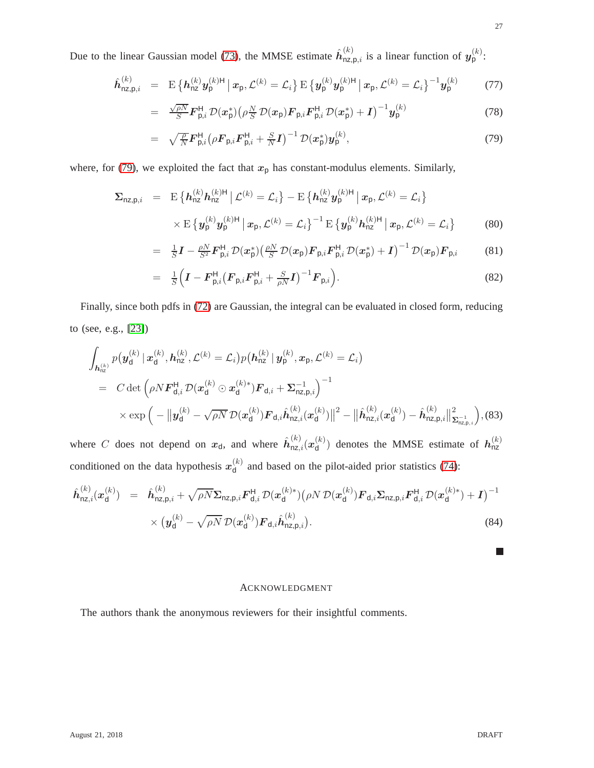Due to the linear Gaussian model (73), the MMSE estimate $\hat{\boldsymbol{h}}^{(k)}_{\mathsf{nz,p},i}$ is a linear function of $\boldsymbol{y}^{(k)}_{\mathsf{p}}$:

$$
\begin{aligned}
\hat{\boldsymbol{h}}^{(k)}_{\mathsf{nz,p},i} &= \mathrm{E}\{\boldsymbol{h}^{(k)}_{\mathsf{nz}}\boldsymbol{y}^{(k)\mathsf{H}}_{\mathsf{p}} \,|\, \boldsymbol{x}_{\mathsf{p}}, \mathcal{L}^{(k)} = \mathcal{L}_i\}\,\mathrm{E}\{\boldsymbol{y}^{(k)}_{\mathsf{p}}\boldsymbol{y}^{(k)\mathsf{H}}_{\mathsf{p}} \,|\, \boldsymbol{x}_{\mathsf{p}}, \mathcal{L}^{(k)} = \mathcal{L}_i\}^{-1}\boldsymbol{y}^{(k)}_{\mathsf{p}} \qquad (77)\\
&= \tfrac{\sqrt{\rho N}}{S}\boldsymbol{F}^{\mathsf{H}}_{\mathsf{p},i}\,\mathcal{D}(\boldsymbol{x}^*_{\mathsf{p}})\big(\rho\tfrac{N}{S}\,\mathcal{D}(\boldsymbol{x}_{\mathsf{p}})\boldsymbol{F}_{\mathsf{p},i}\boldsymbol{F}^{\mathsf{H}}_{\mathsf{p},i}\,\mathcal{D}(\boldsymbol{x}^*_{\mathsf{p}}) + \boldsymbol{I}\big)^{-1}\boldsymbol{y}^{(k)}_{\mathsf{p}} \qquad (78)\\
&= \sqrt{\tfrac{\rho}{N}}\boldsymbol{F}^{\mathsf{H}}_{\mathsf{p},i}\big(\rho\boldsymbol{F}_{\mathsf{p},i}\boldsymbol{F}^{\mathsf{H}}_{\mathsf{p},i} + \tfrac{S}{N}\boldsymbol{I}\big)^{-1}\mathcal{D}(\boldsymbol{x}^*_{\mathsf{p}})\boldsymbol{y}^{(k)}_{\mathsf{p}}, \qquad (79)
\end{aligned}
$$

where, for (79), we exploited the fact that $\boldsymbol{x}_{\mathsf{p}}$ has constant-modulus elements. Similarly,

$$
\begin{aligned}
\boldsymbol{\Sigma}_{\mathsf{nz,p},i} &= \mathrm{E}\{\boldsymbol{h}^{(k)}_{\mathsf{nz}}\boldsymbol{h}^{(k)\mathsf{H}}_{\mathsf{nz}} \,|\, \mathcal{L}^{(k)} = \mathcal{L}_i\} - \mathrm{E}\{\boldsymbol{h}^{(k)}_{\mathsf{nz}}\boldsymbol{y}^{(k)\mathsf{H}}_{\mathsf{p}} \,|\, \boldsymbol{x}_{\mathsf{p}}, \mathcal{L}^{(k)} = \mathcal{L}_i\}\\
&\quad \times \mathrm{E}\{\boldsymbol{y}^{(k)}_{\mathsf{p}}\boldsymbol{y}^{(k)\mathsf{H}}_{\mathsf{p}} \,|\, \boldsymbol{x}_{\mathsf{p}}, \mathcal{L}^{(k)} = \mathcal{L}_i\}^{-1}\,\mathrm{E}\{\boldsymbol{y}^{(k)}_{\mathsf{p}}\boldsymbol{h}^{(k)\mathsf{H}}_{\mathsf{nz}} \,|\, \boldsymbol{x}_{\mathsf{p}}, \mathcal{L}^{(k)} = \mathcal{L}_i\} \qquad (80)\\
&= \tfrac{1}{S}\boldsymbol{I} - \tfrac{\rho N}{S^2}\boldsymbol{F}^{\mathsf{H}}_{\mathsf{p},i}\,\mathcal{D}(\boldsymbol{x}^*_{\mathsf{p}})\big(\tfrac{\rho N}{S}\,\mathcal{D}(\boldsymbol{x}_{\mathsf{p}})\boldsymbol{F}_{\mathsf{p},i}\boldsymbol{F}^{\mathsf{H}}_{\mathsf{p},i}\,\mathcal{D}(\boldsymbol{x}^*_{\mathsf{p}}) + \boldsymbol{I}\big)^{-1}\mathcal{D}(\boldsymbol{x}_{\mathsf{p}})\boldsymbol{F}_{\mathsf{p},i} \qquad (81)\\
&= \tfrac{1}{S}\Big(\boldsymbol{I} - \boldsymbol{F}^{\mathsf{H}}_{\mathsf{p},i}\big(\boldsymbol{F}_{\mathsf{p},i}\boldsymbol{F}^{\mathsf{H}}_{\mathsf{p},i} + \tfrac{S}{\rho N}\boldsymbol{I}\big)^{-1}\boldsymbol{F}_{\mathsf{p},i}\Big). \qquad (82)
\end{aligned}
$$

Finally, since both pdfs in (72) are Gaussian, the integral can be evaluated in closed form, reducing to (see, e.g., [23])

$$
\begin{aligned}
&\int_{\boldsymbol{h}^{(k)}_{\mathsf{nz}}} p\big(\boldsymbol{y}^{(k)}_{\mathsf{d}} \,|\, \boldsymbol{x}^{(k)}_{\mathsf{d}}, \boldsymbol{h}^{(k)}_{\mathsf{nz}}, \mathcal{L}^{(k)} = \mathcal{L}_i\big)\,p\big(\boldsymbol{h}^{(k)}_{\mathsf{nz}} \,|\, \boldsymbol{y}^{(k)}_{\mathsf{p}}, \boldsymbol{x}_{\mathsf{p}}, \mathcal{L}^{(k)} = \mathcal{L}_i\big)\\
&= C\det\Big(\rho N\boldsymbol{F}^{\mathsf{H}}_{\mathsf{d},i}\,\mathcal{D}(\boldsymbol{x}^{(k)}_{\mathsf{d}} \odot \boldsymbol{x}^{(k)*}_{\mathsf{d}})\boldsymbol{F}_{\mathsf{d},i} + \boldsymbol{\Sigma}^{-1}_{\mathsf{nz,p},i}\Big)^{-1}\\
&\quad \times \exp\Big(-\big\|\boldsymbol{y}^{(k)}_{\mathsf{d}} - \sqrt{\rho N}\,\mathcal{D}(\boldsymbol{x}^{(k)}_{\mathsf{d}})\boldsymbol{F}_{\mathsf{d},i}\hat{\boldsymbol{h}}^{(k)}_{\mathsf{nz},i}(\boldsymbol{x}^{(k)}_{\mathsf{d}})\big\|^2 - \big\|\hat{\boldsymbol{h}}^{(k)}_{\mathsf{nz},i}(\boldsymbol{x}^{(k)}_{\mathsf{d}}) - \hat{\boldsymbol{h}}^{(k)}_{\mathsf{nz,p},i}\big\|^2_{\boldsymbol{\Sigma}^{-1}_{\mathsf{nz,p},i}}\Big), \qquad (83)
\end{aligned}
$$

where $C$ does not depend on $\boldsymbol{x}_{\mathsf{d}}$, and where $\hat{\boldsymbol{h}}^{(k)}_{\mathsf{nz},i}(\boldsymbol{x}^{(k)}_{\mathsf{d}})$ denotes the MMSE estimate of $\boldsymbol{h}^{(k)}_{\mathsf{nz}}$ conditioned on the data hypothesis $\boldsymbol{x}^{(k)}_{\mathsf{d}}$ and based on the pilot-aided prior statistics (74):

$$
\begin{aligned}
\hat{\boldsymbol{h}}^{(k)}_{\mathsf{nz},i}(\boldsymbol{x}^{(k)}_{\mathsf{d}}) &= \hat{\boldsymbol{h}}^{(k)}_{\mathsf{nz,p},i} + \sqrt{\rho N}\boldsymbol{\Sigma}_{\mathsf{nz,p},i}\boldsymbol{F}^{\mathsf{H}}_{\mathsf{d},i}\,\mathcal{D}(\boldsymbol{x}^{(k)*}_{\mathsf{d}})\big(\rho N\,\mathcal{D}(\boldsymbol{x}^{(k)}_{\mathsf{d}})\boldsymbol{F}_{\mathsf{d},i}\boldsymbol{\Sigma}_{\mathsf{nz,p},i}\boldsymbol{F}^{\mathsf{H}}_{\mathsf{d},i}\,\mathcal{D}(\boldsymbol{x}^{(k)*}_{\mathsf{d}}) + \boldsymbol{I}\big)^{-1}\\
&\quad \times \big(\boldsymbol{y}^{(k)}_{\mathsf{d}} - \sqrt{\rho N}\,\mathcal{D}(\boldsymbol{x}^{(k)}_{\mathsf{d}})\boldsymbol{F}_{\mathsf{d},i}\hat{\boldsymbol{h}}^{(k)}_{\mathsf{nz,p},i}\big). \qquad (84)
\end{aligned}
$$

■

## ACKNOWLEDGMENT

The authors thank the anonymous reviewers for their insightful comments.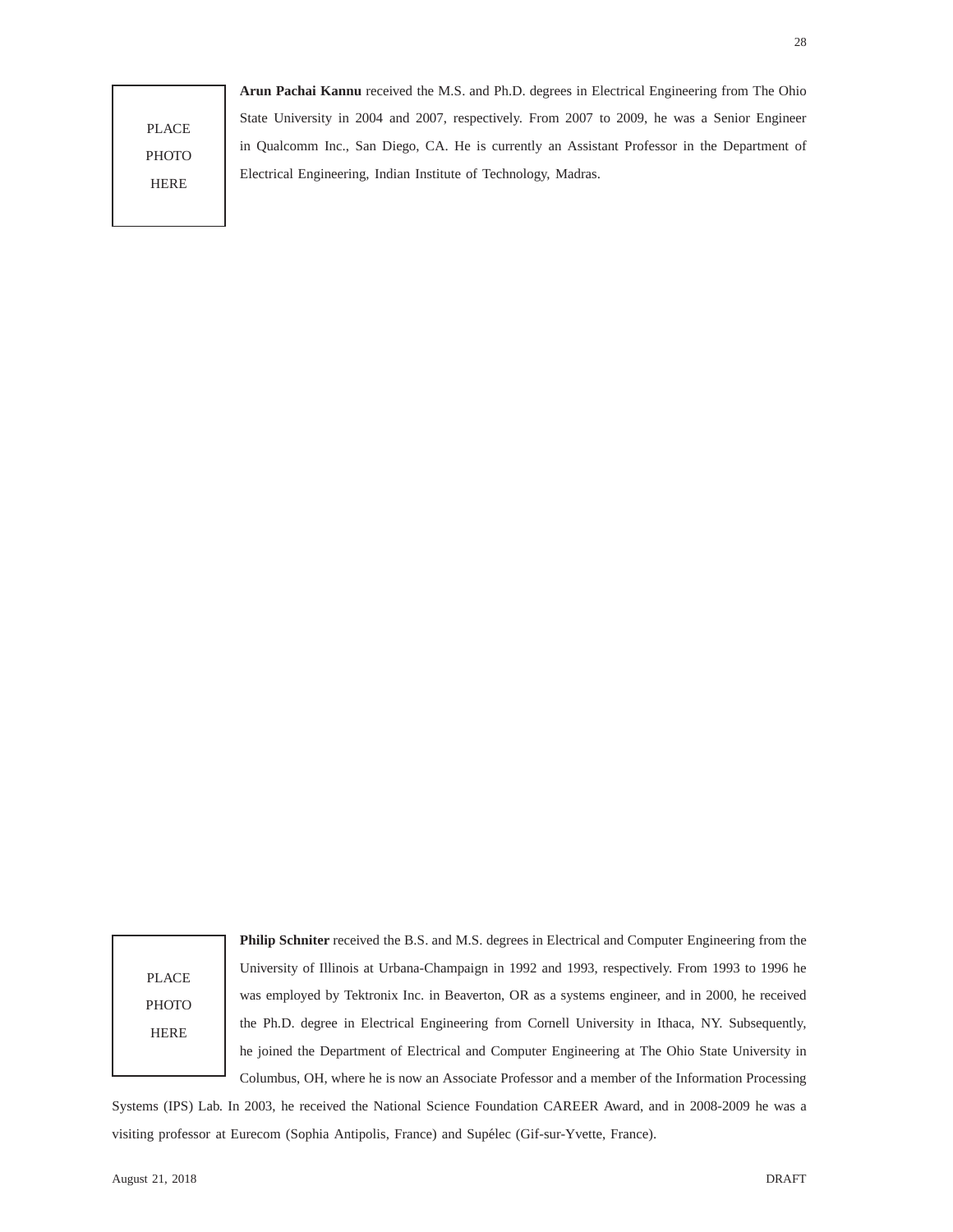PLACE PHOTO HERE

**Arun Pachai Kannu** received the M.S. and Ph.D. degrees in Electrical Engineering from The Ohio State University in 2004 and 2007, respectively. From 2007 to 2009, he was a Senior Engineer in Qualcomm Inc., San Diego, CA. He is currently an Assistant Professor in the Department of Electrical Engineering, Indian Institute of Technology, Madras.

PLACE PHOTO HERE

**Philip Schniter** received the B.S. and M.S. degrees in Electrical and Computer Engineering from the University of Illinois at Urbana-Champaign in 1992 and 1993, respectively. From 1993 to 1996 he was employed by Tektronix Inc. in Beaverton, OR as a systems engineer, and in 2000, he received the Ph.D. degree in Electrical Engineering from Cornell University in Ithaca, NY. Subsequently, he joined the Department of Electrical and Computer Engineering at The Ohio State University in Columbus, OH, where he is now an Associate Professor and a member of the Information Processing Systems (IPS) Lab. In 2003, he received the National Science Foundation CAREER Award, and in 2008-2009 he was a visiting professor at Eurecom (Sophia Antipolis, France) and Supélec (Gif-sur-Yvette, France).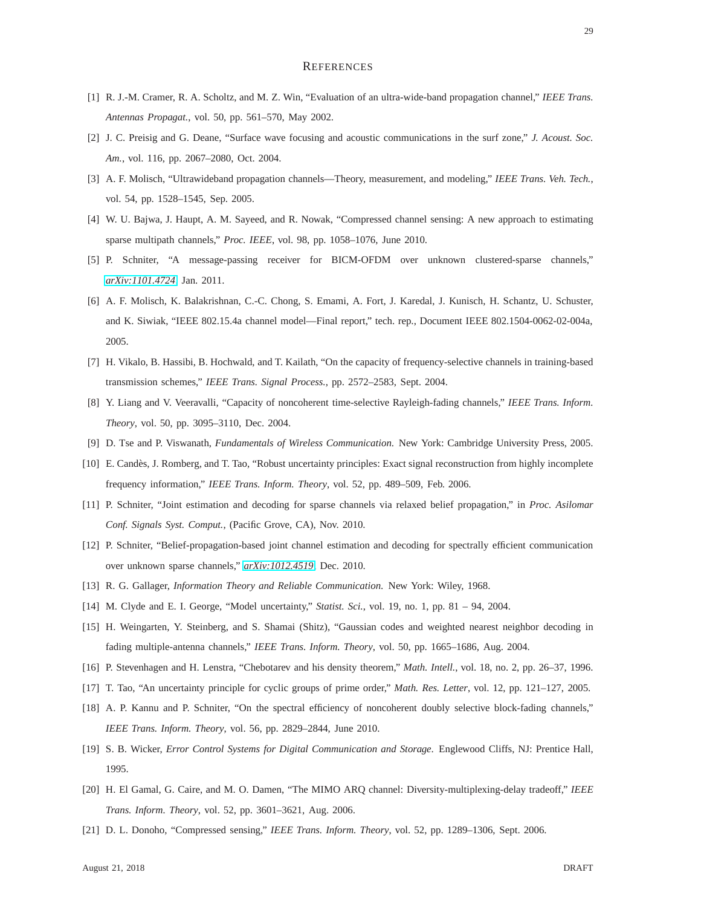# References

[1] R. J.-M. Cramer, R. A. Scholtz, and M. Z. Win, "Evaluation of an ultra-wide-band propagation channel," *IEEE Trans. Antennas Propagat.*, vol. 50, pp. 561–570, May 2002.

[2] J. C. Preisig and G. Deane, "Surface wave focusing and acoustic communications in the surf zone," *J. Acoust. Soc. Am.*, vol. 116, pp. 2067–2080, Oct. 2004.

[3] A. F. Molisch, "Ultrawideband propagation channels—Theory, measurement, and modeling," *IEEE Trans. Veh. Tech.*, vol. 54, pp. 1528–1545, Sep. 2005.

[4] W. U. Bajwa, J. Haupt, A. M. Sayeed, and R. Nowak, "Compressed channel sensing: A new approach to estimating sparse multipath channels," *Proc. IEEE*, vol. 98, pp. 1058–1076, June 2010.

[5] P. Schniter, "A message-passing receiver for BICM-OFDM over unknown clustered-sparse channels," *arXiv:1101.4724*, Jan. 2011.

[6] A. F. Molisch, K. Balakrishnan, C.-C. Chong, S. Emami, A. Fort, J. Karedal, J. Kunisch, H. Schantz, U. Schuster, and K. Siwiak, "IEEE 802.15.4a channel model—Final report," tech. rep., Document IEEE 802.1504-0062-02-004a, 2005.

[7] H. Vikalo, B. Hassibi, B. Hochwald, and T. Kailath, "On the capacity of frequency-selective channels in training-based transmission schemes," *IEEE Trans. Signal Process.*, pp. 2572–2583, Sept. 2004.

[8] Y. Liang and V. Veeravalli, "Capacity of noncoherent time-selective Rayleigh-fading channels," *IEEE Trans. Inform. Theory*, vol. 50, pp. 3095–3110, Dec. 2004.

[9] D. Tse and P. Viswanath, *Fundamentals of Wireless Communication.* New York: Cambridge University Press, 2005.

[10] E. Candès, J. Romberg, and T. Tao, "Robust uncertainty principles: Exact signal reconstruction from highly incomplete frequency information," *IEEE Trans. Inform. Theory*, vol. 52, pp. 489–509, Feb. 2006.

[11] P. Schniter, "Joint estimation and decoding for sparse channels via relaxed belief propagation," in *Proc. Asilomar Conf. Signals Syst. Comput.*, (Pacific Grove, CA), Nov. 2010.

[12] P. Schniter, "Belief-propagation-based joint channel estimation and decoding for spectrally efficient communication over unknown sparse channels," *arXiv:1012.4519*, Dec. 2010.

[13] R. G. Gallager, *Information Theory and Reliable Communication.* New York: Wiley, 1968.

[14] M. Clyde and E. I. George, "Model uncertainty," *Statist. Sci.*, vol. 19, no. 1, pp. 81 – 94, 2004.

[15] H. Weingarten, Y. Steinberg, and S. Shamai (Shitz), "Gaussian codes and weighted nearest neighbor decoding in fading multiple-antenna channels," *IEEE Trans. Inform. Theory*, vol. 50, pp. 1665–1686, Aug. 2004.

[16] P. Stevenhagen and H. Lenstra, "Chebotarev and his density theorem," *Math. Intell.*, vol. 18, no. 2, pp. 26–37, 1996.

[17] T. Tao, "An uncertainty principle for cyclic groups of prime order," *Math. Res. Letter*, vol. 12, pp. 121–127, 2005.

[18] A. P. Kannu and P. Schniter, "On the spectral efficiency of noncoherent doubly selective block-fading channels," *IEEE Trans. Inform. Theory*, vol. 56, pp. 2829–2844, June 2010.

[19] S. B. Wicker, *Error Control Systems for Digital Communication and Storage*. Englewood Cliffs, NJ: Prentice Hall, 1995.

[20] H. El Gamal, G. Caire, and M. O. Damen, "The MIMO ARQ channel: Diversity-multiplexing-delay tradeoff," *IEEE Trans. Inform. Theory*, vol. 52, pp. 3601–3621, Aug. 2006.

[21] D. L. Donoho, "Compressed sensing," *IEEE Trans. Inform. Theory*, vol. 52, pp. 1289–1306, Sept. 2006.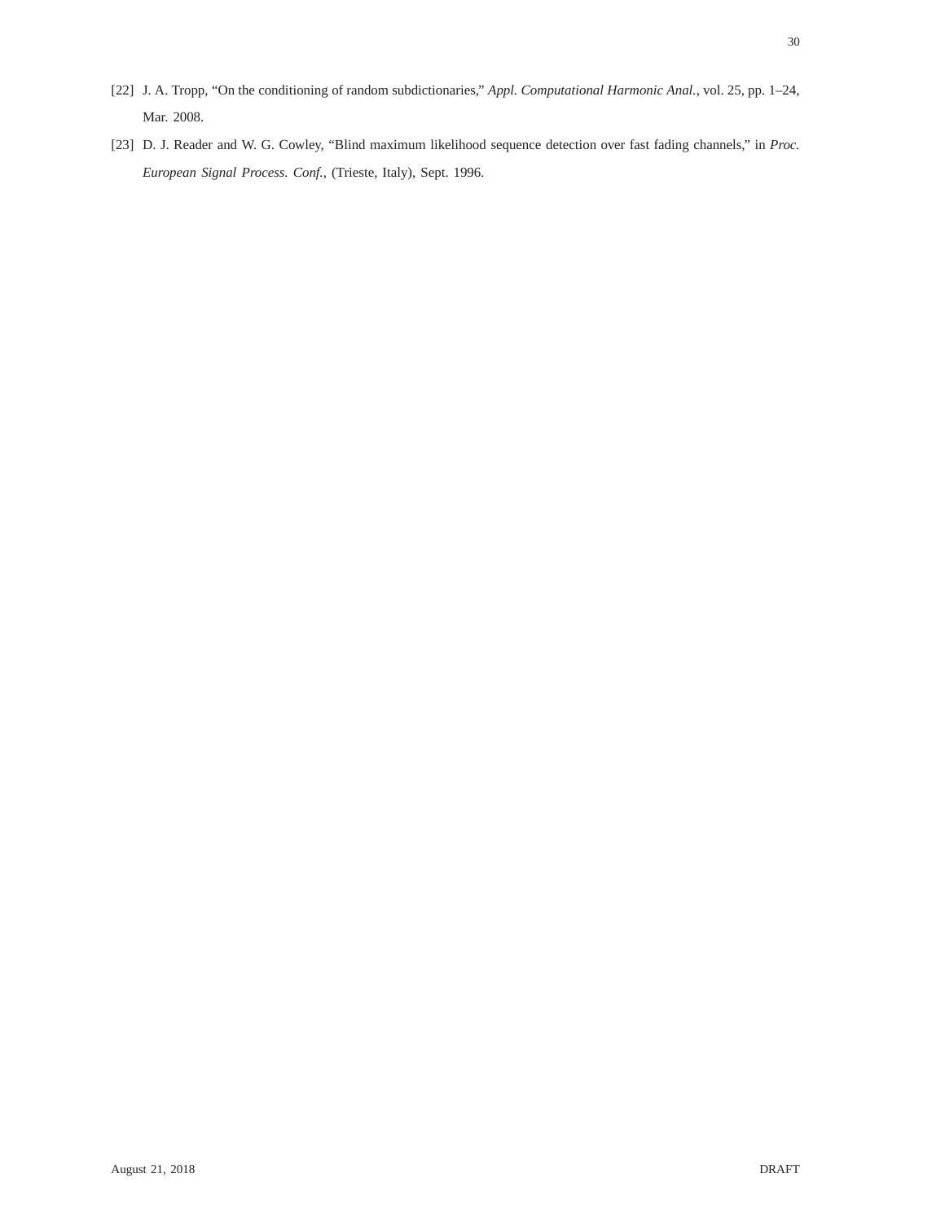[22] J. A. Tropp, "On the conditioning of random subdictionaries," *Appl. Computational Harmonic Anal.*, vol. 25, pp. 1–24, Mar. 2008.

[23] D. J. Reader and W. G. Cowley, "Blind maximum likelihood sequence detection over fast fading channels," in *Proc. European Signal Process. Conf.*, (Trieste, Italy), Sept. 1996.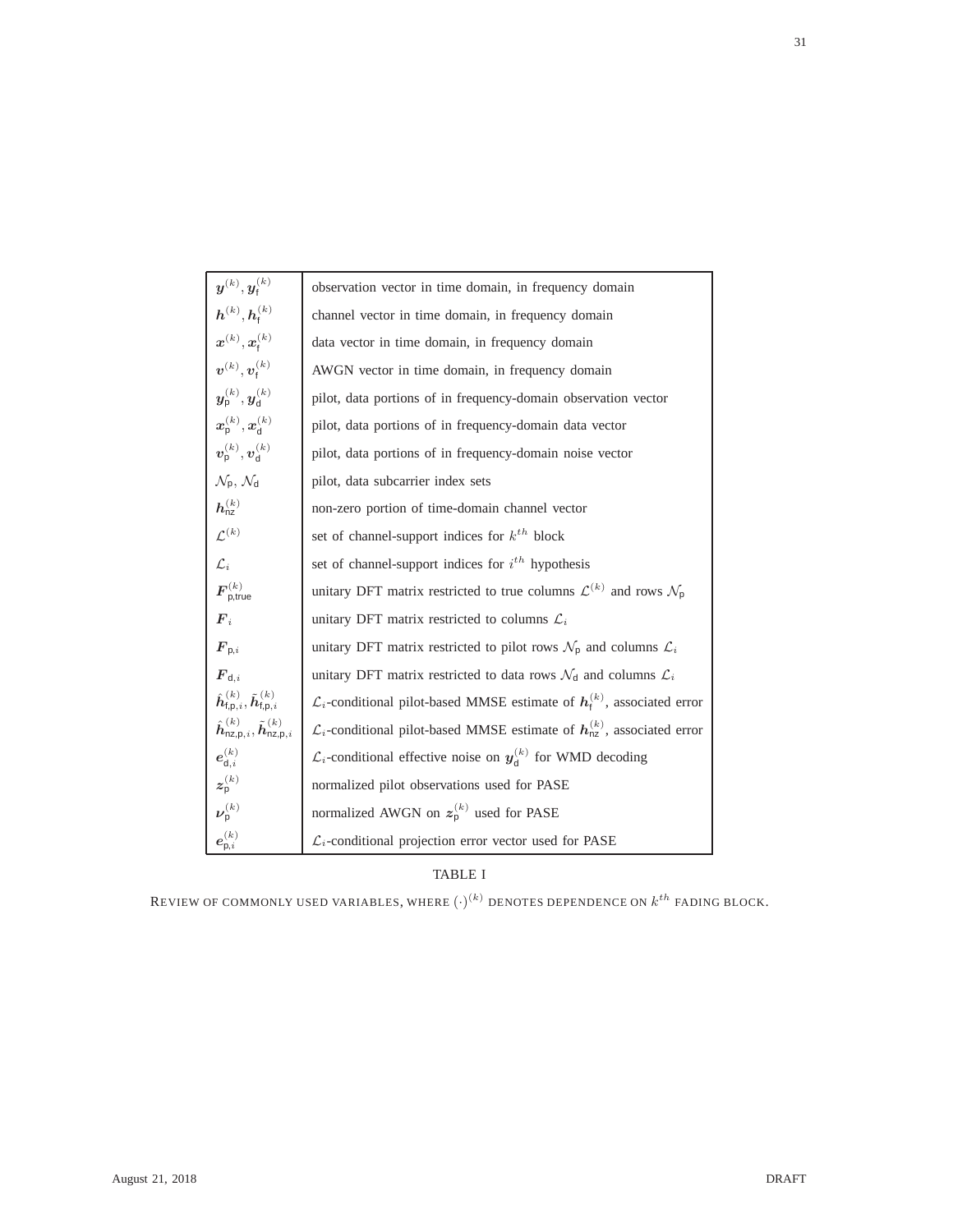| | |
|---|---|
| $\boldsymbol{y}^{(k)}, \boldsymbol{y}_{\mathsf{f}}^{(k)}$ | observation vector in time domain, in frequency domain |
| $\boldsymbol{h}^{(k)}, \boldsymbol{h}_{\mathsf{f}}^{(k)}$ | channel vector in time domain, in frequency domain |
| $\boldsymbol{x}^{(k)}, \boldsymbol{x}_{\mathsf{f}}^{(k)}$ | data vector in time domain, in frequency domain |
| $\boldsymbol{v}^{(k)}, \boldsymbol{v}_{\mathsf{f}}^{(k)}$ | AWGN vector in time domain, in frequency domain |
| $\boldsymbol{y}_{\mathsf{p}}^{(k)}, \boldsymbol{y}_{\mathsf{d}}^{(k)}$ | pilot, data portions of in frequency-domain observation vector |
| $\boldsymbol{x}_{\mathsf{p}}^{(k)}, \boldsymbol{x}_{\mathsf{d}}^{(k)}$ | pilot, data portions of in frequency-domain data vector |
| $\boldsymbol{v}_{\mathsf{p}}^{(k)}, \boldsymbol{v}_{\mathsf{d}}^{(k)}$ | pilot, data portions of in frequency-domain noise vector |
| $\mathcal{N}_{\mathsf{p}}$, $\mathcal{N}_{\mathsf{d}}$ | pilot, data subcarrier index sets |
| $\boldsymbol{h}_{\mathsf{nz}}^{(k)}$ | non-zero portion of time-domain channel vector |
| $\mathcal{L}^{(k)}$ | set of channel-support indices for $k^{th}$ block |
| $\mathcal{L}_i$ | set of channel-support indices for $i^{th}$ hypothesis |
| $\boldsymbol{F}_{\mathsf{p,true}}^{(k)}$ | unitary DFT matrix restricted to true columns $\mathcal{L}^{(k)}$ and rows $\mathcal{N}_{\mathsf{p}}$ |
| $\boldsymbol{F}_i$ | unitary DFT matrix restricted to columns $\mathcal{L}_i$ |
| $\boldsymbol{F}_{\mathsf{p},i}$ | unitary DFT matrix restricted to pilot rows $\mathcal{N}_{\mathsf{p}}$ and columns $\mathcal{L}_i$ |
| $\boldsymbol{F}_{\mathsf{d},i}$ | unitary DFT matrix restricted to data rows $\mathcal{N}_{\mathsf{d}}$ and columns $\mathcal{L}_i$ |
| $\hat{\boldsymbol{h}}_{\mathsf{f,p},i}^{(k)}, \tilde{\boldsymbol{h}}_{\mathsf{f,p},i}^{(k)}$ | $\mathcal{L}_i$-conditional pilot-based MMSE estimate of $\boldsymbol{h}_{\mathsf{f}}^{(k)}$, associated error |
| $\hat{\boldsymbol{h}}_{\mathsf{nz,p},i}^{(k)}, \tilde{\boldsymbol{h}}_{\mathsf{nz,p},i}^{(k)}$ | $\mathcal{L}_i$-conditional pilot-based MMSE estimate of $\boldsymbol{h}_{\mathsf{nz}}^{(k)}$, associated error |
| $\boldsymbol{e}_{\mathsf{d},i}^{(k)}$ | $\mathcal{L}_i$-conditional effective noise on $\boldsymbol{y}_{\mathsf{d}}^{(k)}$ for WMD decoding |
| $\boldsymbol{z}_{\mathsf{p}}^{(k)}$ | normalized pilot observations used for PASE |
| $\boldsymbol{\nu}_{\mathsf{p}}^{(k)}$ | normalized AWGN on $\boldsymbol{z}_{\mathsf{p}}^{(k)}$ used for PASE |
| $\boldsymbol{e}_{\mathsf{p},i}^{(k)}$ | $\mathcal{L}_i$-conditional projection error vector used for PASE |

TABLE I

REVIEW OF COMMONLY USED VARIABLES, WHERE $(\cdot)^{(k)}$ DENOTES DEPENDENCE ON $k^{th}$ FADING BLOCK.